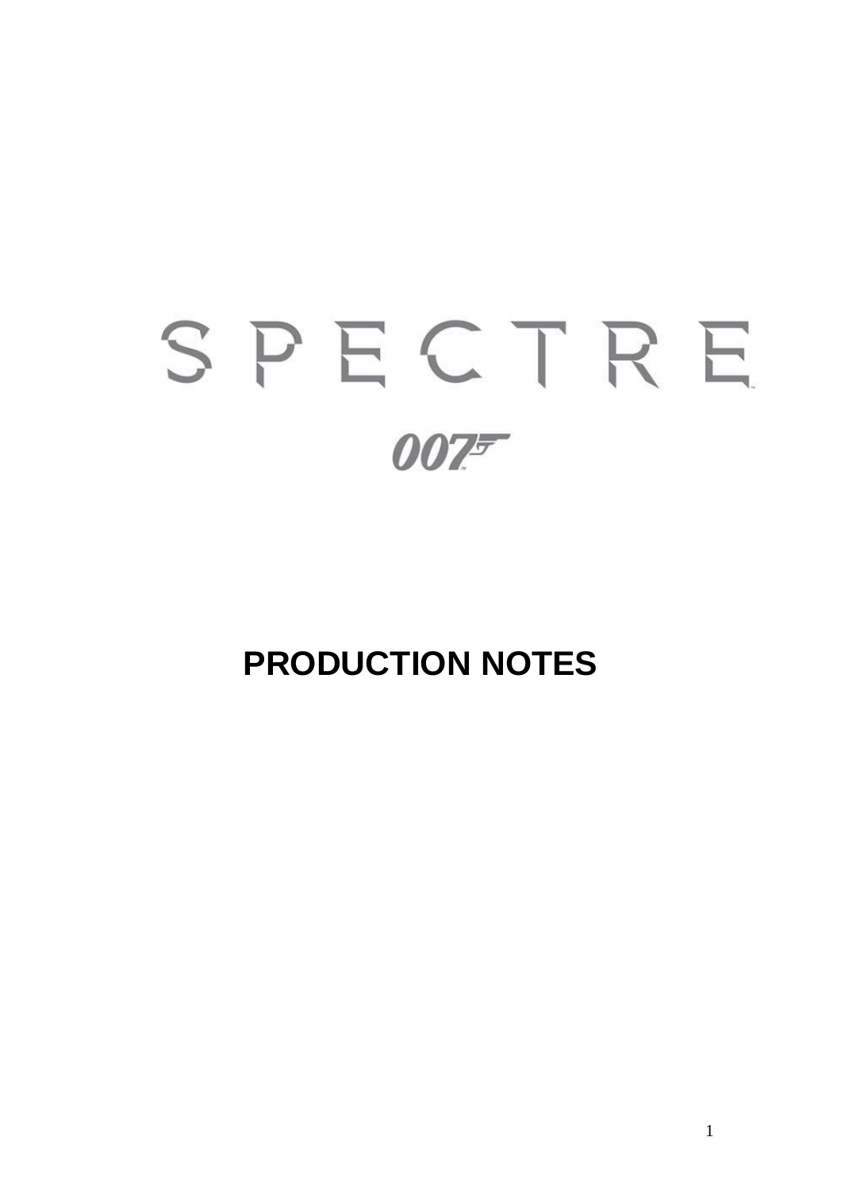# SPECTRE

007

## PRODUCTION NOTES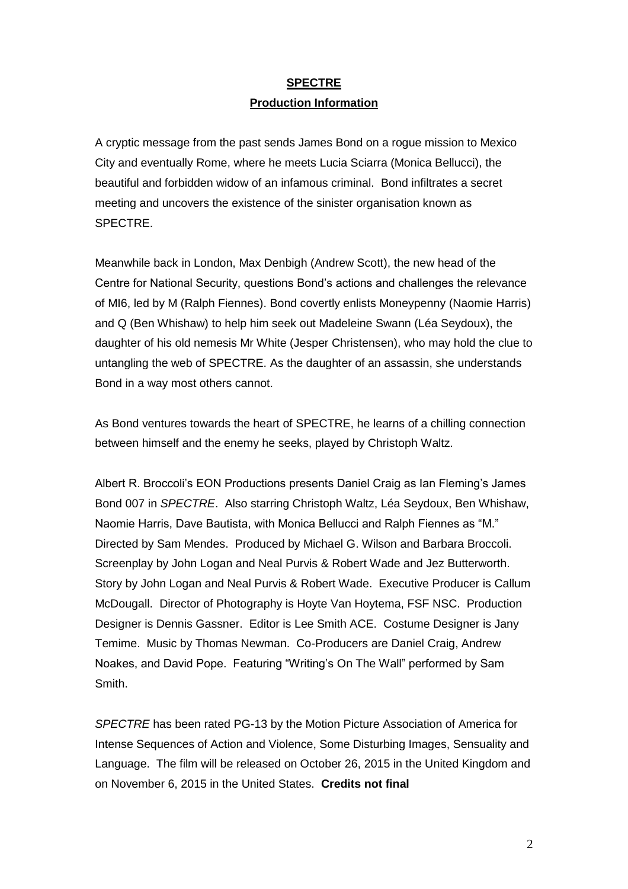# **SPECTRE**

## **Production Information**

A cryptic message from the past sends James Bond on a rogue mission to Mexico City and eventually Rome, where he meets Lucia Sciarra (Monica Bellucci), the beautiful and forbidden widow of an infamous criminal. Bond infiltrates a secret meeting and uncovers the existence of the sinister organisation known as SPECTRE.

Meanwhile back in London, Max Denbigh (Andrew Scott), the new head of the Centre for National Security, questions Bond's actions and challenges the relevance of MI6, led by M (Ralph Fiennes). Bond covertly enlists Moneypenny (Naomie Harris) and Q (Ben Whishaw) to help him seek out Madeleine Swann (Léa Seydoux), the daughter of his old nemesis Mr White (Jesper Christensen), who may hold the clue to untangling the web of SPECTRE. As the daughter of an assassin, she understands Bond in a way most others cannot.

As Bond ventures towards the heart of SPECTRE, he learns of a chilling connection between himself and the enemy he seeks, played by Christoph Waltz.

Albert R. Broccoli's EON Productions presents Daniel Craig as Ian Fleming's James Bond 007 in *SPECTRE*. Also starring Christoph Waltz, Léa Seydoux, Ben Whishaw, Naomie Harris, Dave Bautista, with Monica Bellucci and Ralph Fiennes as "M." Directed by Sam Mendes. Produced by Michael G. Wilson and Barbara Broccoli. Screenplay by John Logan and Neal Purvis & Robert Wade and Jez Butterworth. Story by John Logan and Neal Purvis & Robert Wade. Executive Producer is Callum McDougall. Director of Photography is Hoyte Van Hoytema, FSF NSC. Production Designer is Dennis Gassner. Editor is Lee Smith ACE. Costume Designer is Jany Temime. Music by Thomas Newman. Co-Producers are Daniel Craig, Andrew Noakes, and David Pope. Featuring "Writing's On The Wall" performed by Sam Smith.

*SPECTRE* has been rated PG-13 by the Motion Picture Association of America for Intense Sequences of Action and Violence, Some Disturbing Images, Sensuality and Language. The film will be released on October 26, 2015 in the United Kingdom and on November 6, 2015 in the United States. **Credits not final**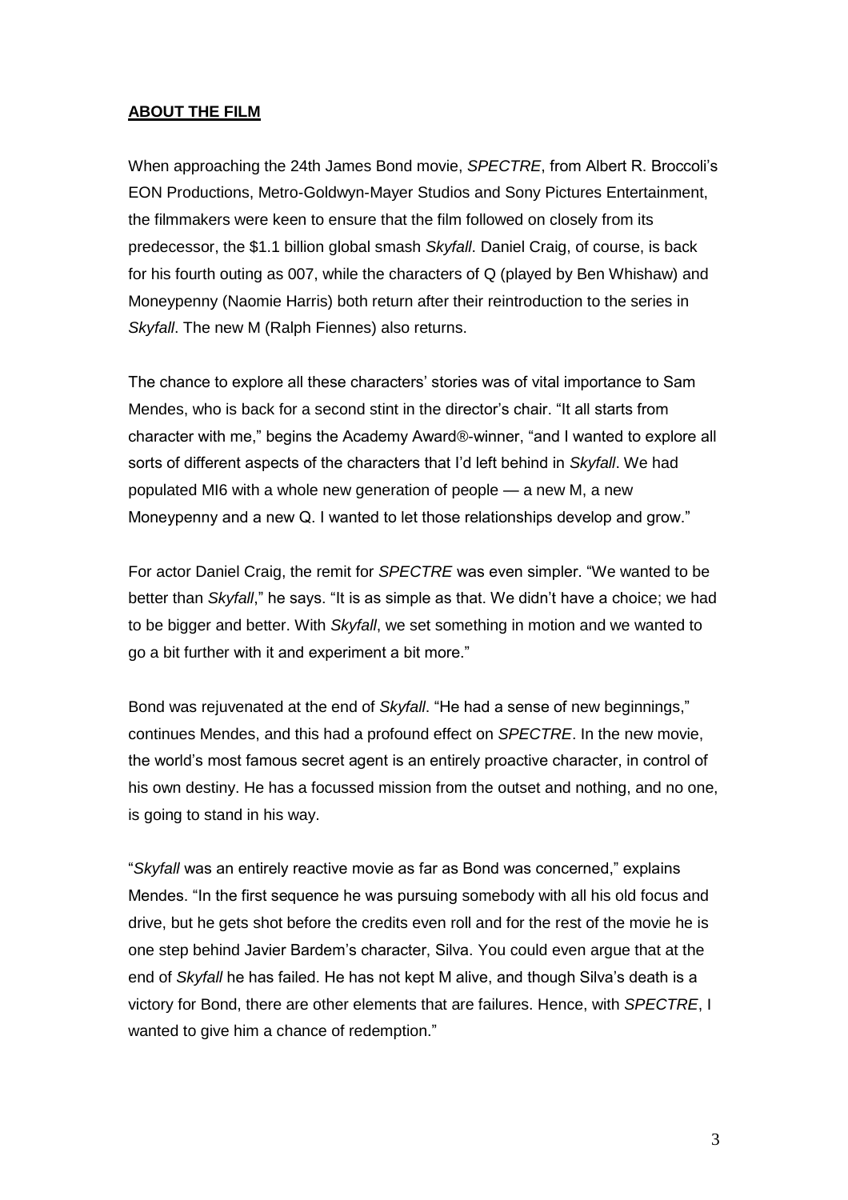## **ABOUT THE FILM**

When approaching the 24th James Bond movie, *SPECTRE*, from Albert R. Broccoli's EON Productions, Metro-Goldwyn-Mayer Studios and Sony Pictures Entertainment, the filmmakers were keen to ensure that the film followed on closely from its predecessor, the $1.1 billion global smash *Skyfall*. Daniel Craig, of course, is back for his fourth outing as 007, while the characters of Q (played by Ben Whishaw) and Moneypenny (Naomie Harris) both return after their reintroduction to the series in *Skyfall*. The new M (Ralph Fiennes) also returns.

The chance to explore all these characters' stories was of vital importance to Sam Mendes, who is back for a second stint in the director's chair. "It all starts from character with me," begins the Academy Award®-winner, "and I wanted to explore all sorts of different aspects of the characters that I'd left behind in *Skyfall*. We had populated MI6 with a whole new generation of people — a new M, a new Moneypenny and a new Q. I wanted to let those relationships develop and grow."

For actor Daniel Craig, the remit for *SPECTRE* was even simpler. "We wanted to be better than *Skyfall*," he says. "It is as simple as that. We didn't have a choice; we had to be bigger and better. With *Skyfall*, we set something in motion and we wanted to go a bit further with it and experiment a bit more."

Bond was rejuvenated at the end of *Skyfall*. "He had a sense of new beginnings," continues Mendes, and this had a profound effect on *SPECTRE*. In the new movie, the world's most famous secret agent is an entirely proactive character, in control of his own destiny. He has a focussed mission from the outset and nothing, and no one, is going to stand in his way.

"*Skyfall* was an entirely reactive movie as far as Bond was concerned," explains Mendes. "In the first sequence he was pursuing somebody with all his old focus and drive, but he gets shot before the credits even roll and for the rest of the movie he is one step behind Javier Bardem's character, Silva. You could even argue that at the end of *Skyfall* he has failed. He has not kept M alive, and though Silva's death is a victory for Bond, there are other elements that are failures. Hence, with *SPECTRE*, I wanted to give him a chance of redemption."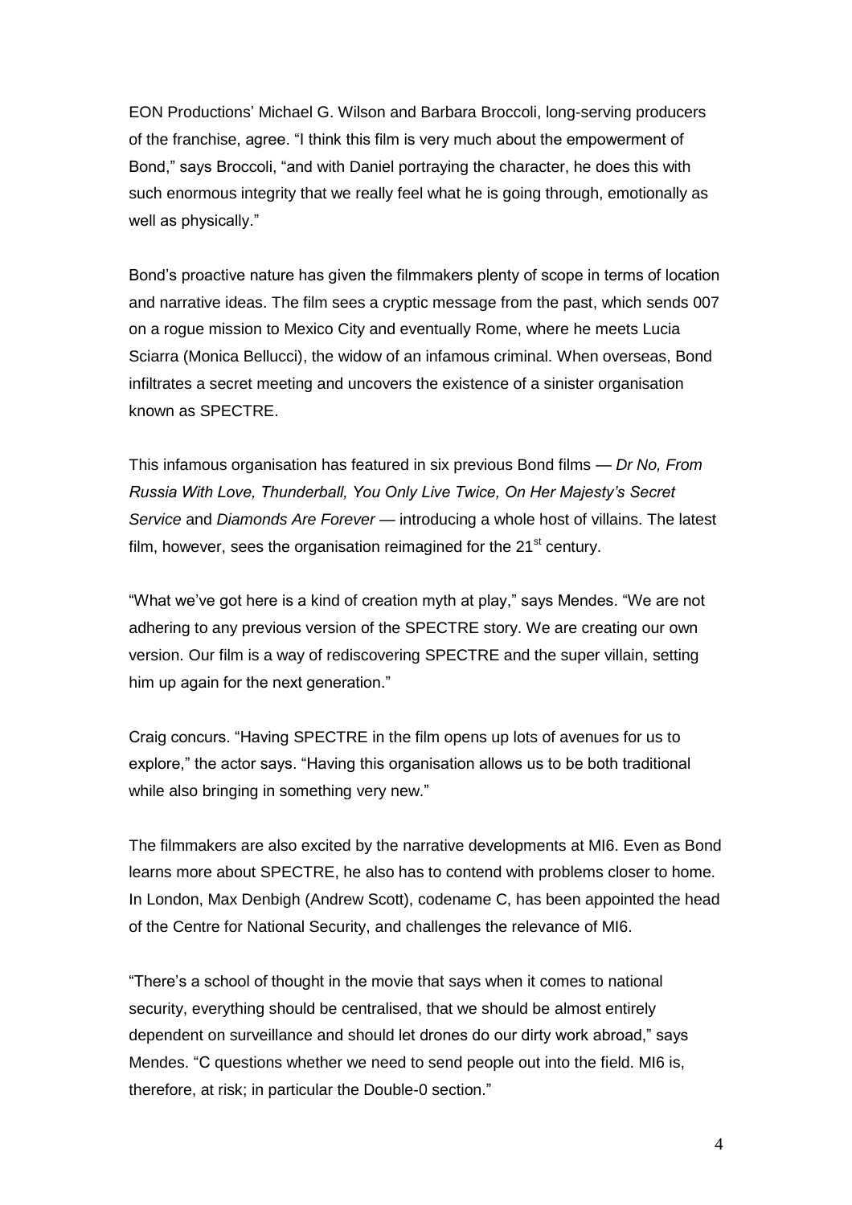EON Productions' Michael G. Wilson and Barbara Broccoli, long-serving producers of the franchise, agree. "I think this film is very much about the empowerment of Bond," says Broccoli, "and with Daniel portraying the character, he does this with such enormous integrity that we really feel what he is going through, emotionally as well as physically."

Bond's proactive nature has given the filmmakers plenty of scope in terms of location and narrative ideas. The film sees a cryptic message from the past, which sends 007 on a rogue mission to Mexico City and eventually Rome, where he meets Lucia Sciarra (Monica Bellucci), the widow of an infamous criminal. When overseas, Bond infiltrates a secret meeting and uncovers the existence of a sinister organisation known as SPECTRE.

This infamous organisation has featured in six previous Bond films — *Dr No, From Russia With Love, Thunderball, You Only Live Twice, On Her Majesty's Secret Service* and *Diamonds Are Forever* — introducing a whole host of villains. The latest film, however, sees the organisation reimagined for the 21st century.

"What we've got here is a kind of creation myth at play," says Mendes. "We are not adhering to any previous version of the SPECTRE story. We are creating our own version. Our film is a way of rediscovering SPECTRE and the super villain, setting him up again for the next generation."

Craig concurs. "Having SPECTRE in the film opens up lots of avenues for us to explore," the actor says. "Having this organisation allows us to be both traditional while also bringing in something very new."

The filmmakers are also excited by the narrative developments at MI6. Even as Bond learns more about SPECTRE, he also has to contend with problems closer to home. In London, Max Denbigh (Andrew Scott), codename C, has been appointed the head of the Centre for National Security, and challenges the relevance of MI6.

"There's a school of thought in the movie that says when it comes to national security, everything should be centralised, that we should be almost entirely dependent on surveillance and should let drones do our dirty work abroad," says Mendes. "C questions whether we need to send people out into the field. MI6 is, therefore, at risk; in particular the Double-0 section."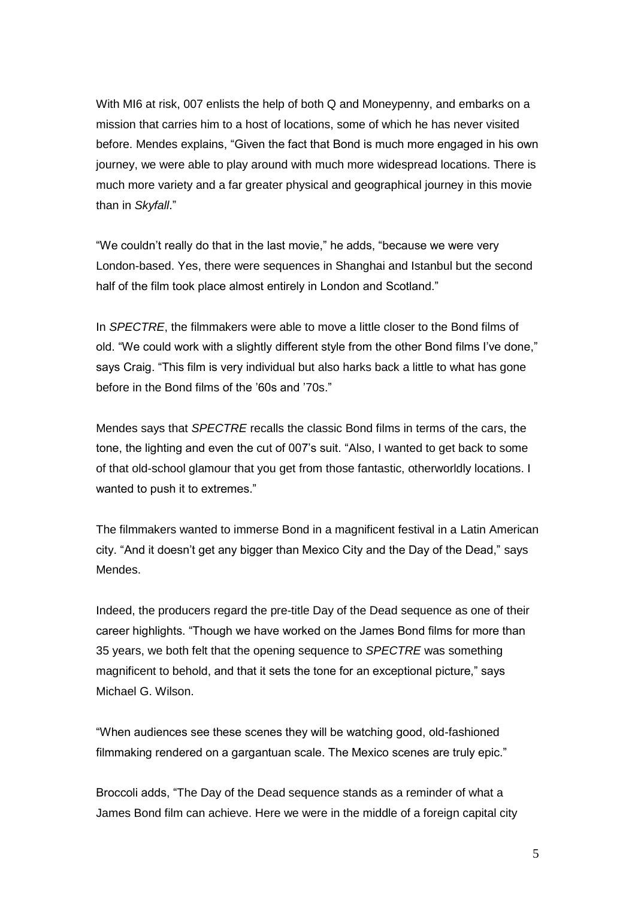With MI6 at risk, 007 enlists the help of both Q and Moneypenny, and embarks on a mission that carries him to a host of locations, some of which he has never visited before. Mendes explains, "Given the fact that Bond is much more engaged in his own journey, we were able to play around with much more widespread locations. There is much more variety and a far greater physical and geographical journey in this movie than in *Skyfall*."

"We couldn't really do that in the last movie," he adds, "because we were very London-based. Yes, there were sequences in Shanghai and Istanbul but the second half of the film took place almost entirely in London and Scotland."

In *SPECTRE*, the filmmakers were able to move a little closer to the Bond films of old. "We could work with a slightly different style from the other Bond films I've done," says Craig. "This film is very individual but also harks back a little to what has gone before in the Bond films of the '60s and '70s."

Mendes says that *SPECTRE* recalls the classic Bond films in terms of the cars, the tone, the lighting and even the cut of 007's suit. "Also, I wanted to get back to some of that old-school glamour that you get from those fantastic, otherworldly locations. I wanted to push it to extremes."

The filmmakers wanted to immerse Bond in a magnificent festival in a Latin American city. "And it doesn't get any bigger than Mexico City and the Day of the Dead," says Mendes.

Indeed, the producers regard the pre-title Day of the Dead sequence as one of their career highlights. "Though we have worked on the James Bond films for more than 35 years, we both felt that the opening sequence to *SPECTRE* was something magnificent to behold, and that it sets the tone for an exceptional picture," says Michael G. Wilson.

"When audiences see these scenes they will be watching good, old-fashioned filmmaking rendered on a gargantuan scale. The Mexico scenes are truly epic."

Broccoli adds, "The Day of the Dead sequence stands as a reminder of what a James Bond film can achieve. Here we were in the middle of a foreign capital city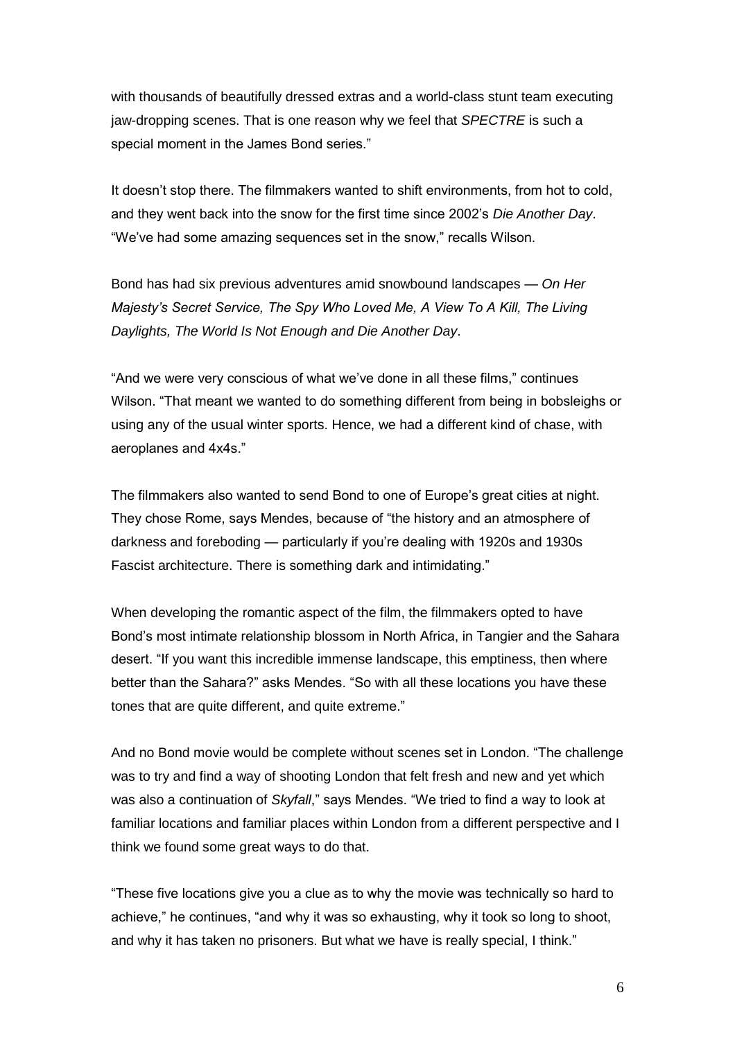with thousands of beautifully dressed extras and a world-class stunt team executing jaw-dropping scenes. That is one reason why we feel that *SPECTRE* is such a special moment in the James Bond series."

It doesn't stop there. The filmmakers wanted to shift environments, from hot to cold, and they went back into the snow for the first time since 2002's *Die Another Day*. "We've had some amazing sequences set in the snow," recalls Wilson.

Bond has had six previous adventures amid snowbound landscapes — *On Her Majesty's Secret Service, The Spy Who Loved Me, A View To A Kill, The Living Daylights, The World Is Not Enough and Die Another Day*.

"And we were very conscious of what we've done in all these films," continues Wilson. "That meant we wanted to do something different from being in bobsleighs or using any of the usual winter sports. Hence, we had a different kind of chase, with aeroplanes and 4x4s."

The filmmakers also wanted to send Bond to one of Europe's great cities at night. They chose Rome, says Mendes, because of "the history and an atmosphere of darkness and foreboding — particularly if you're dealing with 1920s and 1930s Fascist architecture. There is something dark and intimidating."

When developing the romantic aspect of the film, the filmmakers opted to have Bond's most intimate relationship blossom in North Africa, in Tangier and the Sahara desert. "If you want this incredible immense landscape, this emptiness, then where better than the Sahara?" asks Mendes. "So with all these locations you have these tones that are quite different, and quite extreme."

And no Bond movie would be complete without scenes set in London. "The challenge was to try and find a way of shooting London that felt fresh and new and yet which was also a continuation of *Skyfall*," says Mendes. "We tried to find a way to look at familiar locations and familiar places within London from a different perspective and I think we found some great ways to do that.

"These five locations give you a clue as to why the movie was technically so hard to achieve," he continues, "and why it was so exhausting, why it took so long to shoot, and why it has taken no prisoners. But what we have is really special, I think."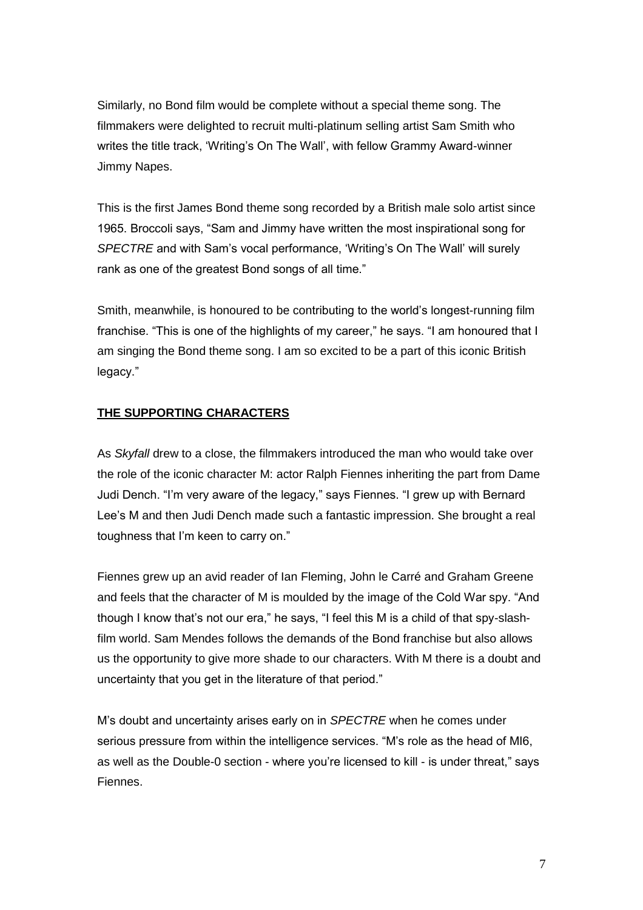Similarly, no Bond film would be complete without a special theme song. The filmmakers were delighted to recruit multi-platinum selling artist Sam Smith who writes the title track, 'Writing's On The Wall', with fellow Grammy Award-winner Jimmy Napes.

This is the first James Bond theme song recorded by a British male solo artist since 1965. Broccoli says, "Sam and Jimmy have written the most inspirational song for *SPECTRE* and with Sam's vocal performance, 'Writing's On The Wall' will surely rank as one of the greatest Bond songs of all time."

Smith, meanwhile, is honoured to be contributing to the world's longest-running film franchise. "This is one of the highlights of my career," he says. "I am honoured that I am singing the Bond theme song. I am so excited to be a part of this iconic British legacy."

## **THE SUPPORTING CHARACTERS**

As *Skyfall* drew to a close, the filmmakers introduced the man who would take over the role of the iconic character M: actor Ralph Fiennes inheriting the part from Dame Judi Dench. "I'm very aware of the legacy," says Fiennes. "I grew up with Bernard Lee's M and then Judi Dench made such a fantastic impression. She brought a real toughness that I'm keen to carry on."

Fiennes grew up an avid reader of Ian Fleming, John le Carré and Graham Greene and feels that the character of M is moulded by the image of the Cold War spy. "And though I know that's not our era," he says, "I feel this M is a child of that spy-slash-film world. Sam Mendes follows the demands of the Bond franchise but also allows us the opportunity to give more shade to our characters. With M there is a doubt and uncertainty that you get in the literature of that period."

M's doubt and uncertainty arises early on in *SPECTRE* when he comes under serious pressure from within the intelligence services. "M's role as the head of MI6, as well as the Double-0 section - where you're licensed to kill - is under threat," says Fiennes.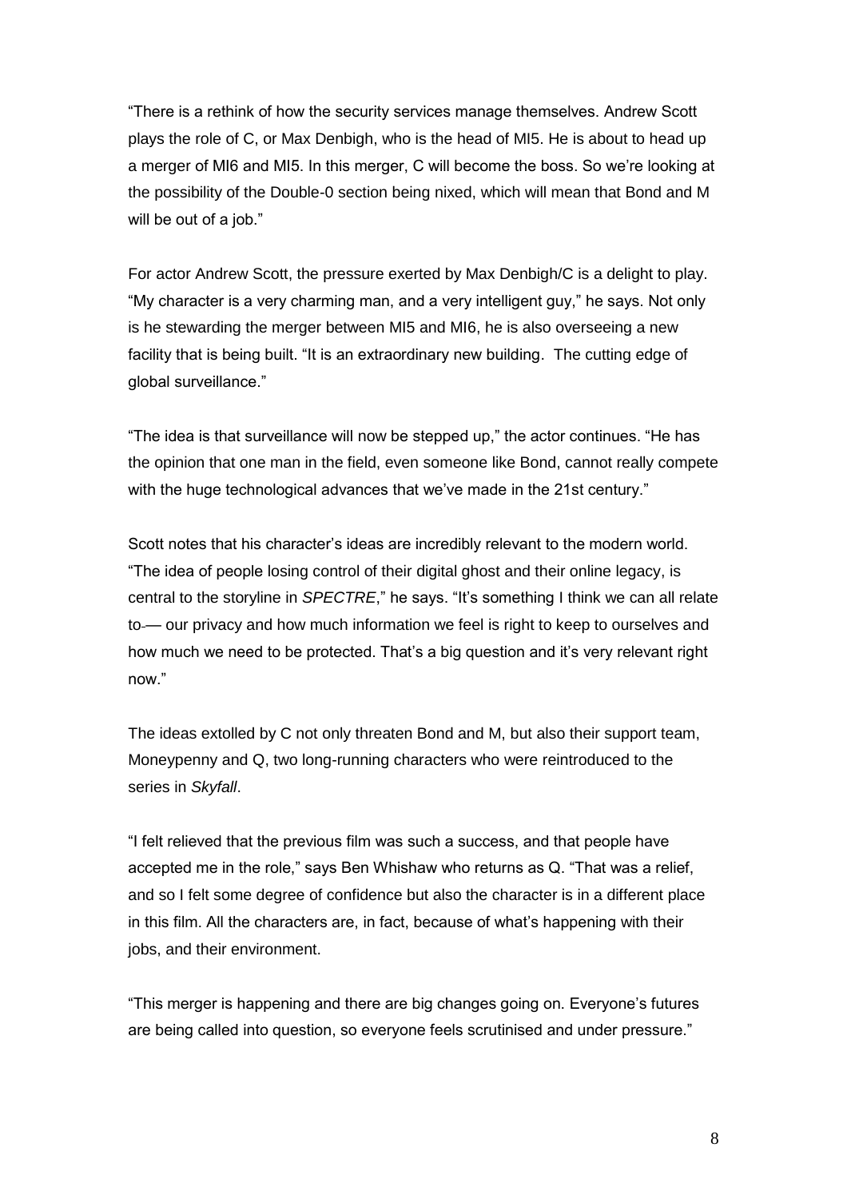"There is a rethink of how the security services manage themselves. Andrew Scott plays the role of C, or Max Denbigh, who is the head of MI5. He is about to head up a merger of MI6 and MI5. In this merger, C will become the boss. So we're looking at the possibility of the Double-0 section being nixed, which will mean that Bond and M will be out of a job."

For actor Andrew Scott, the pressure exerted by Max Denbigh/C is a delight to play. "My character is a very charming man, and a very intelligent guy," he says. Not only is he stewarding the merger between MI5 and MI6, he is also overseeing a new facility that is being built. "It is an extraordinary new building. The cutting edge of global surveillance."

"The idea is that surveillance will now be stepped up," the actor continues. "He has the opinion that one man in the field, even someone like Bond, cannot really compete with the huge technological advances that we've made in the 21st century."

Scott notes that his character's ideas are incredibly relevant to the modern world. "The idea of people losing control of their digital ghost and their online legacy, is central to the storyline in *SPECTRE*," he says. "It's something I think we can all relate to — our privacy and how much information we feel is right to keep to ourselves and how much we need to be protected. That's a big question and it's very relevant right now."

The ideas extolled by C not only threaten Bond and M, but also their support team, Moneypenny and Q, two long-running characters who were reintroduced to the series in *Skyfall*.

"I felt relieved that the previous film was such a success, and that people have accepted me in the role," says Ben Whishaw who returns as Q. "That was a relief, and so I felt some degree of confidence but also the character is in a different place in this film. All the characters are, in fact, because of what's happening with their jobs, and their environment.

"This merger is happening and there are big changes going on. Everyone's futures are being called into question, so everyone feels scrutinised and under pressure."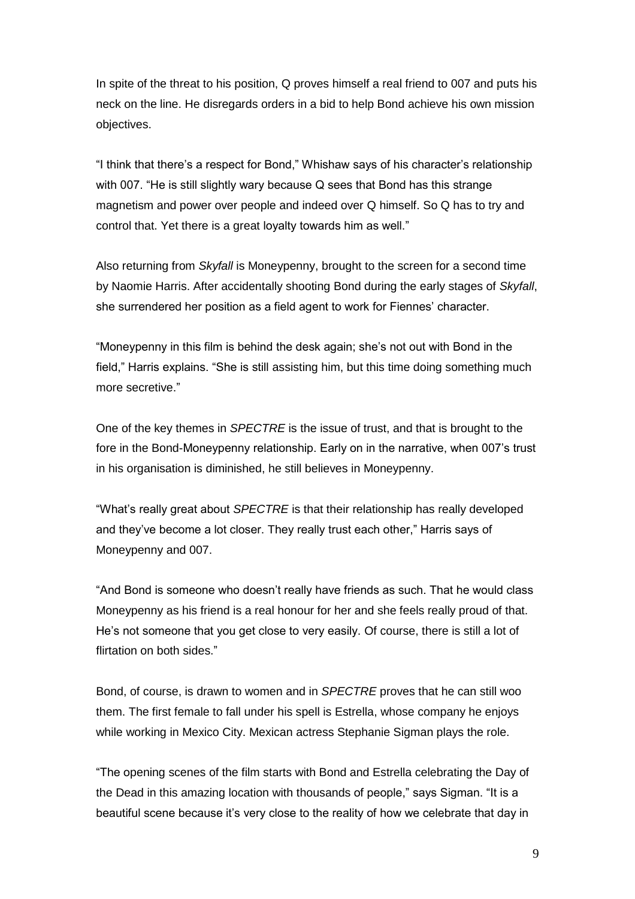In spite of the threat to his position, Q proves himself a real friend to 007 and puts his neck on the line. He disregards orders in a bid to help Bond achieve his own mission objectives.

"I think that there's a respect for Bond," Whishaw says of his character's relationship with 007. "He is still slightly wary because Q sees that Bond has this strange magnetism and power over people and indeed over Q himself. So Q has to try and control that. Yet there is a great loyalty towards him as well."

Also returning from *Skyfall* is Moneypenny, brought to the screen for a second time by Naomie Harris. After accidentally shooting Bond during the early stages of *Skyfall*, she surrendered her position as a field agent to work for Fiennes' character.

"Moneypenny in this film is behind the desk again; she's not out with Bond in the field," Harris explains. "She is still assisting him, but this time doing something much more secretive."

One of the key themes in *SPECTRE* is the issue of trust, and that is brought to the fore in the Bond-Moneypenny relationship. Early on in the narrative, when 007's trust in his organisation is diminished, he still believes in Moneypenny.

"What's really great about *SPECTRE* is that their relationship has really developed and they've become a lot closer. They really trust each other," Harris says of Moneypenny and 007.

"And Bond is someone who doesn't really have friends as such. That he would class Moneypenny as his friend is a real honour for her and she feels really proud of that. He's not someone that you get close to very easily. Of course, there is still a lot of flirtation on both sides."

Bond, of course, is drawn to women and in *SPECTRE* proves that he can still woo them. The first female to fall under his spell is Estrella, whose company he enjoys while working in Mexico City. Mexican actress Stephanie Sigman plays the role.

"The opening scenes of the film starts with Bond and Estrella celebrating the Day of the Dead in this amazing location with thousands of people," says Sigman. "It is a beautiful scene because it's very close to the reality of how we celebrate that day in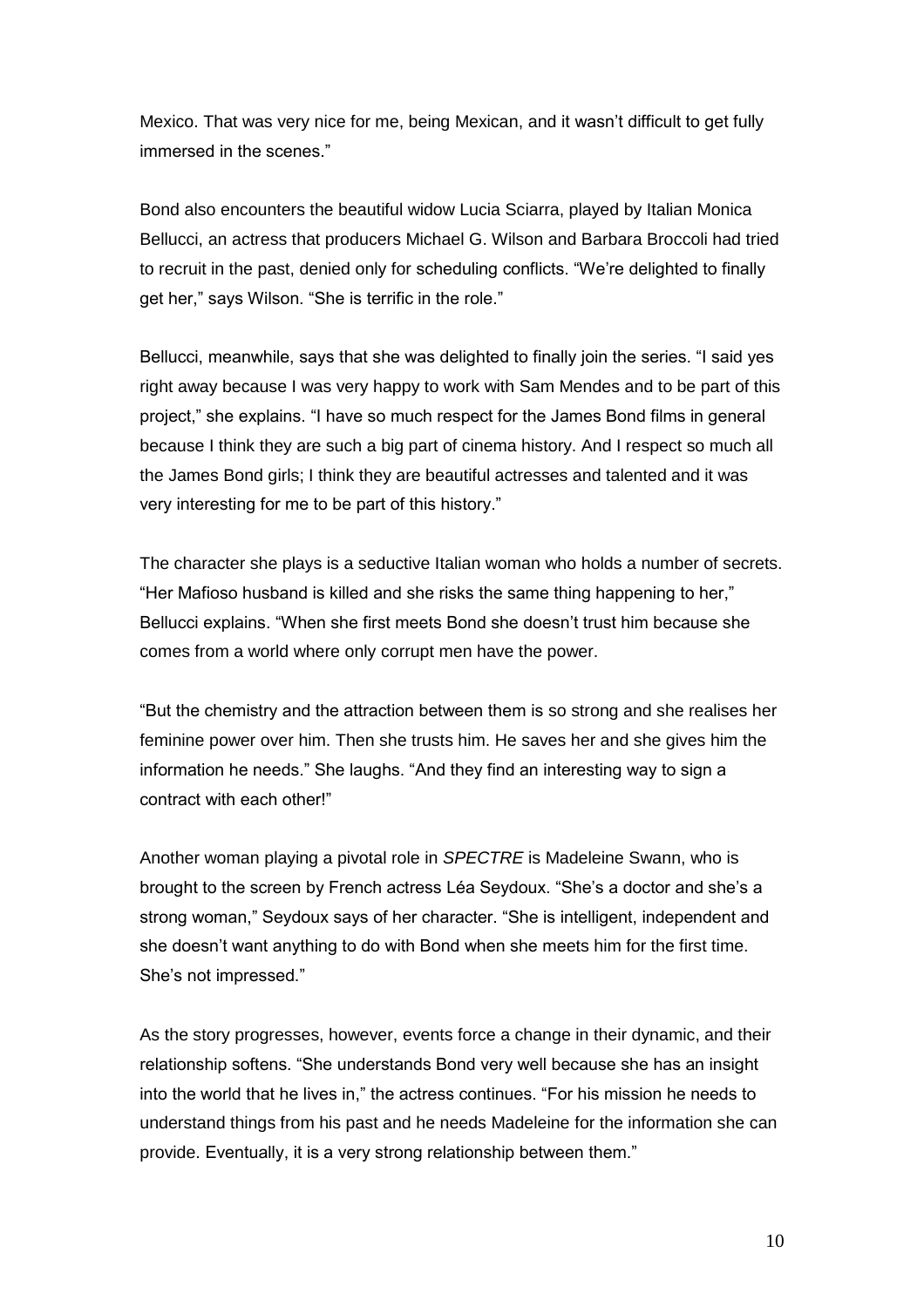Mexico. That was very nice for me, being Mexican, and it wasn't difficult to get fully immersed in the scenes."

Bond also encounters the beautiful widow Lucia Sciarra, played by Italian Monica Bellucci, an actress that producers Michael G. Wilson and Barbara Broccoli had tried to recruit in the past, denied only for scheduling conflicts. "We're delighted to finally get her," says Wilson. "She is terrific in the role."

Bellucci, meanwhile, says that she was delighted to finally join the series. "I said yes right away because I was very happy to work with Sam Mendes and to be part of this project," she explains. "I have so much respect for the James Bond films in general because I think they are such a big part of cinema history. And I respect so much all the James Bond girls; I think they are beautiful actresses and talented and it was very interesting for me to be part of this history."

The character she plays is a seductive Italian woman who holds a number of secrets. "Her Mafioso husband is killed and she risks the same thing happening to her," Bellucci explains. "When she first meets Bond she doesn't trust him because she comes from a world where only corrupt men have the power.

"But the chemistry and the attraction between them is so strong and she realises her feminine power over him. Then she trusts him. He saves her and she gives him the information he needs." She laughs. "And they find an interesting way to sign a contract with each other!"

Another woman playing a pivotal role in *SPECTRE* is Madeleine Swann, who is brought to the screen by French actress Léa Seydoux. "She's a doctor and she's a strong woman," Seydoux says of her character. "She is intelligent, independent and she doesn't want anything to do with Bond when she meets him for the first time. She's not impressed."

As the story progresses, however, events force a change in their dynamic, and their relationship softens. "She understands Bond very well because she has an insight into the world that he lives in," the actress continues. "For his mission he needs to understand things from his past and he needs Madeleine for the information she can provide. Eventually, it is a very strong relationship between them."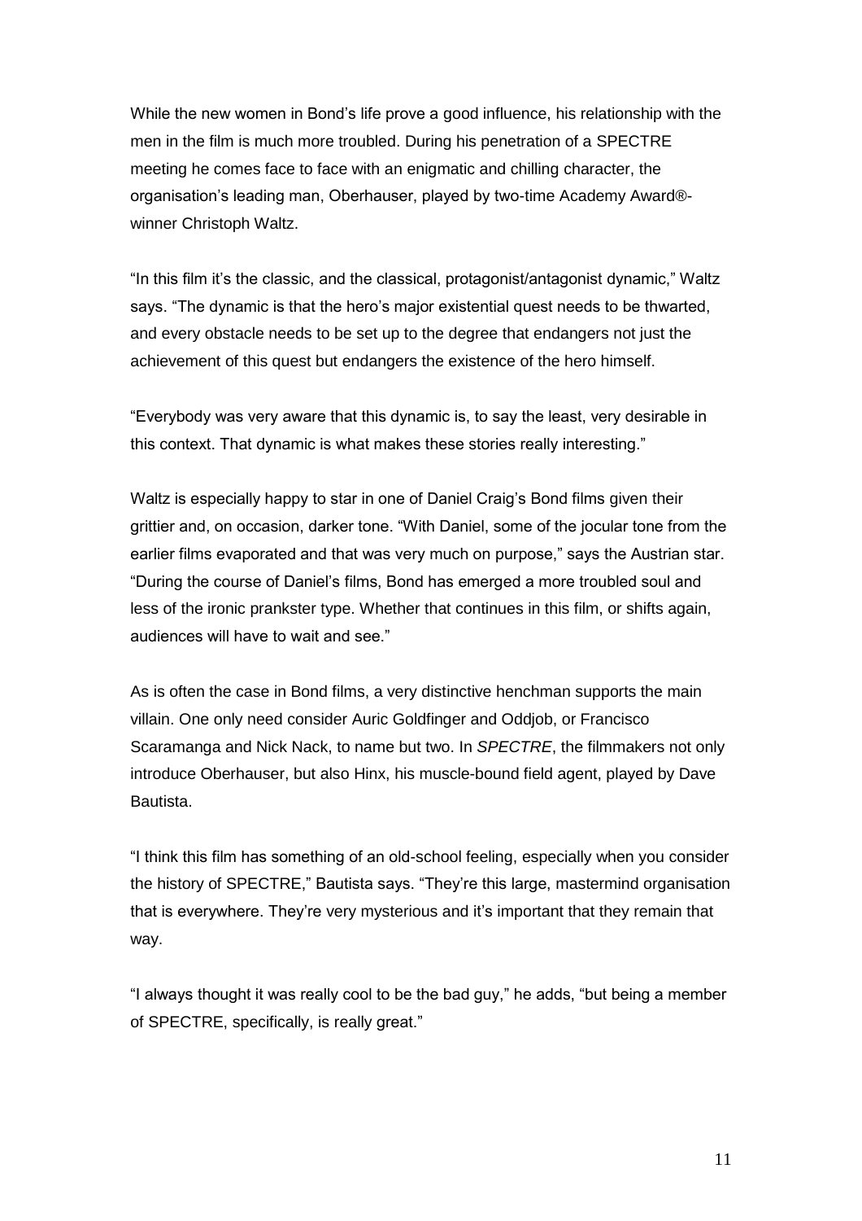While the new women in Bond's life prove a good influence, his relationship with the men in the film is much more troubled. During his penetration of a SPECTRE meeting he comes face to face with an enigmatic and chilling character, the organisation's leading man, Oberhauser, played by two-time Academy Award®-winner Christoph Waltz.

"In this film it's the classic, and the classical, protagonist/antagonist dynamic," Waltz says. "The dynamic is that the hero's major existential quest needs to be thwarted, and every obstacle needs to be set up to the degree that endangers not just the achievement of this quest but endangers the existence of the hero himself.

"Everybody was very aware that this dynamic is, to say the least, very desirable in this context. That dynamic is what makes these stories really interesting."

Waltz is especially happy to star in one of Daniel Craig's Bond films given their grittier and, on occasion, darker tone. "With Daniel, some of the jocular tone from the earlier films evaporated and that was very much on purpose," says the Austrian star. "During the course of Daniel's films, Bond has emerged a more troubled soul and less of the ironic prankster type. Whether that continues in this film, or shifts again, audiences will have to wait and see."

As is often the case in Bond films, a very distinctive henchman supports the main villain. One only need consider Auric Goldfinger and Oddjob, or Francisco Scaramanga and Nick Nack, to name but two. In *SPECTRE*, the filmmakers not only introduce Oberhauser, but also Hinx, his muscle-bound field agent, played by Dave Bautista.

"I think this film has something of an old-school feeling, especially when you consider the history of SPECTRE," Bautista says. "They're this large, mastermind organisation that is everywhere. They're very mysterious and it's important that they remain that way.

"I always thought it was really cool to be the bad guy," he adds, "but being a member of SPECTRE, specifically, is really great."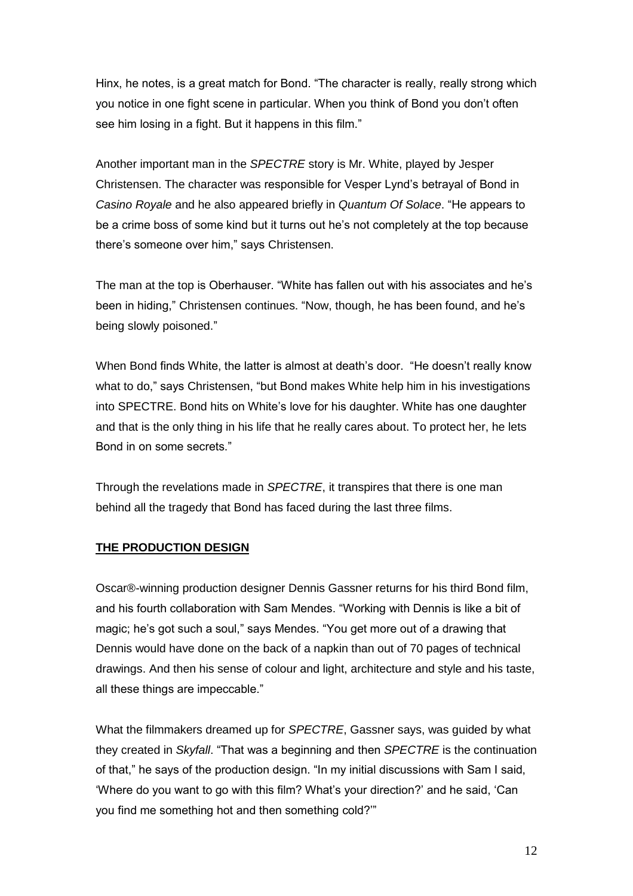Hinx, he notes, is a great match for Bond. “The character is really, really strong which you notice in one fight scene in particular. When you think of Bond you don’t often see him losing in a fight. But it happens in this film.”

Another important man in the *SPECTRE* story is Mr. White, played by Jesper Christensen. The character was responsible for Vesper Lynd’s betrayal of Bond in *Casino Royale* and he also appeared briefly in *Quantum Of Solace*. “He appears to be a crime boss of some kind but it turns out he’s not completely at the top because there’s someone over him,” says Christensen.

The man at the top is Oberhauser. “White has fallen out with his associates and he’s been in hiding,” Christensen continues. “Now, though, he has been found, and he’s being slowly poisoned.”

When Bond finds White, the latter is almost at death’s door. “He doesn’t really know what to do,” says Christensen, “but Bond makes White help him in his investigations into SPECTRE. Bond hits on White’s love for his daughter. White has one daughter and that is the only thing in his life that he really cares about. To protect her, he lets Bond in on some secrets.”

Through the revelations made in *SPECTRE*, it transpires that there is one man behind all the tragedy that Bond has faced during the last three films.

## THE PRODUCTION DESIGN

Oscar®-winning production designer Dennis Gassner returns for his third Bond film, and his fourth collaboration with Sam Mendes. “Working with Dennis is like a bit of magic; he’s got such a soul,” says Mendes. “You get more out of a drawing that Dennis would have done on the back of a napkin than out of 70 pages of technical drawings. And then his sense of colour and light, architecture and style and his taste, all these things are impeccable.”

What the filmmakers dreamed up for *SPECTRE*, Gassner says, was guided by what they created in *Skyfall*. “That was a beginning and then *SPECTRE* is the continuation of that,” he says of the production design. “In my initial discussions with Sam I said, ‘Where do you want to go with this film? What’s your direction?’ and he said, ‘Can you find me something hot and then something cold?’”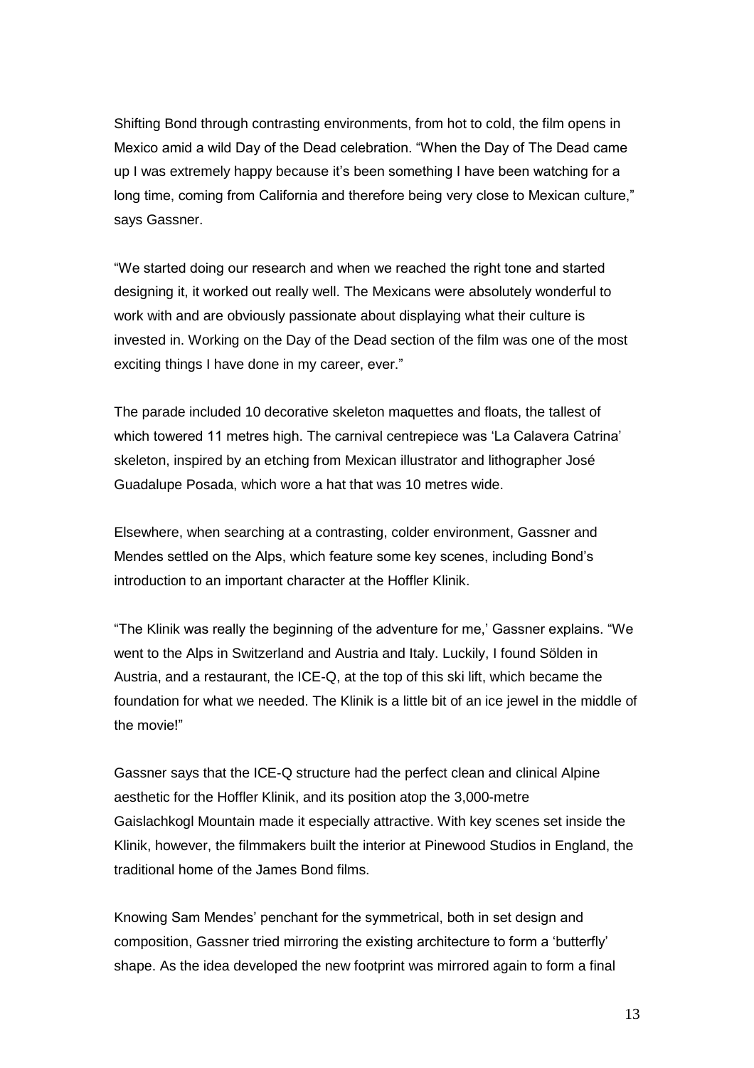Shifting Bond through contrasting environments, from hot to cold, the film opens in Mexico amid a wild Day of the Dead celebration. "When the Day of The Dead came up I was extremely happy because it's been something I have been watching for a long time, coming from California and therefore being very close to Mexican culture," says Gassner.

"We started doing our research and when we reached the right tone and started designing it, it worked out really well. The Mexicans were absolutely wonderful to work with and are obviously passionate about displaying what their culture is invested in. Working on the Day of the Dead section of the film was one of the most exciting things I have done in my career, ever."

The parade included 10 decorative skeleton maquettes and floats, the tallest of which towered 11 metres high. The carnival centrepiece was 'La Calavera Catrina' skeleton, inspired by an etching from Mexican illustrator and lithographer José Guadalupe Posada, which wore a hat that was 10 metres wide.

Elsewhere, when searching at a contrasting, colder environment, Gassner and Mendes settled on the Alps, which feature some key scenes, including Bond's introduction to an important character at the Hoffler Klinik.

"The Klinik was really the beginning of the adventure for me,' Gassner explains. "We went to the Alps in Switzerland and Austria and Italy. Luckily, I found Sölden in Austria, and a restaurant, the ICE-Q, at the top of this ski lift, which became the foundation for what we needed. The Klinik is a little bit of an ice jewel in the middle of the movie!"

Gassner says that the ICE-Q structure had the perfect clean and clinical Alpine aesthetic for the Hoffler Klinik, and its position atop the 3,000-metre Gaislachkogl Mountain made it especially attractive. With key scenes set inside the Klinik, however, the filmmakers built the interior at Pinewood Studios in England, the traditional home of the James Bond films.

Knowing Sam Mendes' penchant for the symmetrical, both in set design and composition, Gassner tried mirroring the existing architecture to form a 'butterfly' shape. As the idea developed the new footprint was mirrored again to form a final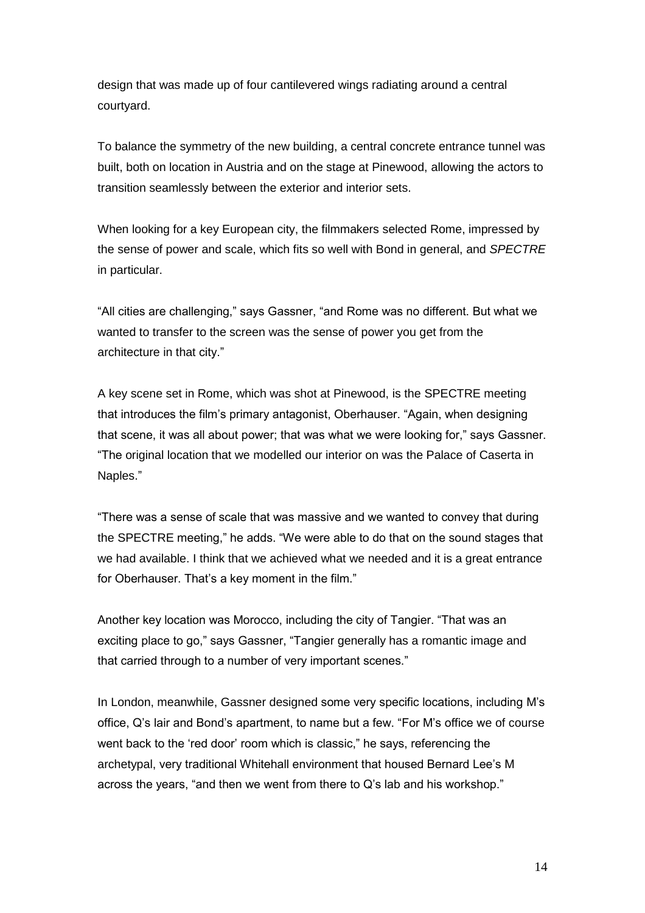design that was made up of four cantilevered wings radiating around a central courtyard.

To balance the symmetry of the new building, a central concrete entrance tunnel was built, both on location in Austria and on the stage at Pinewood, allowing the actors to transition seamlessly between the exterior and interior sets.

When looking for a key European city, the filmmakers selected Rome, impressed by the sense of power and scale, which fits so well with Bond in general, and *SPECTRE* in particular.

"All cities are challenging," says Gassner, "and Rome was no different. But what we wanted to transfer to the screen was the sense of power you get from the architecture in that city."

A key scene set in Rome, which was shot at Pinewood, is the SPECTRE meeting that introduces the film's primary antagonist, Oberhauser. "Again, when designing that scene, it was all about power; that was what we were looking for," says Gassner. "The original location that we modelled our interior on was the Palace of Caserta in Naples."

"There was a sense of scale that was massive and we wanted to convey that during the SPECTRE meeting," he adds. "We were able to do that on the sound stages that we had available. I think that we achieved what we needed and it is a great entrance for Oberhauser. That's a key moment in the film."

Another key location was Morocco, including the city of Tangier. "That was an exciting place to go," says Gassner, "Tangier generally has a romantic image and that carried through to a number of very important scenes."

In London, meanwhile, Gassner designed some very specific locations, including M's office, Q's lair and Bond's apartment, to name but a few. "For M's office we of course went back to the 'red door' room which is classic," he says, referencing the archetypal, very traditional Whitehall environment that housed Bernard Lee's M across the years, "and then we went from there to Q's lab and his workshop."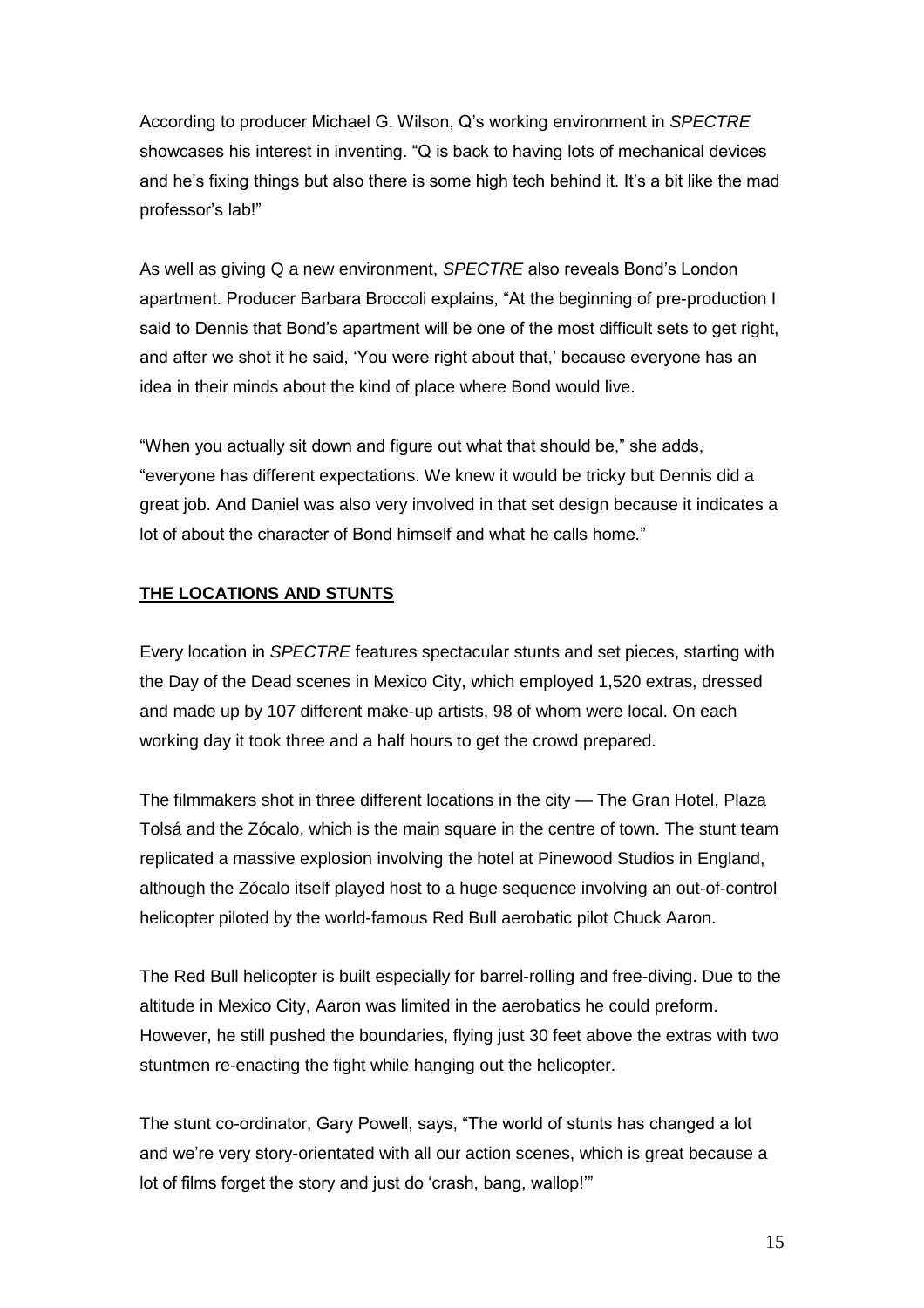According to producer Michael G. Wilson, Q's working environment in *SPECTRE* showcases his interest in inventing. "Q is back to having lots of mechanical devices and he's fixing things but also there is some high tech behind it. It's a bit like the mad professor's lab!"

As well as giving Q a new environment, *SPECTRE* also reveals Bond's London apartment. Producer Barbara Broccoli explains, "At the beginning of pre-production I said to Dennis that Bond's apartment will be one of the most difficult sets to get right, and after we shot it he said, 'You were right about that,' because everyone has an idea in their minds about the kind of place where Bond would live.

"When you actually sit down and figure out what that should be," she adds, "everyone has different expectations. We knew it would be tricky but Dennis did a great job. And Daniel was also very involved in that set design because it indicates a lot of about the character of Bond himself and what he calls home."

## THE LOCATIONS AND STUNTS

Every location in *SPECTRE* features spectacular stunts and set pieces, starting with the Day of the Dead scenes in Mexico City, which employed 1,520 extras, dressed and made up by 107 different make-up artists, 98 of whom were local. On each working day it took three and a half hours to get the crowd prepared.

The filmmakers shot in three different locations in the city — The Gran Hotel, Plaza Tolsá and the Zócalo, which is the main square in the centre of town. The stunt team replicated a massive explosion involving the hotel at Pinewood Studios in England, although the Zócalo itself played host to a huge sequence involving an out-of-control helicopter piloted by the world-famous Red Bull aerobatic pilot Chuck Aaron.

The Red Bull helicopter is built especially for barrel-rolling and free-diving. Due to the altitude in Mexico City, Aaron was limited in the aerobatics he could preform. However, he still pushed the boundaries, flying just 30 feet above the extras with two stuntmen re-enacting the fight while hanging out the helicopter.

The stunt co-ordinator, Gary Powell, says, "The world of stunts has changed a lot and we're very story-orientated with all our action scenes, which is great because a lot of films forget the story and just do 'crash, bang, wallop!'"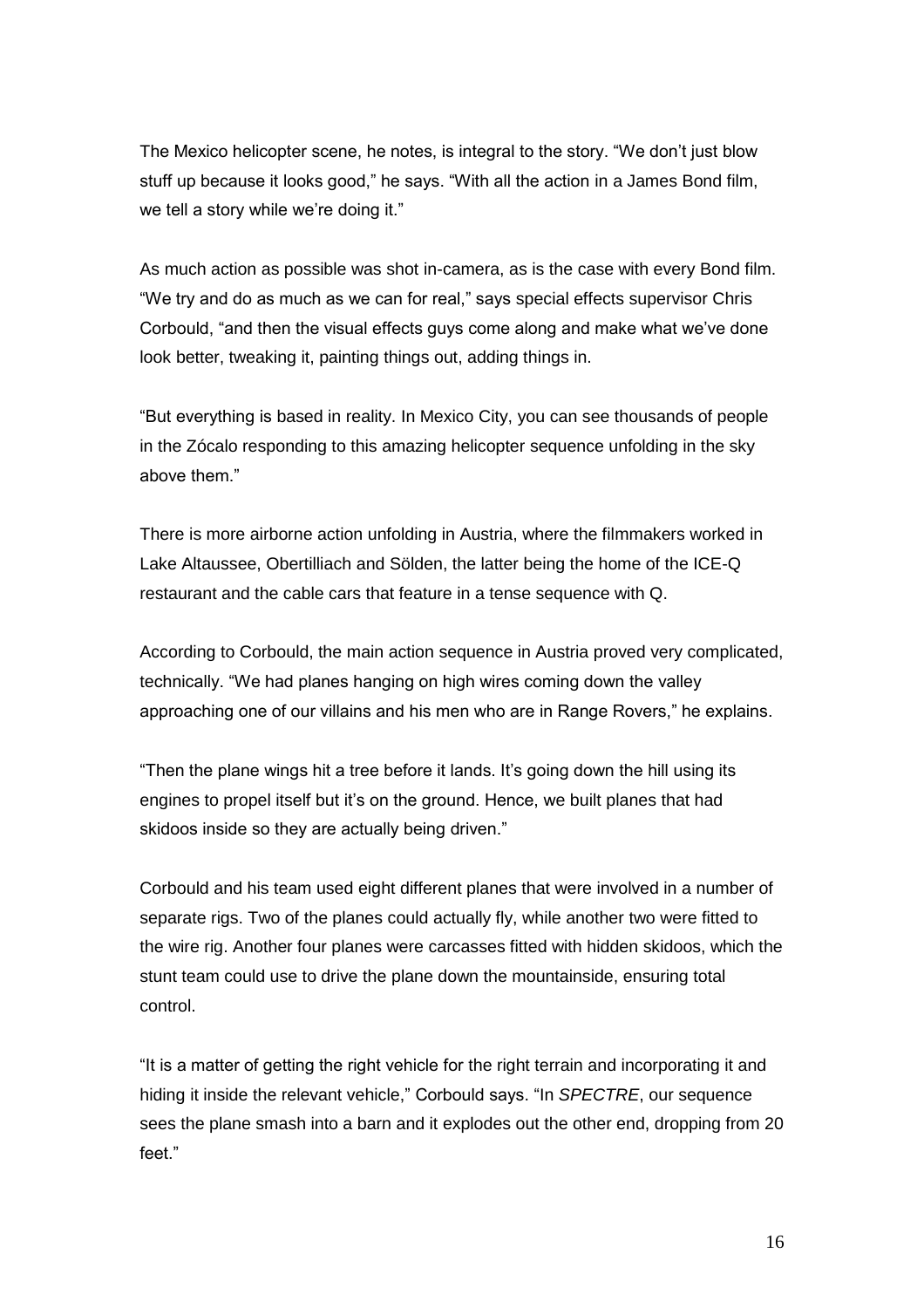The Mexico helicopter scene, he notes, is integral to the story. “We don’t just blow stuff up because it looks good,” he says. “With all the action in a James Bond film, we tell a story while we’re doing it.”

As much action as possible was shot in-camera, as is the case with every Bond film. “We try and do as much as we can for real,” says special effects supervisor Chris Corbould, “and then the visual effects guys come along and make what we’ve done look better, tweaking it, painting things out, adding things in.

“But everything is based in reality. In Mexico City, you can see thousands of people in the Zócalo responding to this amazing helicopter sequence unfolding in the sky above them.”

There is more airborne action unfolding in Austria, where the filmmakers worked in Lake Altaussee, Obertilliach and Sölden, the latter being the home of the ICE-Q restaurant and the cable cars that feature in a tense sequence with Q.

According to Corbould, the main action sequence in Austria proved very complicated, technically. “We had planes hanging on high wires coming down the valley approaching one of our villains and his men who are in Range Rovers,” he explains.

“Then the plane wings hit a tree before it lands. It’s going down the hill using its engines to propel itself but it’s on the ground. Hence, we built planes that had skidoos inside so they are actually being driven.”

Corbould and his team used eight different planes that were involved in a number of separate rigs. Two of the planes could actually fly, while another two were fitted to the wire rig. Another four planes were carcasses fitted with hidden skidoos, which the stunt team could use to drive the plane down the mountainside, ensuring total control.

“It is a matter of getting the right vehicle for the right terrain and incorporating it and hiding it inside the relevant vehicle,” Corbould says. “In *SPECTRE*, our sequence sees the plane smash into a barn and it explodes out the other end, dropping from 20 feet.”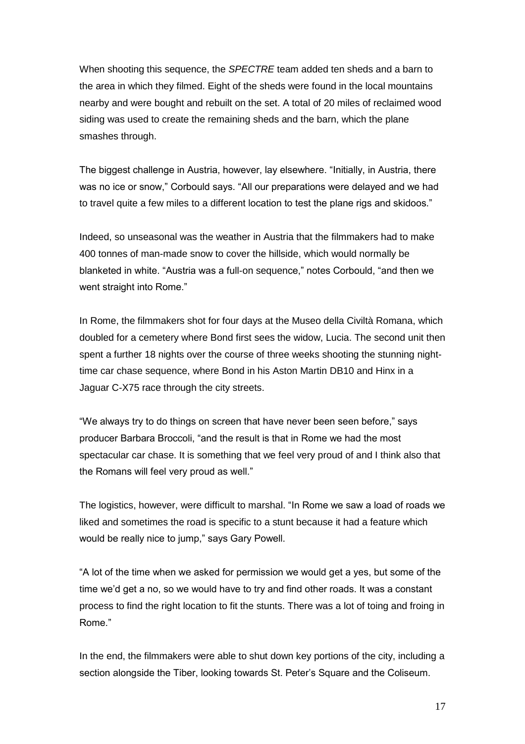When shooting this sequence, the *SPECTRE* team added ten sheds and a barn to the area in which they filmed. Eight of the sheds were found in the local mountains nearby and were bought and rebuilt on the set. A total of 20 miles of reclaimed wood siding was used to create the remaining sheds and the barn, which the plane smashes through.

The biggest challenge in Austria, however, lay elsewhere. "Initially, in Austria, there was no ice or snow," Corbould says. "All our preparations were delayed and we had to travel quite a few miles to a different location to test the plane rigs and skidoos."

Indeed, so unseasonal was the weather in Austria that the filmmakers had to make 400 tonnes of man-made snow to cover the hillside, which would normally be blanketed in white. "Austria was a full-on sequence," notes Corbould, "and then we went straight into Rome."

In Rome, the filmmakers shot for four days at the Museo della Civiltà Romana, which doubled for a cemetery where Bond first sees the widow, Lucia. The second unit then spent a further 18 nights over the course of three weeks shooting the stunning night-time car chase sequence, where Bond in his Aston Martin DB10 and Hinx in a Jaguar C-X75 race through the city streets.

"We always try to do things on screen that have never been seen before," says producer Barbara Broccoli, "and the result is that in Rome we had the most spectacular car chase. It is something that we feel very proud of and I think also that the Romans will feel very proud as well."

The logistics, however, were difficult to marshal. "In Rome we saw a load of roads we liked and sometimes the road is specific to a stunt because it had a feature which would be really nice to jump," says Gary Powell.

"A lot of the time when we asked for permission we would get a yes, but some of the time we'd get a no, so we would have to try and find other roads. It was a constant process to find the right location to fit the stunts. There was a lot of toing and froing in Rome."

In the end, the filmmakers were able to shut down key portions of the city, including a section alongside the Tiber, looking towards St. Peter's Square and the Coliseum.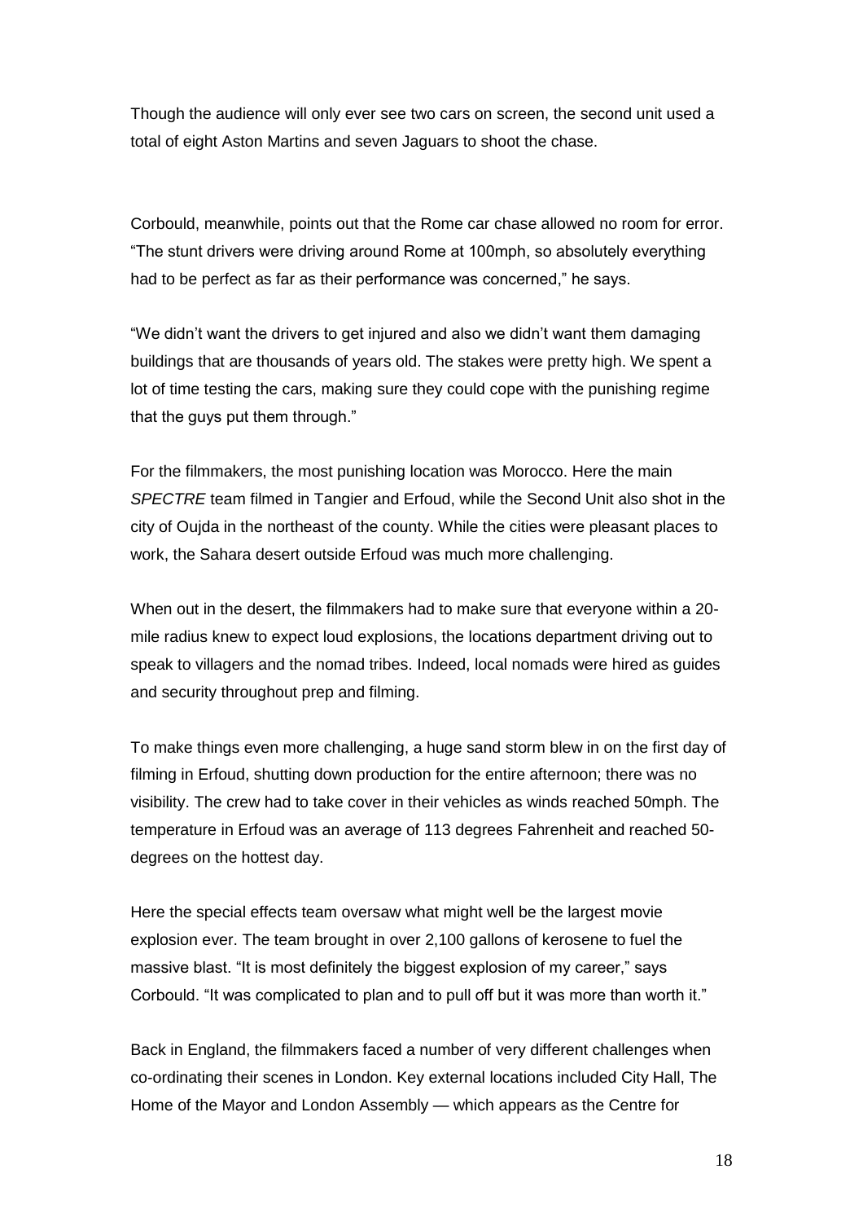Though the audience will only ever see two cars on screen, the second unit used a total of eight Aston Martins and seven Jaguars to shoot the chase.

Corbould, meanwhile, points out that the Rome car chase allowed no room for error. "The stunt drivers were driving around Rome at 100mph, so absolutely everything had to be perfect as far as their performance was concerned," he says.

"We didn't want the drivers to get injured and also we didn't want them damaging buildings that are thousands of years old. The stakes were pretty high. We spent a lot of time testing the cars, making sure they could cope with the punishing regime that the guys put them through."

For the filmmakers, the most punishing location was Morocco. Here the main *SPECTRE* team filmed in Tangier and Erfoud, while the Second Unit also shot in the city of Oujda in the northeast of the county. While the cities were pleasant places to work, the Sahara desert outside Erfoud was much more challenging.

When out in the desert, the filmmakers had to make sure that everyone within a 20-mile radius knew to expect loud explosions, the locations department driving out to speak to villagers and the nomad tribes. Indeed, local nomads were hired as guides and security throughout prep and filming.

To make things even more challenging, a huge sand storm blew in on the first day of filming in Erfoud, shutting down production for the entire afternoon; there was no visibility. The crew had to take cover in their vehicles as winds reached 50mph. The temperature in Erfoud was an average of 113 degrees Fahrenheit and reached 50-degrees on the hottest day.

Here the special effects team oversaw what might well be the largest movie explosion ever. The team brought in over 2,100 gallons of kerosene to fuel the massive blast. "It is most definitely the biggest explosion of my career," says Corbould. "It was complicated to plan and to pull off but it was more than worth it."

Back in England, the filmmakers faced a number of very different challenges when co-ordinating their scenes in London. Key external locations included City Hall, The Home of the Mayor and London Assembly — which appears as the Centre for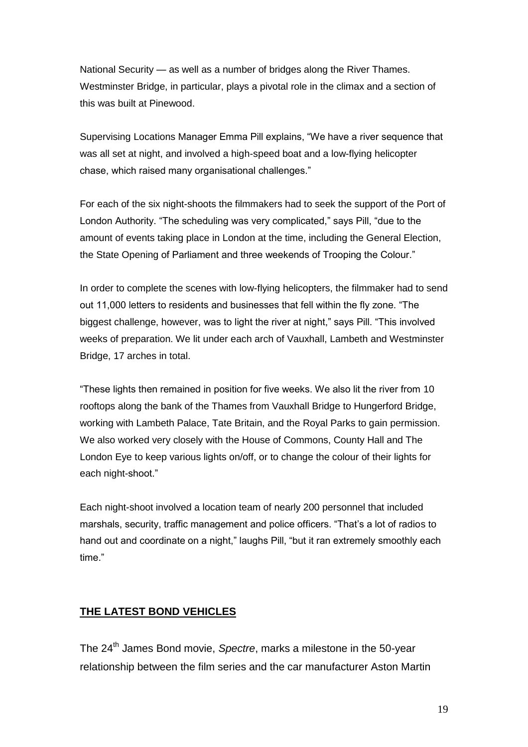National Security — as well as a number of bridges along the River Thames. Westminster Bridge, in particular, plays a pivotal role in the climax and a section of this was built at Pinewood.

Supervising Locations Manager Emma Pill explains, "We have a river sequence that was all set at night, and involved a high-speed boat and a low-flying helicopter chase, which raised many organisational challenges."

For each of the six night-shoots the filmmakers had to seek the support of the Port of London Authority. "The scheduling was very complicated," says Pill, "due to the amount of events taking place in London at the time, including the General Election, the State Opening of Parliament and three weekends of Trooping the Colour."

In order to complete the scenes with low-flying helicopters, the filmmaker had to send out 11,000 letters to residents and businesses that fell within the fly zone. "The biggest challenge, however, was to light the river at night," says Pill. "This involved weeks of preparation. We lit under each arch of Vauxhall, Lambeth and Westminster Bridge, 17 arches in total.

"These lights then remained in position for five weeks. We also lit the river from 10 rooftops along the bank of the Thames from Vauxhall Bridge to Hungerford Bridge, working with Lambeth Palace, Tate Britain, and the Royal Parks to gain permission. We also worked very closely with the House of Commons, County Hall and The London Eye to keep various lights on/off, or to change the colour of their lights for each night-shoot."

Each night-shoot involved a location team of nearly 200 personnel that included marshals, security, traffic management and police officers. "That's a lot of radios to hand out and coordinate on a night," laughs Pill, "but it ran extremely smoothly each time."

## **THE LATEST BOND VEHICLES**

The 24th James Bond movie, *Spectre*, marks a milestone in the 50-year relationship between the film series and the car manufacturer Aston Martin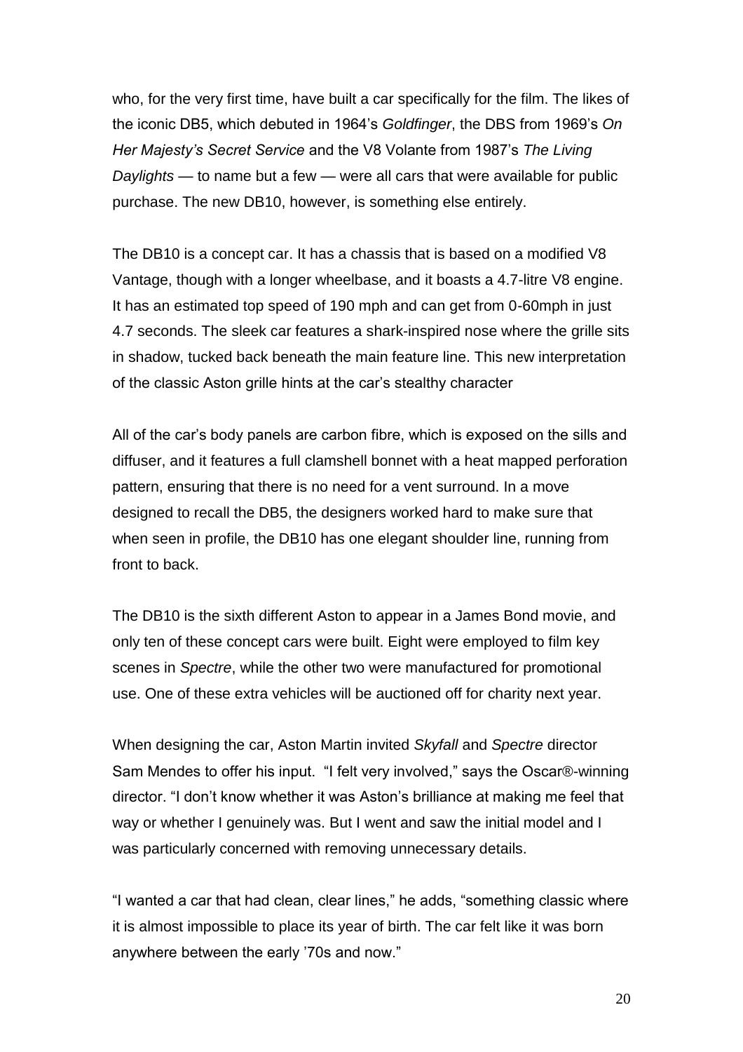who, for the very first time, have built a car specifically for the film. The likes of the iconic DB5, which debuted in 1964's *Goldfinger*, the DBS from 1969's *On Her Majesty's Secret Service* and the V8 Volante from 1987's *The Living Daylights* — to name but a few — were all cars that were available for public purchase. The new DB10, however, is something else entirely.

The DB10 is a concept car. It has a chassis that is based on a modified V8 Vantage, though with a longer wheelbase, and it boasts a 4.7-litre V8 engine. It has an estimated top speed of 190 mph and can get from 0-60mph in just 4.7 seconds. The sleek car features a shark-inspired nose where the grille sits in shadow, tucked back beneath the main feature line. This new interpretation of the classic Aston grille hints at the car's stealthy character

All of the car's body panels are carbon fibre, which is exposed on the sills and diffuser, and it features a full clamshell bonnet with a heat mapped perforation pattern, ensuring that there is no need for a vent surround. In a move designed to recall the DB5, the designers worked hard to make sure that when seen in profile, the DB10 has one elegant shoulder line, running from front to back.

The DB10 is the sixth different Aston to appear in a James Bond movie, and only ten of these concept cars were built. Eight were employed to film key scenes in *Spectre*, while the other two were manufactured for promotional use. One of these extra vehicles will be auctioned off for charity next year.

When designing the car, Aston Martin invited *Skyfall* and *Spectre* director Sam Mendes to offer his input. "I felt very involved," says the Oscar®-winning director. "I don't know whether it was Aston's brilliance at making me feel that way or whether I genuinely was. But I went and saw the initial model and I was particularly concerned with removing unnecessary details.

"I wanted a car that had clean, clear lines," he adds, "something classic where it is almost impossible to place its year of birth. The car felt like it was born anywhere between the early '70s and now."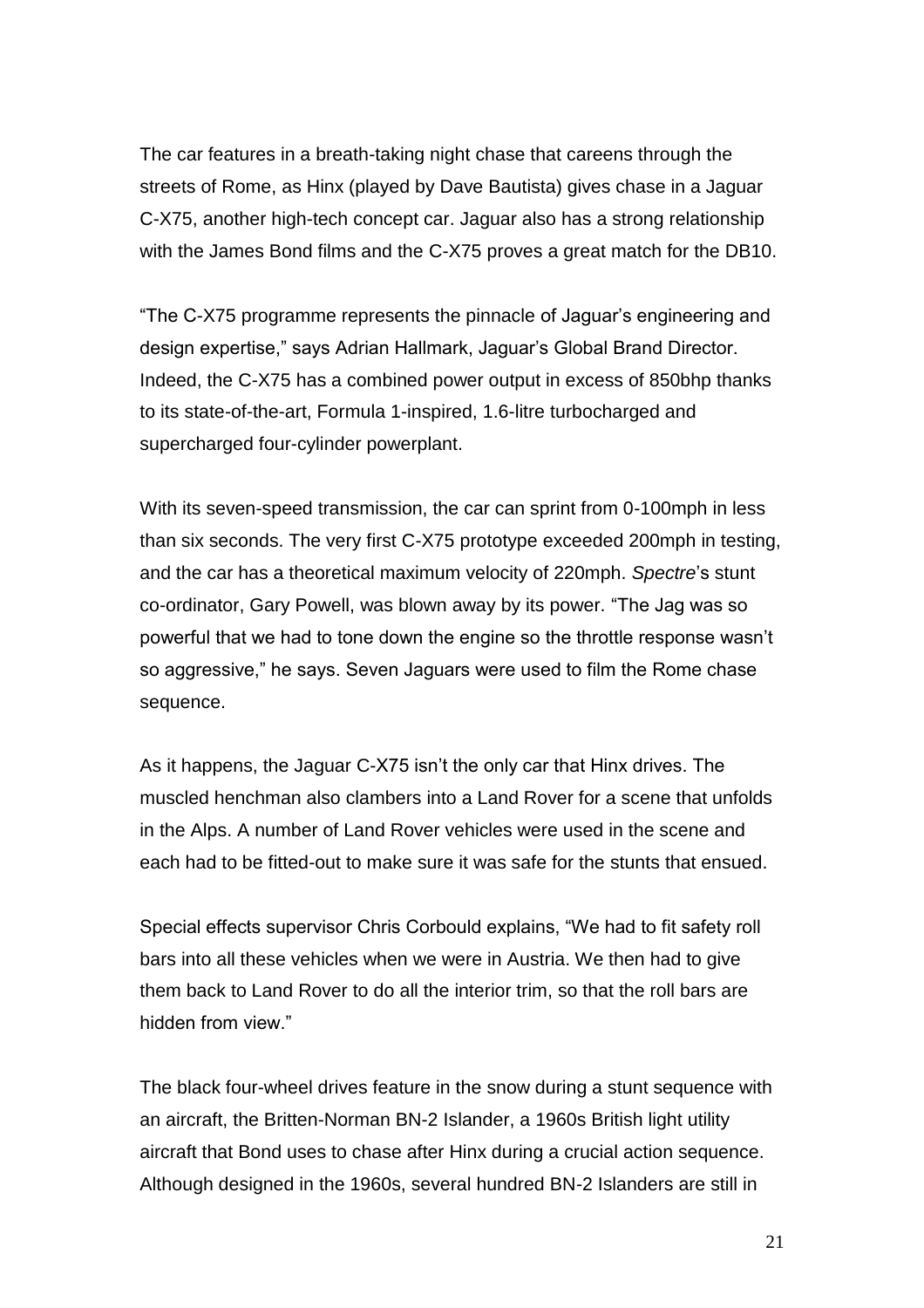The car features in a breath-taking night chase that careens through the streets of Rome, as Hinx (played by Dave Bautista) gives chase in a Jaguar C-X75, another high-tech concept car. Jaguar also has a strong relationship with the James Bond films and the C-X75 proves a great match for the DB10.

"The C-X75 programme represents the pinnacle of Jaguar's engineering and design expertise," says Adrian Hallmark, Jaguar's Global Brand Director. Indeed, the C-X75 has a combined power output in excess of 850bhp thanks to its state-of-the-art, Formula 1-inspired, 1.6-litre turbocharged and supercharged four-cylinder powerplant.

With its seven-speed transmission, the car can sprint from 0-100mph in less than six seconds. The very first C-X75 prototype exceeded 200mph in testing, and the car has a theoretical maximum velocity of 220mph. *Spectre*'s stunt co-ordinator, Gary Powell, was blown away by its power. "The Jag was so powerful that we had to tone down the engine so the throttle response wasn't so aggressive," he says. Seven Jaguars were used to film the Rome chase sequence.

As it happens, the Jaguar C-X75 isn't the only car that Hinx drives. The muscled henchman also clambers into a Land Rover for a scene that unfolds in the Alps. A number of Land Rover vehicles were used in the scene and each had to be fitted-out to make sure it was safe for the stunts that ensued.

Special effects supervisor Chris Corbould explains, "We had to fit safety roll bars into all these vehicles when we were in Austria. We then had to give them back to Land Rover to do all the interior trim, so that the roll bars are hidden from view."

The black four-wheel drives feature in the snow during a stunt sequence with an aircraft, the Britten-Norman BN-2 Islander, a 1960s British light utility aircraft that Bond uses to chase after Hinx during a crucial action sequence. Although designed in the 1960s, several hundred BN-2 Islanders are still in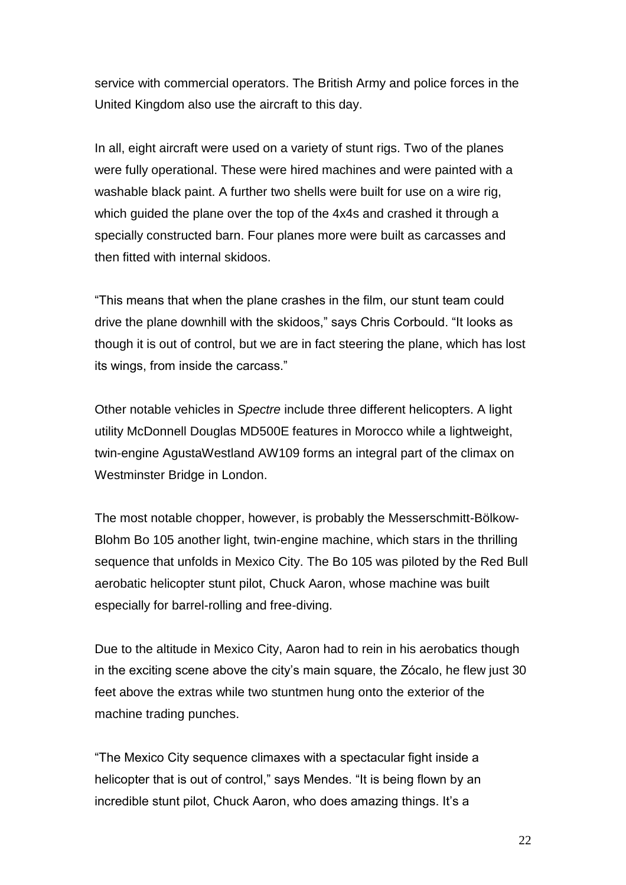service with commercial operators. The British Army and police forces in the United Kingdom also use the aircraft to this day.

In all, eight aircraft were used on a variety of stunt rigs. Two of the planes were fully operational. These were hired machines and were painted with a washable black paint. A further two shells were built for use on a wire rig, which guided the plane over the top of the 4x4s and crashed it through a specially constructed barn. Four planes more were built as carcasses and then fitted with internal skidoos.

"This means that when the plane crashes in the film, our stunt team could drive the plane downhill with the skidoos," says Chris Corbould. "It looks as though it is out of control, but we are in fact steering the plane, which has lost its wings, from inside the carcass."

Other notable vehicles in *Spectre* include three different helicopters. A light utility McDonnell Douglas MD500E features in Morocco while a lightweight, twin-engine AgustaWestland AW109 forms an integral part of the climax on Westminster Bridge in London.

The most notable chopper, however, is probably the Messerschmitt-Bölkow-Blohm Bo 105 another light, twin-engine machine, which stars in the thrilling sequence that unfolds in Mexico City. The Bo 105 was piloted by the Red Bull aerobatic helicopter stunt pilot, Chuck Aaron, whose machine was built especially for barrel-rolling and free-diving.

Due to the altitude in Mexico City, Aaron had to rein in his aerobatics though in the exciting scene above the city's main square, the Zócalo, he flew just 30 feet above the extras while two stuntmen hung onto the exterior of the machine trading punches.

"The Mexico City sequence climaxes with a spectacular fight inside a helicopter that is out of control," says Mendes. "It is being flown by an incredible stunt pilot, Chuck Aaron, who does amazing things. It's a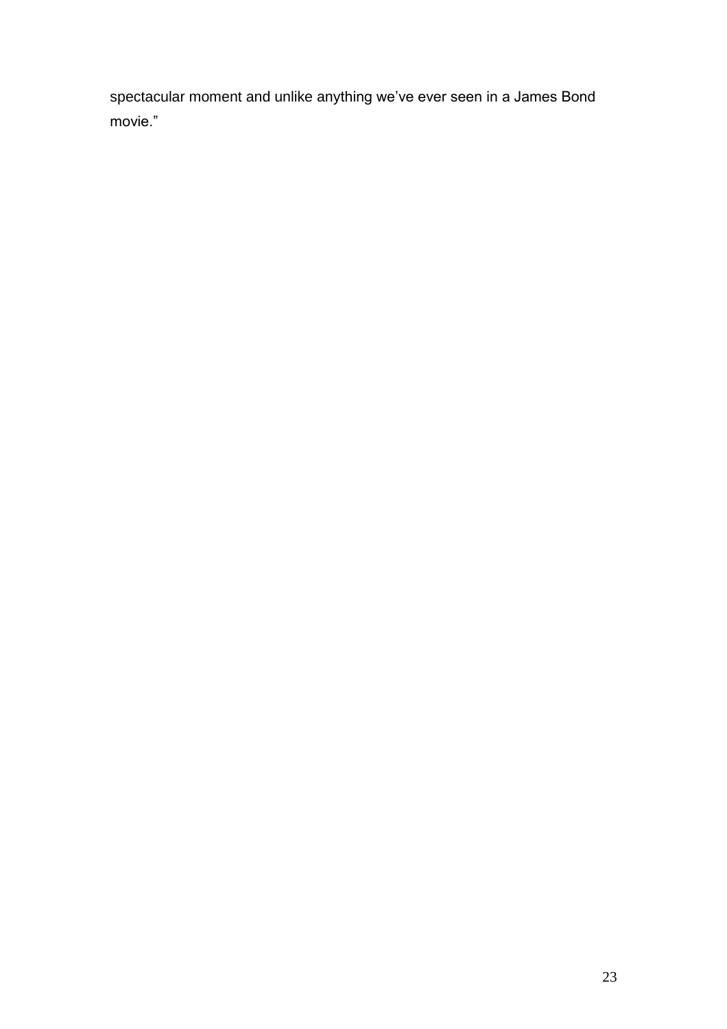spectacular moment and unlike anything we've ever seen in a James Bond movie."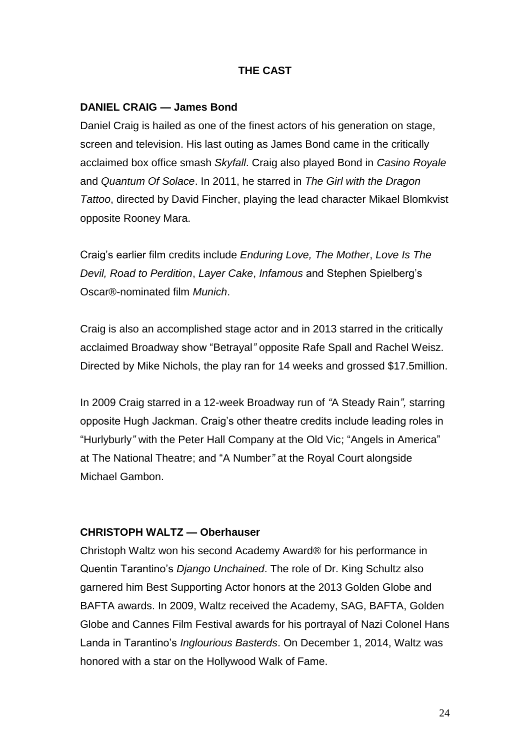## THE CAST

**DANIEL CRAIG — James Bond**

Daniel Craig is hailed as one of the finest actors of his generation on stage, screen and television. His last outing as James Bond came in the critically acclaimed box office smash *Skyfall*. Craig also played Bond in *Casino Royale* and *Quantum Of Solace*. In 2011, he starred in *The Girl with the Dragon Tattoo*, directed by David Fincher, playing the lead character Mikael Blomkvist opposite Rooney Mara.

Craig's earlier film credits include *Enduring Love, The Mother*, *Love Is The Devil, Road to Perdition*, *Layer Cake*, *Infamous* and Stephen Spielberg's Oscar®-nominated film *Munich*.

Craig is also an accomplished stage actor and in 2013 starred in the critically acclaimed Broadway show "Betrayal" opposite Rafe Spall and Rachel Weisz. Directed by Mike Nichols, the play ran for 14 weeks and grossed $17.5million.

In 2009 Craig starred in a 12-week Broadway run of "A Steady Rain", starring opposite Hugh Jackman. Craig's other theatre credits include leading roles in "Hurlyburly" with the Peter Hall Company at the Old Vic; "Angels in America" at The National Theatre; and "A Number" at the Royal Court alongside Michael Gambon.

**CHRISTOPH WALTZ — Oberhauser**

Christoph Waltz won his second Academy Award® for his performance in Quentin Tarantino's *Django Unchained*. The role of Dr. King Schultz also garnered him Best Supporting Actor honors at the 2013 Golden Globe and BAFTA awards. In 2009, Waltz received the Academy, SAG, BAFTA, Golden Globe and Cannes Film Festival awards for his portrayal of Nazi Colonel Hans Landa in Tarantino's *Inglourious Basterds*. On December 1, 2014, Waltz was honored with a star on the Hollywood Walk of Fame.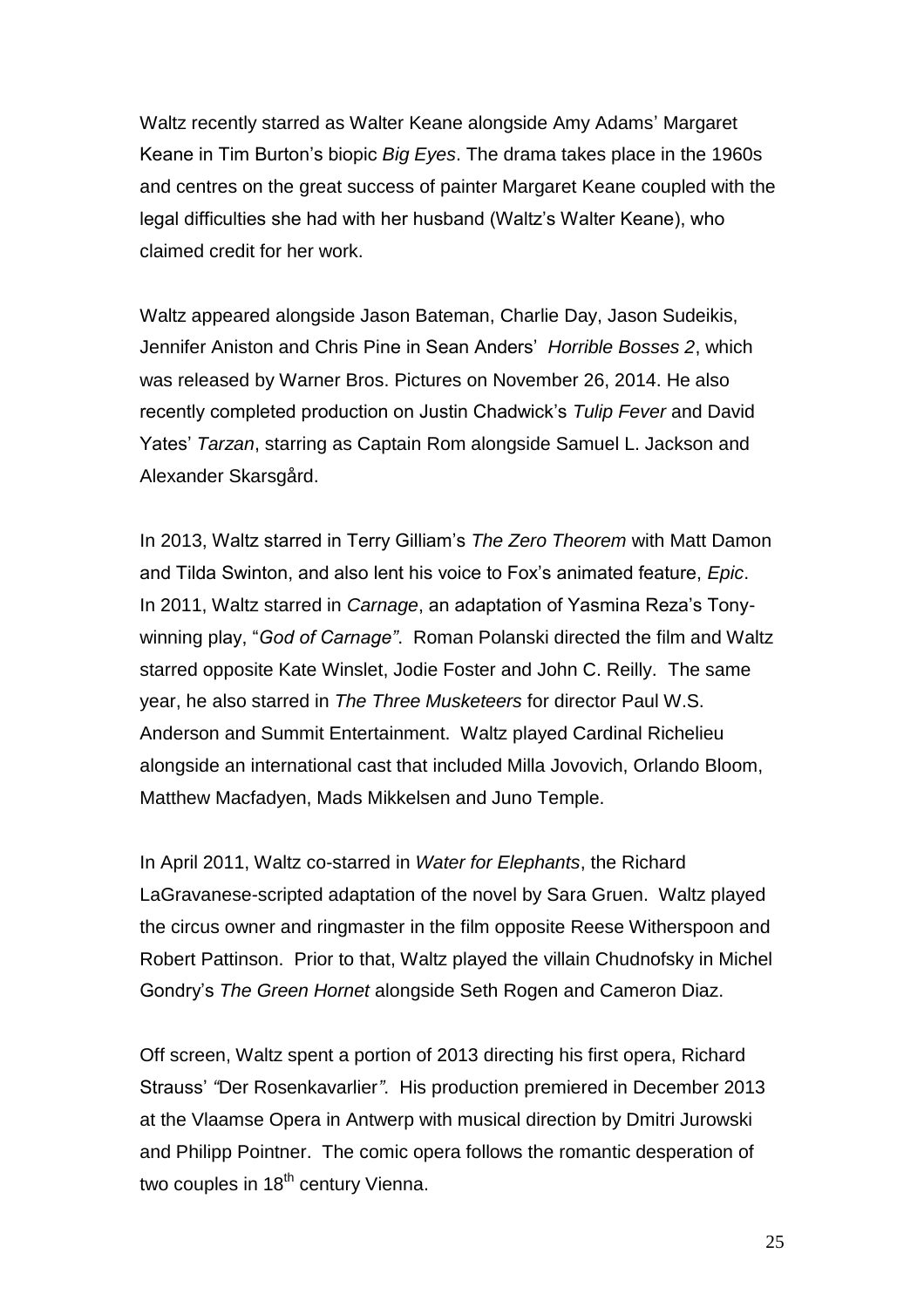Waltz recently starred as Walter Keane alongside Amy Adams' Margaret Keane in Tim Burton's biopic *Big Eyes*. The drama takes place in the 1960s and centres on the great success of painter Margaret Keane coupled with the legal difficulties she had with her husband (Waltz's Walter Keane), who claimed credit for her work.

Waltz appeared alongside Jason Bateman, Charlie Day, Jason Sudeikis, Jennifer Aniston and Chris Pine in Sean Anders' *Horrible Bosses 2*, which was released by Warner Bros. Pictures on November 26, 2014. He also recently completed production on Justin Chadwick's *Tulip Fever* and David Yates' *Tarzan*, starring as Captain Rom alongside Samuel L. Jackson and Alexander Skarsgård.

In 2013, Waltz starred in Terry Gilliam's *The Zero Theorem* with Matt Damon and Tilda Swinton, and also lent his voice to Fox's animated feature, *Epic*. In 2011, Waltz starred in *Carnage*, an adaptation of Yasmina Reza's Tony-winning play, "*God of Carnage*". Roman Polanski directed the film and Waltz starred opposite Kate Winslet, Jodie Foster and John C. Reilly. The same year, he also starred in *The Three Musketeers* for director Paul W.S. Anderson and Summit Entertainment. Waltz played Cardinal Richelieu alongside an international cast that included Milla Jovovich, Orlando Bloom, Matthew Macfadyen, Mads Mikkelsen and Juno Temple.

In April 2011, Waltz co-starred in *Water for Elephants*, the Richard LaGravanese-scripted adaptation of the novel by Sara Gruen. Waltz played the circus owner and ringmaster in the film opposite Reese Witherspoon and Robert Pattinson. Prior to that, Waltz played the villain Chudnofsky in Michel Gondry's *The Green Hornet* alongside Seth Rogen and Cameron Diaz.

Off screen, Waltz spent a portion of 2013 directing his first opera, Richard Strauss' *"*Der Rosenkavarlier*"*. His production premiered in December 2013 at the Vlaamse Opera in Antwerp with musical direction by Dmitri Jurowski and Philipp Pointner. The comic opera follows the romantic desperation of two couples in 18th century Vienna.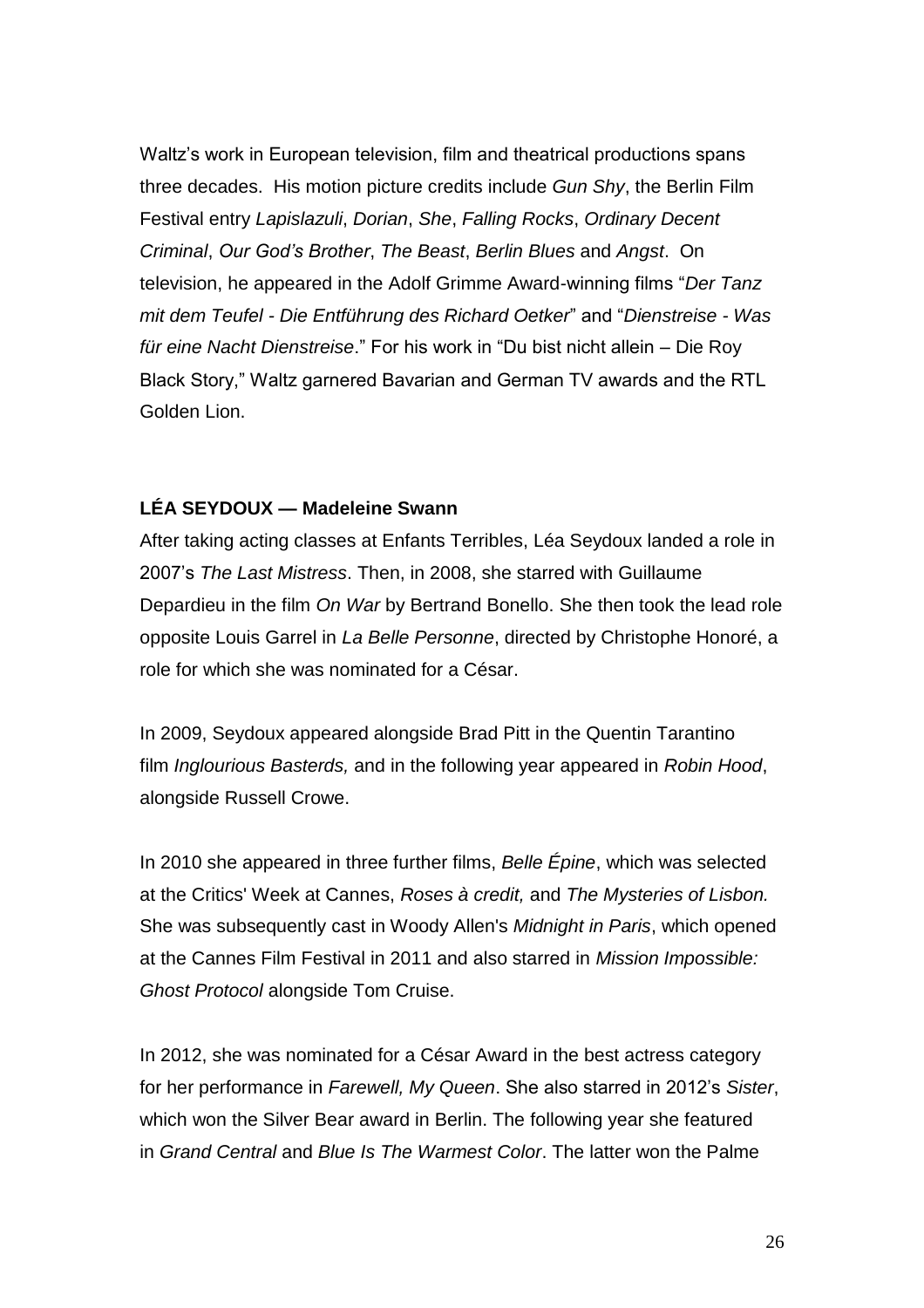Waltz's work in European television, film and theatrical productions spans three decades. His motion picture credits include *Gun Shy*, the Berlin Film Festival entry *Lapislazuli*, *Dorian*, *She*, *Falling Rocks*, *Ordinary Decent Criminal*, *Our God's Brother*, *The Beast*, *Berlin Blues* and *Angst*. On television, he appeared in the Adolf Grimme Award-winning films "*Der Tanz mit dem Teufel - Die Entführung des Richard Oetker*" and "*Dienstreise - Was für eine Nacht Dienstreise*." For his work in "Du bist nicht allein – Die Roy Black Story," Waltz garnered Bavarian and German TV awards and the RTL Golden Lion.

**LÉA SEYDOUX — Madeleine Swann**

After taking acting classes at Enfants Terribles, Léa Seydoux landed a role in 2007's *The Last Mistress*. Then, in 2008, she starred with Guillaume Depardieu in the film *On War* by Bertrand Bonello. She then took the lead role opposite Louis Garrel in *La Belle Personne*, directed by Christophe Honoré, a role for which she was nominated for a César.

In 2009, Seydoux appeared alongside Brad Pitt in the Quentin Tarantino film *Inglourious Basterds,* and in the following year appeared in *Robin Hood*, alongside Russell Crowe.

In 2010 she appeared in three further films, *Belle Épine*, which was selected at the Critics' Week at Cannes, *Roses à credit,* and *The Mysteries of Lisbon.* She was subsequently cast in Woody Allen's *Midnight in Paris*, which opened at the Cannes Film Festival in 2011 and also starred in *Mission Impossible: Ghost Protocol* alongside Tom Cruise.

In 2012, she was nominated for a César Award in the best actress category for her performance in *Farewell, My Queen*. She also starred in 2012's *Sister*, which won the Silver Bear award in Berlin. The following year she featured in *Grand Central* and *Blue Is The Warmest Color*. The latter won the Palme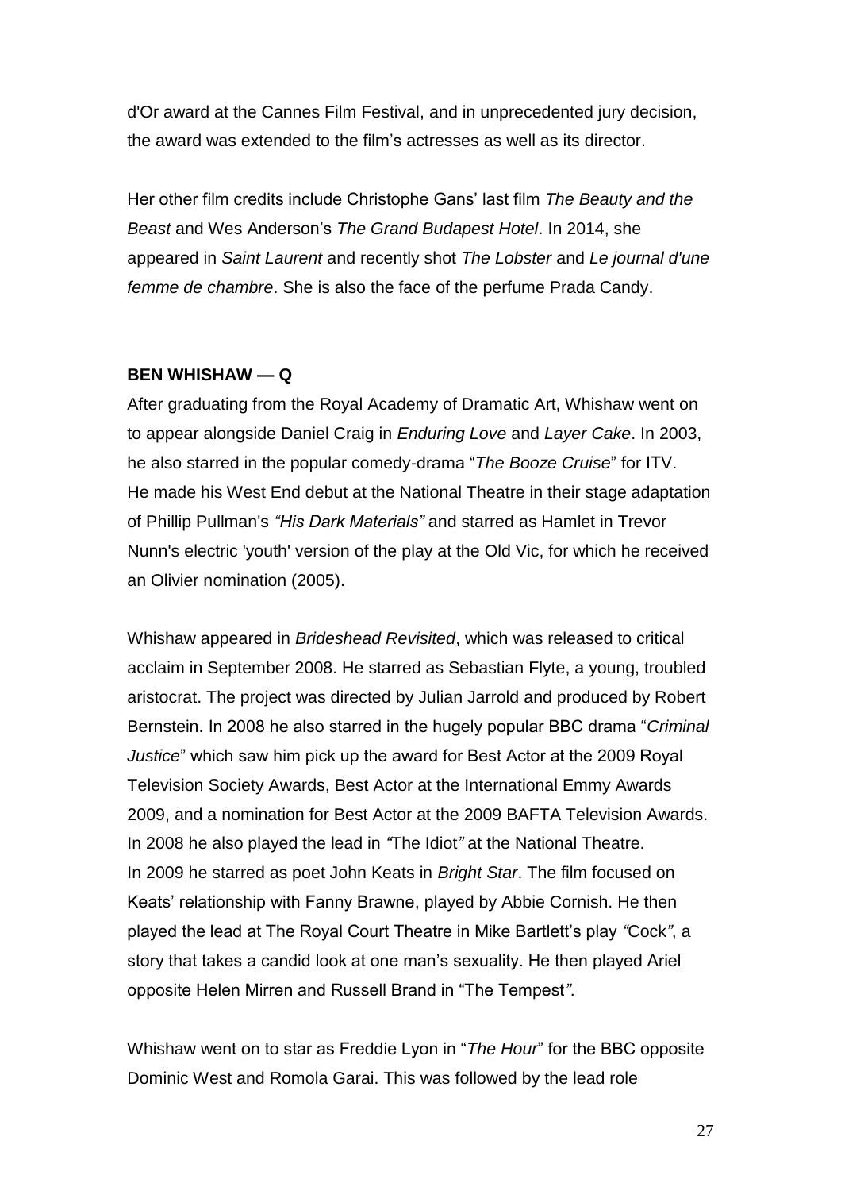d'Or award at the Cannes Film Festival, and in unprecedented jury decision, the award was extended to the film's actresses as well as its director.

Her other film credits include Christophe Gans' last film *The Beauty and the Beast* and Wes Anderson's *The Grand Budapest Hotel*. In 2014, she appeared in *Saint Laurent* and recently shot *The Lobster* and *Le journal d'une femme de chambre*. She is also the face of the perfume Prada Candy.

**BEN WHISHAW — Q**

After graduating from the Royal Academy of Dramatic Art, Whishaw went on to appear alongside Daniel Craig in *Enduring Love* and *Layer Cake*. In 2003, he also starred in the popular comedy-drama "*The Booze Cruise*" for ITV. He made his West End debut at the National Theatre in their stage adaptation of Phillip Pullman's *"His Dark Materials"* and starred as Hamlet in Trevor Nunn's electric 'youth' version of the play at the Old Vic, for which he received an Olivier nomination (2005).

Whishaw appeared in *Brideshead Revisited*, which was released to critical acclaim in September 2008. He starred as Sebastian Flyte, a young, troubled aristocrat. The project was directed by Julian Jarrold and produced by Robert Bernstein. In 2008 he also starred in the hugely popular BBC drama "*Criminal Justice*" which saw him pick up the award for Best Actor at the 2009 Royal Television Society Awards, Best Actor at the International Emmy Awards 2009, and a nomination for Best Actor at the 2009 BAFTA Television Awards. In 2008 he also played the lead in "The Idiot" at the National Theatre. In 2009 he starred as poet John Keats in *Bright Star*. The film focused on Keats' relationship with Fanny Brawne, played by Abbie Cornish. He then played the lead at The Royal Court Theatre in Mike Bartlett's play "Cock", a story that takes a candid look at one man's sexuality. He then played Ariel opposite Helen Mirren and Russell Brand in "The Tempest".

Whishaw went on to star as Freddie Lyon in "*The Hour*" for the BBC opposite Dominic West and Romola Garai. This was followed by the lead role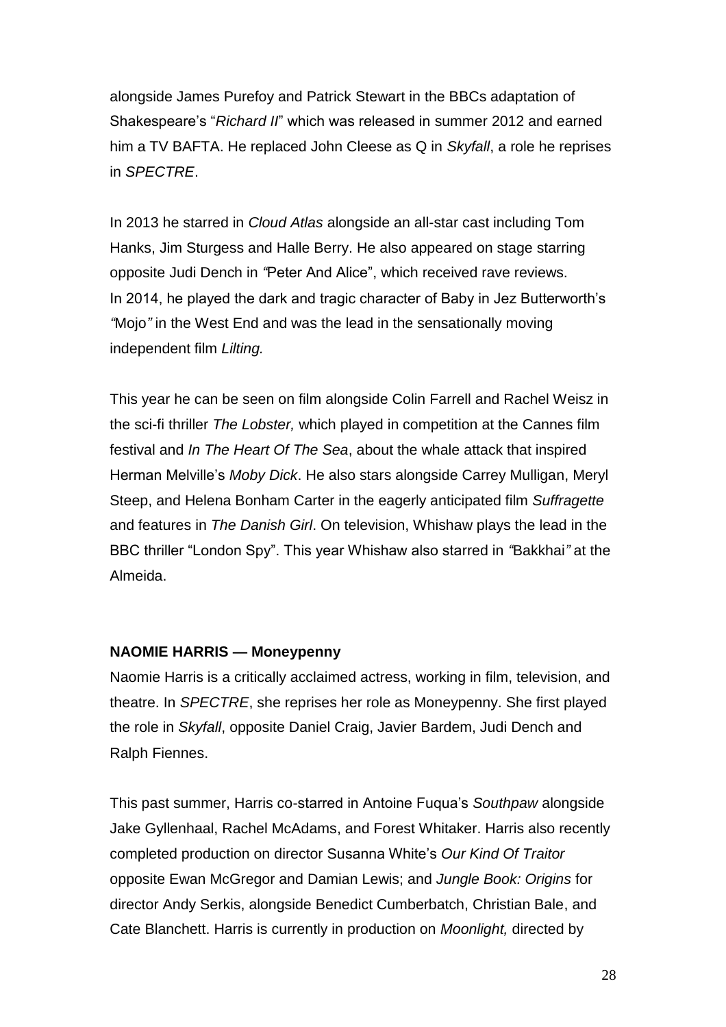alongside James Purefoy and Patrick Stewart in the BBCs adaptation of Shakespeare's "*Richard II*" which was released in summer 2012 and earned him a TV BAFTA. He replaced John Cleese as Q in *Skyfall*, a role he reprises in *SPECTRE*.

In 2013 he starred in *Cloud Atlas* alongside an all-star cast including Tom Hanks, Jim Sturgess and Halle Berry. He also appeared on stage starring opposite Judi Dench in *"*Peter And Alice", which received rave reviews. In 2014, he played the dark and tragic character of Baby in Jez Butterworth's *"*Mojo*"* in the West End and was the lead in the sensationally moving independent film *Lilting.*

This year he can be seen on film alongside Colin Farrell and Rachel Weisz in the sci-fi thriller *The Lobster,* which played in competition at the Cannes film festival and *In The Heart Of The Sea*, about the whale attack that inspired Herman Melville's *Moby Dick*. He also stars alongside Carrey Mulligan, Meryl Steep, and Helena Bonham Carter in the eagerly anticipated film *Suffragette* and features in *The Danish Girl*. On television, Whishaw plays the lead in the BBC thriller "London Spy". This year Whishaw also starred in *"*Bakkhai*"* at the Almeida.

**NAOMIE HARRIS — Moneypenny**

Naomie Harris is a critically acclaimed actress, working in film, television, and theatre. In *SPECTRE*, she reprises her role as Moneypenny. She first played the role in *Skyfall*, opposite Daniel Craig, Javier Bardem, Judi Dench and Ralph Fiennes.

This past summer, Harris co-starred in Antoine Fuqua's *Southpaw* alongside Jake Gyllenhaal, Rachel McAdams, and Forest Whitaker. Harris also recently completed production on director Susanna White's *Our Kind Of Traitor* opposite Ewan McGregor and Damian Lewis; and *Jungle Book: Origins* for director Andy Serkis, alongside Benedict Cumberbatch, Christian Bale, and Cate Blanchett. Harris is currently in production on *Moonlight,* directed by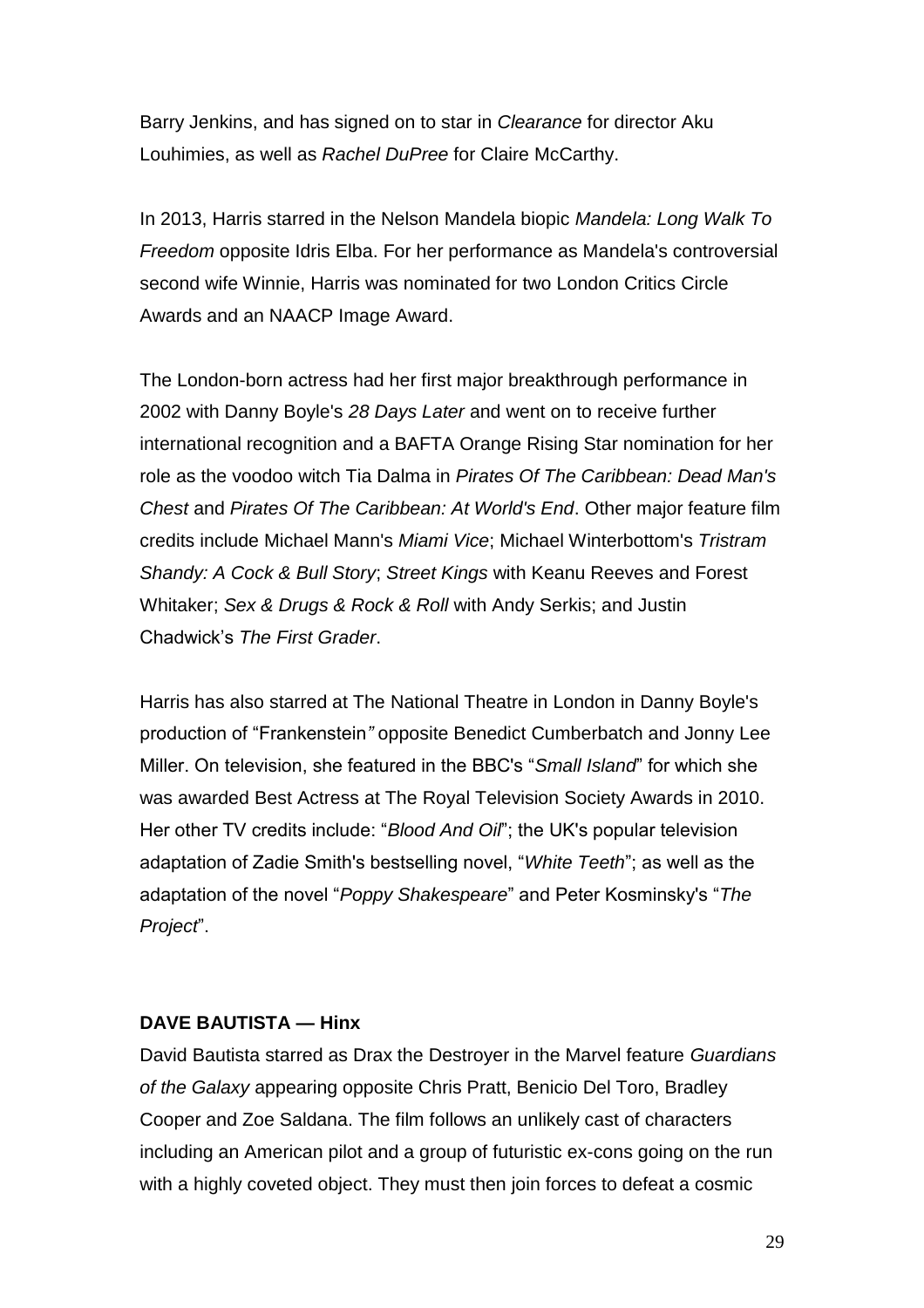Barry Jenkins, and has signed on to star in *Clearance* for director Aku Louhimies, as well as *Rachel DuPree* for Claire McCarthy.

In 2013, Harris starred in the Nelson Mandela biopic *Mandela: Long Walk To Freedom* opposite Idris Elba. For her performance as Mandela's controversial second wife Winnie, Harris was nominated for two London Critics Circle Awards and an NAACP Image Award.

The London-born actress had her first major breakthrough performance in 2002 with Danny Boyle's *28 Days Later* and went on to receive further international recognition and a BAFTA Orange Rising Star nomination for her role as the voodoo witch Tia Dalma in *Pirates Of The Caribbean: Dead Man's Chest* and *Pirates Of The Caribbean: At World's End*. Other major feature film credits include Michael Mann's *Miami Vice*; Michael Winterbottom's *Tristram Shandy: A Cock & Bull Story*; *Street Kings* with Keanu Reeves and Forest Whitaker; *Sex & Drugs & Rock & Roll* with Andy Serkis; and Justin Chadwick's *The First Grader*.

Harris has also starred at The National Theatre in London in Danny Boyle's production of "Frankenstein" opposite Benedict Cumberbatch and Jonny Lee Miller. On television, she featured in the BBC's "*Small Island*" for which she was awarded Best Actress at The Royal Television Society Awards in 2010. Her other TV credits include: "*Blood And Oil*"; the UK's popular television adaptation of Zadie Smith's bestselling novel, "*White Teeth*"; as well as the adaptation of the novel "*Poppy Shakespeare*" and Peter Kosminsky's "*The Project*".

**DAVE BAUTISTA — Hinx**

David Bautista starred as Drax the Destroyer in the Marvel feature *Guardians of the Galaxy* appearing opposite Chris Pratt, Benicio Del Toro, Bradley Cooper and Zoe Saldana. The film follows an unlikely cast of characters including an American pilot and a group of futuristic ex-cons going on the run with a highly coveted object. They must then join forces to defeat a cosmic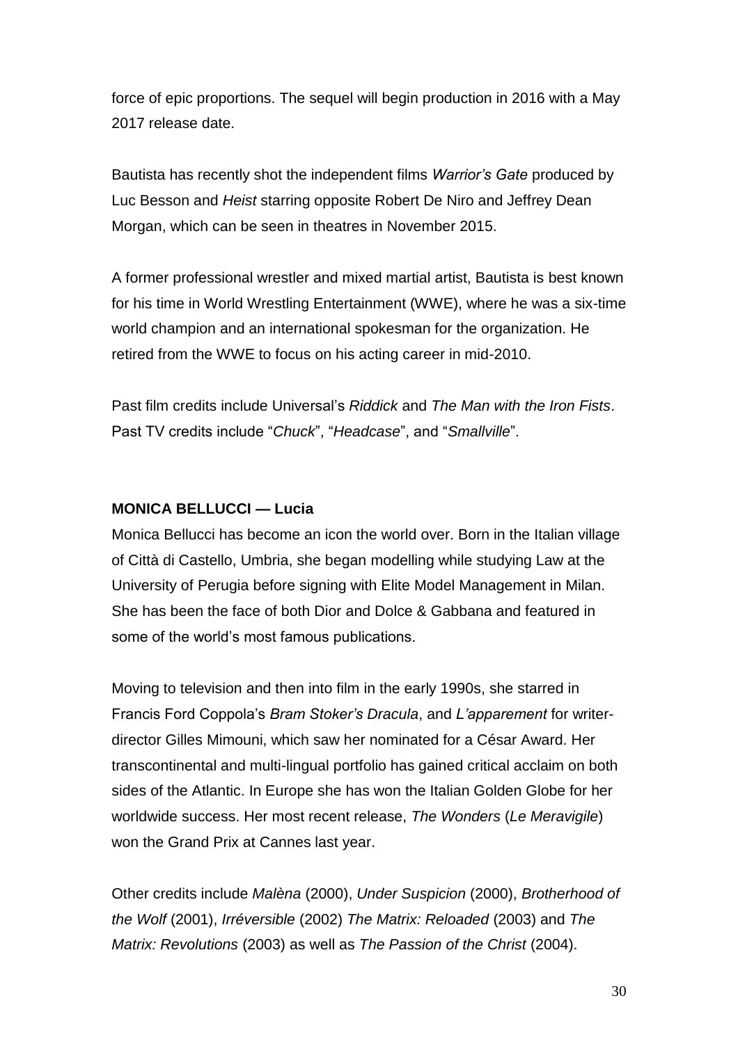force of epic proportions. The sequel will begin production in 2016 with a May 2017 release date.

Bautista has recently shot the independent films *Warrior's Gate* produced by Luc Besson and *Heist* starring opposite Robert De Niro and Jeffrey Dean Morgan, which can be seen in theatres in November 2015.

A former professional wrestler and mixed martial artist, Bautista is best known for his time in World Wrestling Entertainment (WWE), where he was a six-time world champion and an international spokesman for the organization. He retired from the WWE to focus on his acting career in mid-2010.

Past film credits include Universal's *Riddick* and *The Man with the Iron Fists*. Past TV credits include "*Chuck*", "*Headcase*", and "*Smallville*".

**MONICA BELLUCCI — Lucia**

Monica Bellucci has become an icon the world over. Born in the Italian village of Città di Castello, Umbria, she began modelling while studying Law at the University of Perugia before signing with Elite Model Management in Milan. She has been the face of both Dior and Dolce & Gabbana and featured in some of the world's most famous publications.

Moving to television and then into film in the early 1990s, she starred in Francis Ford Coppola's *Bram Stoker's Dracula*, and *L'apparement* for writer-director Gilles Mimouni, which saw her nominated for a César Award. Her transcontinental and multi-lingual portfolio has gained critical acclaim on both sides of the Atlantic. In Europe she has won the Italian Golden Globe for her worldwide success. Her most recent release, *The Wonders* (*Le Meravigile*) won the Grand Prix at Cannes last year.

Other credits include *Malèna* (2000), *Under Suspicion* (2000), *Brotherhood of the Wolf* (2001), *Irréversible* (2002) *The Matrix: Reloaded* (2003) and *The Matrix: Revolutions* (2003) as well as *The Passion of the Christ* (2004).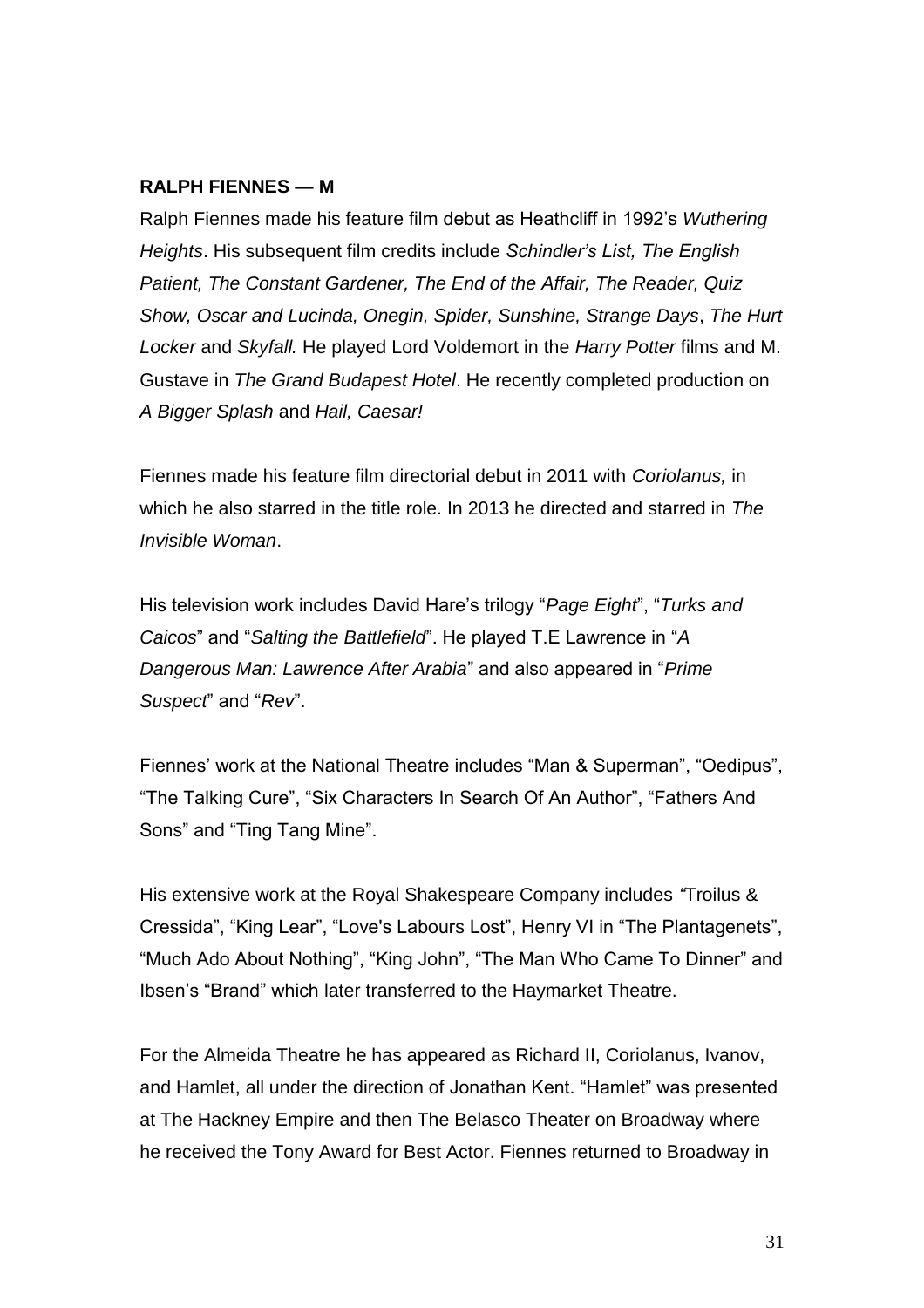**RALPH FIENNES — M**

Ralph Fiennes made his feature film debut as Heathcliff in 1992's *Wuthering Heights*. His subsequent film credits include *Schindler's List, The English Patient, The Constant Gardener, The End of the Affair, The Reader, Quiz Show, Oscar and Lucinda, Onegin, Spider, Sunshine, Strange Days*, *The Hurt Locker* and *Skyfall.* He played Lord Voldemort in the *Harry Potter* films and M. Gustave in *The Grand Budapest Hotel*. He recently completed production on *A Bigger Splash* and *Hail, Caesar!*

Fiennes made his feature film directorial debut in 2011 with *Coriolanus,* in which he also starred in the title role. In 2013 he directed and starred in *The Invisible Woman*.

His television work includes David Hare's trilogy "*Page Eight*", "*Turks and Caicos*" and "*Salting the Battlefield*". He played T.E Lawrence in "*A Dangerous Man: Lawrence After Arabia*" and also appeared in "*Prime Suspect*" and "*Rev*".

Fiennes' work at the National Theatre includes "Man & Superman", "Oedipus", "The Talking Cure", "Six Characters In Search Of An Author", "Fathers And Sons" and "Ting Tang Mine".

His extensive work at the Royal Shakespeare Company includes *"*Troilus & Cressida", "King Lear", "Love's Labours Lost", Henry VI in "The Plantagenets", "Much Ado About Nothing", "King John", "The Man Who Came To Dinner" and Ibsen's "Brand" which later transferred to the Haymarket Theatre.

For the Almeida Theatre he has appeared as Richard II, Coriolanus, Ivanov, and Hamlet, all under the direction of Jonathan Kent. "Hamlet" was presented at The Hackney Empire and then The Belasco Theater on Broadway where he received the Tony Award for Best Actor. Fiennes returned to Broadway in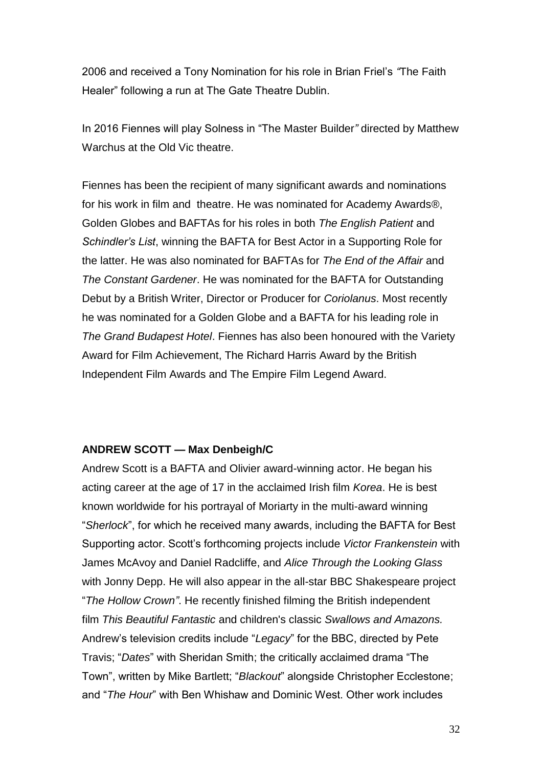2006 and received a Tony Nomination for his role in Brian Friel's *"*The Faith Healer" following a run at The Gate Theatre Dublin.

In 2016 Fiennes will play Solness in "The Master Builder*"* directed by Matthew Warchus at the Old Vic theatre.

Fiennes has been the recipient of many significant awards and nominations for his work in film and theatre. He was nominated for Academy Awards®, Golden Globes and BAFTAs for his roles in both *The English Patient* and *Schindler's List*, winning the BAFTA for Best Actor in a Supporting Role for the latter. He was also nominated for BAFTAs for *The End of the Affair* and *The Constant Gardener*. He was nominated for the BAFTA for Outstanding Debut by a British Writer, Director or Producer for *Coriolanus*. Most recently he was nominated for a Golden Globe and a BAFTA for his leading role in *The Grand Budapest Hotel*. Fiennes has also been honoured with the Variety Award for Film Achievement, The Richard Harris Award by the British Independent Film Awards and The Empire Film Legend Award.

**ANDREW SCOTT — Max Denbeigh/C**

Andrew Scott is a BAFTA and Olivier award-winning actor. He began his acting career at the age of 17 in the acclaimed Irish film *Korea*. He is best known worldwide for his portrayal of Moriarty in the multi-award winning "*Sherlock*", for which he received many awards, including the BAFTA for Best Supporting actor. Scott's forthcoming projects include *Victor Frankenstein* with James McAvoy and Daniel Radcliffe, and *Alice Through the Looking Glass* with Jonny Depp. He will also appear in the all-star BBC Shakespeare project "*The Hollow Crown"*. He recently finished filming the British independent film *This Beautiful Fantastic* and children's classic *Swallows and Amazons.* Andrew's television credits include "*Legacy*" for the BBC, directed by Pete Travis; "*Dates*" with Sheridan Smith; the critically acclaimed drama "The Town", written by Mike Bartlett; "*Blackout*" alongside Christopher Ecclestone; and "*The Hour*" with Ben Whishaw and Dominic West. Other work includes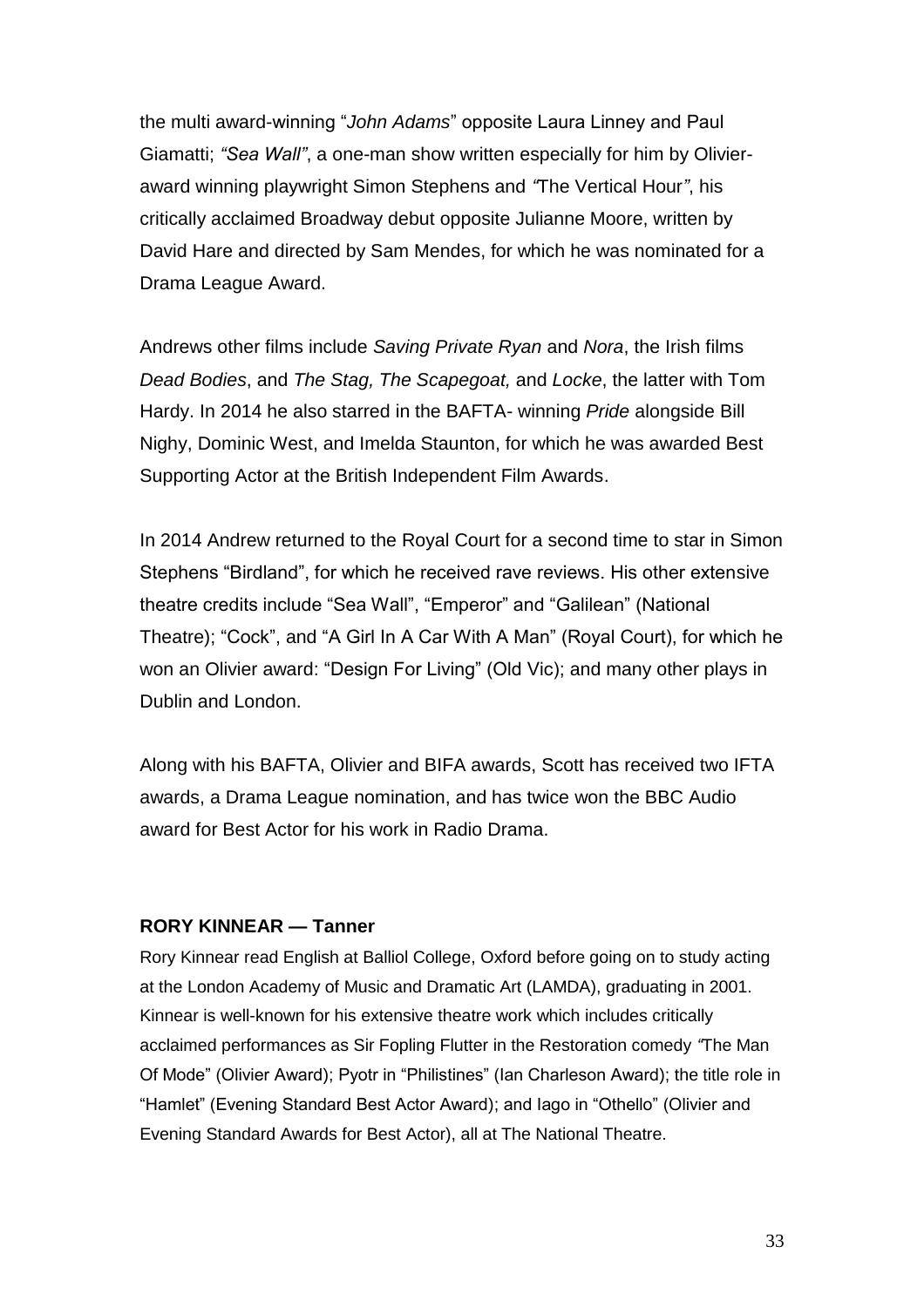the multi award-winning "*John Adams*" opposite Laura Linney and Paul Giamatti; *"Sea Wall"*, a one-man show written especially for him by Olivier-award winning playwright Simon Stephens and *"*The Vertical Hour*"*, his critically acclaimed Broadway debut opposite Julianne Moore, written by David Hare and directed by Sam Mendes, for which he was nominated for a Drama League Award.

Andrews other films include *Saving Private Ryan* and *Nora*, the Irish films *Dead Bodies*, and *The Stag, The Scapegoat,* and *Locke*, the latter with Tom Hardy. In 2014 he also starred in the BAFTA- winning *Pride* alongside Bill Nighy, Dominic West, and Imelda Staunton, for which he was awarded Best Supporting Actor at the British Independent Film Awards.

In 2014 Andrew returned to the Royal Court for a second time to star in Simon Stephens "Birdland", for which he received rave reviews. His other extensive theatre credits include "Sea Wall", "Emperor" and "Galilean" (National Theatre); "Cock", and "A Girl In A Car With A Man" (Royal Court), for which he won an Olivier award: "Design For Living" (Old Vic); and many other plays in Dublin and London.

Along with his BAFTA, Olivier and BIFA awards, Scott has received two IFTA awards, a Drama League nomination, and has twice won the BBC Audio award for Best Actor for his work in Radio Drama.

**RORY KINNEAR — Tanner**

Rory Kinnear read English at Balliol College, Oxford before going on to study acting at the London Academy of Music and Dramatic Art (LAMDA), graduating in 2001. Kinnear is well-known for his extensive theatre work which includes critically acclaimed performances as Sir Fopling Flutter in the Restoration comedy *"*The Man Of Mode" (Olivier Award); Pyotr in "Philistines" (Ian Charleson Award); the title role in "Hamlet" (Evening Standard Best Actor Award); and Iago in "Othello" (Olivier and Evening Standard Awards for Best Actor), all at The National Theatre.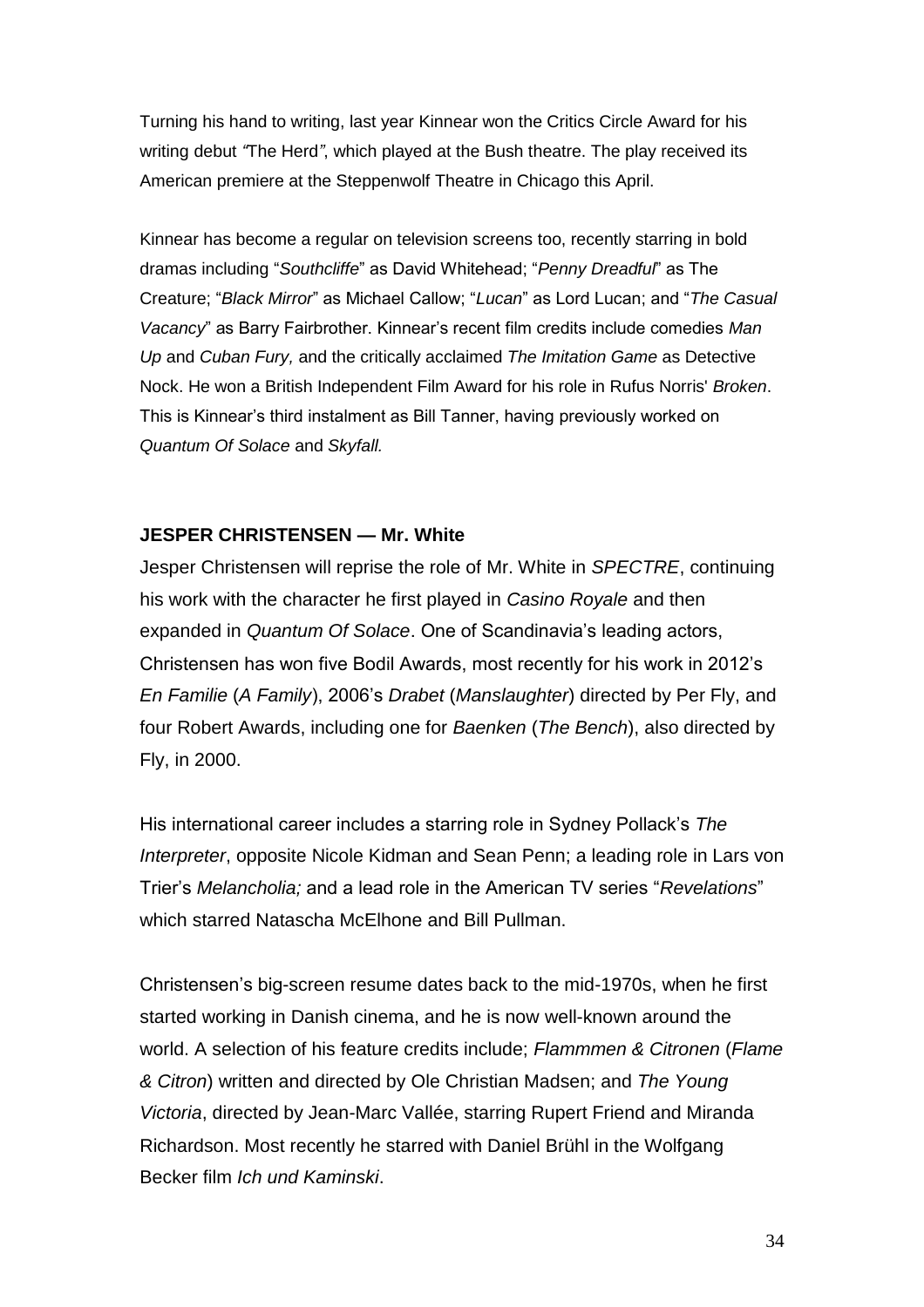Turning his hand to writing, last year Kinnear won the Critics Circle Award for his writing debut *"*The Herd*"*, which played at the Bush theatre. The play received its American premiere at the Steppenwolf Theatre in Chicago this April.

Kinnear has become a regular on television screens too, recently starring in bold dramas including "*Southcliffe*" as David Whitehead; "*Penny Dreadful*" as The Creature; "*Black Mirror*" as Michael Callow; "*Lucan*" as Lord Lucan; and "*The Casual Vacancy*" as Barry Fairbrother. Kinnear's recent film credits include comedies *Man Up* and *Cuban Fury,* and the critically acclaimed *The Imitation Game* as Detective Nock. He won a British Independent Film Award for his role in Rufus Norris' *Broken*. This is Kinnear's third instalment as Bill Tanner, having previously worked on *Quantum Of Solace* and *Skyfall.*

**JESPER CHRISTENSEN — Mr. White**

Jesper Christensen will reprise the role of Mr. White in *SPECTRE*, continuing his work with the character he first played in *Casino Royale* and then expanded in *Quantum Of Solace*. One of Scandinavia's leading actors, Christensen has won five Bodil Awards, most recently for his work in 2012's *En Familie* (*A Family*), 2006's *Drabet* (*Manslaughter*) directed by Per Fly, and four Robert Awards, including one for *Baenken* (*The Bench*), also directed by Fly, in 2000.

His international career includes a starring role in Sydney Pollack's *The Interpreter*, opposite Nicole Kidman and Sean Penn; a leading role in Lars von Trier's *Melancholia;* and a lead role in the American TV series "*Revelations*" which starred Natascha McElhone and Bill Pullman.

Christensen's big-screen resume dates back to the mid-1970s, when he first started working in Danish cinema, and he is now well-known around the world. A selection of his feature credits include; *Flammmen & Citronen* (*Flame & Citron*) written and directed by Ole Christian Madsen; and *The Young Victoria*, directed by Jean-Marc Vallée, starring Rupert Friend and Miranda Richardson. Most recently he starred with Daniel Brühl in the Wolfgang Becker film *Ich und Kaminski*.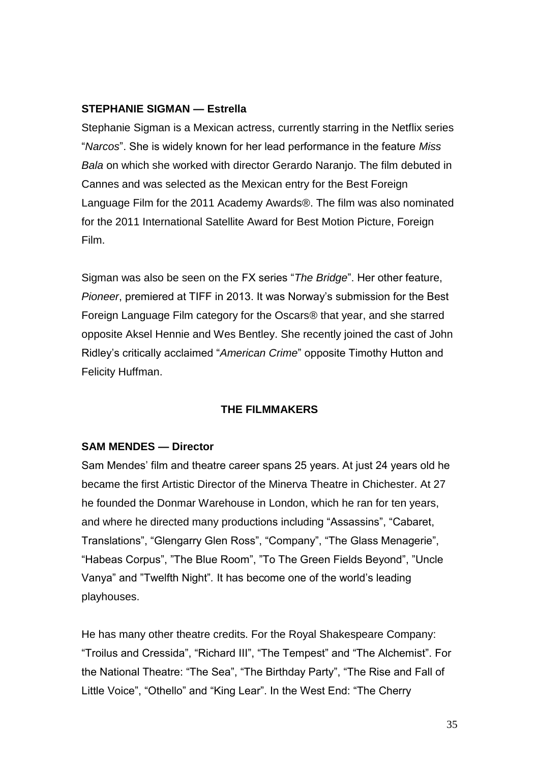**STEPHANIE SIGMAN — Estrella**

Stephanie Sigman is a Mexican actress, currently starring in the Netflix series "*Narcos*". She is widely known for her lead performance in the feature *Miss Bala* on which she worked with director Gerardo Naranjo. The film debuted in Cannes and was selected as the Mexican entry for the Best Foreign Language Film for the 2011 Academy Awards®. The film was also nominated for the 2011 International Satellite Award for Best Motion Picture, Foreign Film.

Sigman was also be seen on the FX series "*The Bridge*". Her other feature, *Pioneer*, premiered at TIFF in 2013. It was Norway's submission for the Best Foreign Language Film category for the Oscars® that year, and she starred opposite Aksel Hennie and Wes Bentley. She recently joined the cast of John Ridley's critically acclaimed "*American Crime*" opposite Timothy Hutton and Felicity Huffman.

## THE FILMMAKERS

**SAM MENDES — Director**

Sam Mendes' film and theatre career spans 25 years. At just 24 years old he became the first Artistic Director of the Minerva Theatre in Chichester. At 27 he founded the Donmar Warehouse in London, which he ran for ten years, and where he directed many productions including "Assassins", "Cabaret, Translations", "Glengarry Glen Ross", "Company", "The Glass Menagerie", "Habeas Corpus", "The Blue Room", "To The Green Fields Beyond", "Uncle Vanya" and "Twelfth Night". It has become one of the world's leading playhouses.

He has many other theatre credits. For the Royal Shakespeare Company: "Troilus and Cressida", "Richard III", "The Tempest" and "The Alchemist". For the National Theatre: "The Sea", "The Birthday Party", "The Rise and Fall of Little Voice", "Othello" and "King Lear". In the West End: "The Cherry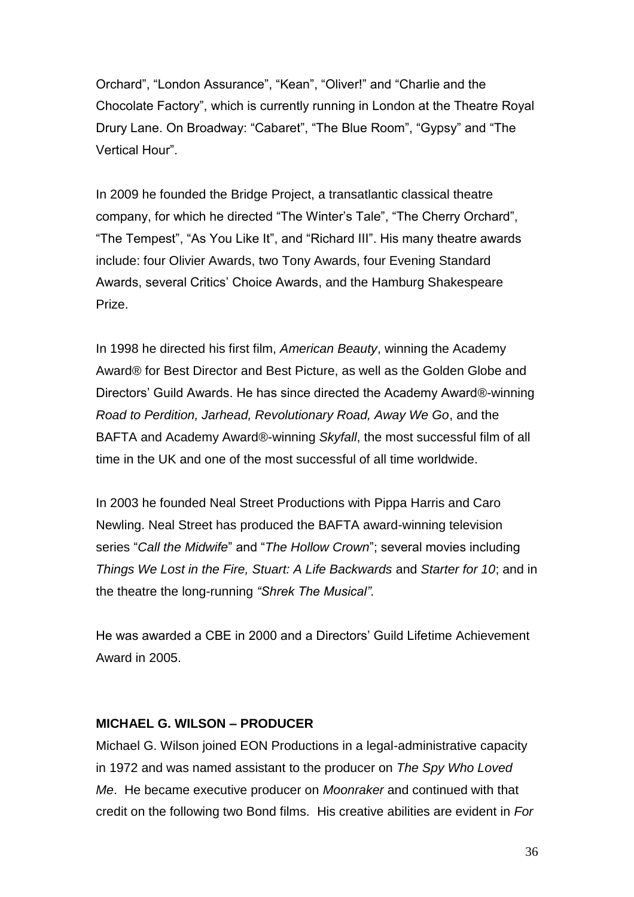Orchard", "London Assurance", "Kean", "Oliver!" and "Charlie and the Chocolate Factory", which is currently running in London at the Theatre Royal Drury Lane. On Broadway: "Cabaret", "The Blue Room", "Gypsy" and "The Vertical Hour".

In 2009 he founded the Bridge Project, a transatlantic classical theatre company, for which he directed "The Winter's Tale", "The Cherry Orchard", "The Tempest", "As You Like It", and "Richard III". His many theatre awards include: four Olivier Awards, two Tony Awards, four Evening Standard Awards, several Critics' Choice Awards, and the Hamburg Shakespeare Prize.

In 1998 he directed his first film, *American Beauty*, winning the Academy Award® for Best Director and Best Picture, as well as the Golden Globe and Directors' Guild Awards. He has since directed the Academy Award®-winning *Road to Perdition, Jarhead, Revolutionary Road, Away We Go*, and the BAFTA and Academy Award®-winning *Skyfall*, the most successful film of all time in the UK and one of the most successful of all time worldwide.

In 2003 he founded Neal Street Productions with Pippa Harris and Caro Newling. Neal Street has produced the BAFTA award-winning television series "*Call the Midwife*" and "*The Hollow Crown*"; several movies including *Things We Lost in the Fire, Stuart: A Life Backwards* and *Starter for 10*; and in the theatre the long-running *"Shrek The Musical".*

He was awarded a CBE in 2000 and a Directors' Guild Lifetime Achievement Award in 2005.

**MICHAEL G. WILSON – PRODUCER**

Michael G. Wilson joined EON Productions in a legal-administrative capacity in 1972 and was named assistant to the producer on *The Spy Who Loved Me*. He became executive producer on *Moonraker* and continued with that credit on the following two Bond films. His creative abilities are evident in *For*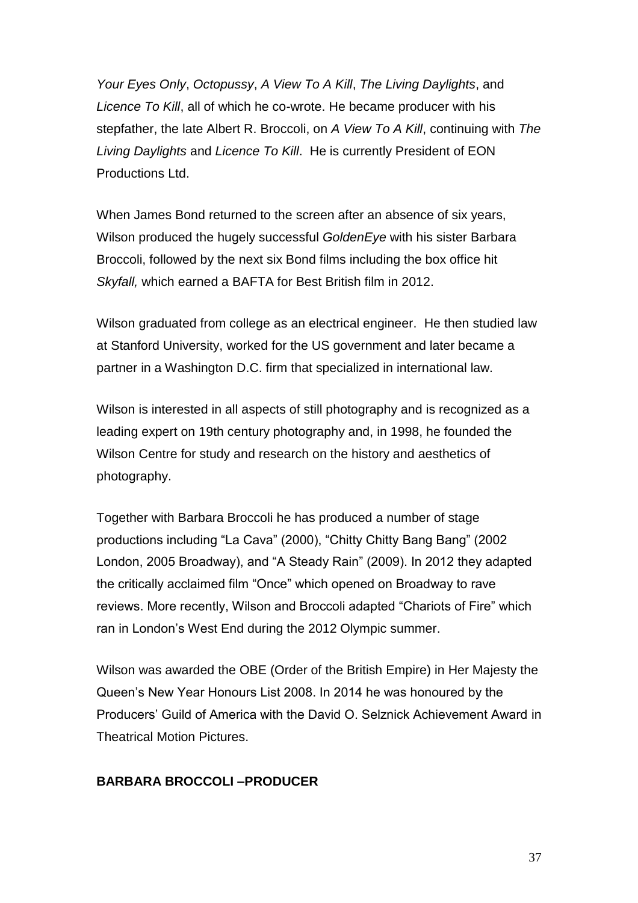*Your Eyes Only*, *Octopussy*, *A View To A Kill*, *The Living Daylights*, and *Licence To Kill*, all of which he co-wrote. He became producer with his stepfather, the late Albert R. Broccoli, on *A View To A Kill*, continuing with *The Living Daylights* and *Licence To Kill*. He is currently President of EON Productions Ltd.

When James Bond returned to the screen after an absence of six years, Wilson produced the hugely successful *GoldenEye* with his sister Barbara Broccoli, followed by the next six Bond films including the box office hit *Skyfall,* which earned a BAFTA for Best British film in 2012.

Wilson graduated from college as an electrical engineer. He then studied law at Stanford University, worked for the US government and later became a partner in a Washington D.C. firm that specialized in international law.

Wilson is interested in all aspects of still photography and is recognized as a leading expert on 19th century photography and, in 1998, he founded the Wilson Centre for study and research on the history and aesthetics of photography.

Together with Barbara Broccoli he has produced a number of stage productions including "La Cava" (2000), "Chitty Chitty Bang Bang" (2002 London, 2005 Broadway), and "A Steady Rain" (2009). In 2012 they adapted the critically acclaimed film "Once" which opened on Broadway to rave reviews. More recently, Wilson and Broccoli adapted "Chariots of Fire" which ran in London's West End during the 2012 Olympic summer.

Wilson was awarded the OBE (Order of the British Empire) in Her Majesty the Queen's New Year Honours List 2008. In 2014 he was honoured by the Producers' Guild of America with the David O. Selznick Achievement Award in Theatrical Motion Pictures.

**BARBARA BROCCOLI –PRODUCER**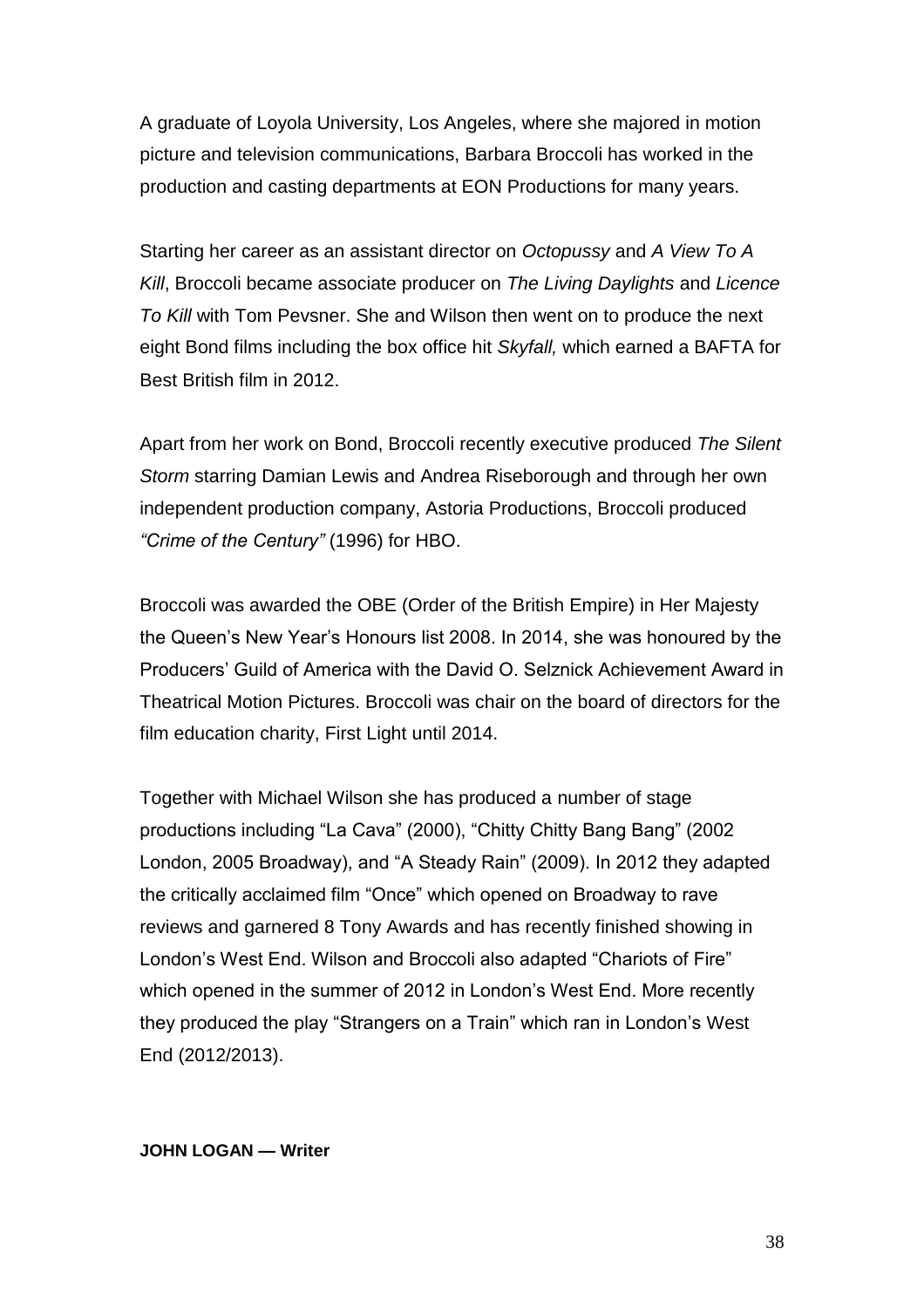A graduate of Loyola University, Los Angeles, where she majored in motion picture and television communications, Barbara Broccoli has worked in the production and casting departments at EON Productions for many years.

Starting her career as an assistant director on *Octopussy* and *A View To A Kill*, Broccoli became associate producer on *The Living Daylights* and *Licence To Kill* with Tom Pevsner. She and Wilson then went on to produce the next eight Bond films including the box office hit *Skyfall,* which earned a BAFTA for Best British film in 2012.

Apart from her work on Bond, Broccoli recently executive produced *The Silent Storm* starring Damian Lewis and Andrea Riseborough and through her own independent production company, Astoria Productions, Broccoli produced *"Crime of the Century"* (1996) for HBO.

Broccoli was awarded the OBE (Order of the British Empire) in Her Majesty the Queen's New Year's Honours list 2008. In 2014, she was honoured by the Producers' Guild of America with the David O. Selznick Achievement Award in Theatrical Motion Pictures. Broccoli was chair on the board of directors for the film education charity, First Light until 2014.

Together with Michael Wilson she has produced a number of stage productions including "La Cava" (2000), "Chitty Chitty Bang Bang" (2002 London, 2005 Broadway), and "A Steady Rain" (2009). In 2012 they adapted the critically acclaimed film "Once" which opened on Broadway to rave reviews and garnered 8 Tony Awards and has recently finished showing in London's West End. Wilson and Broccoli also adapted "Chariots of Fire" which opened in the summer of 2012 in London's West End. More recently they produced the play "Strangers on a Train" which ran in London's West End (2012/2013).

**JOHN LOGAN — Writer**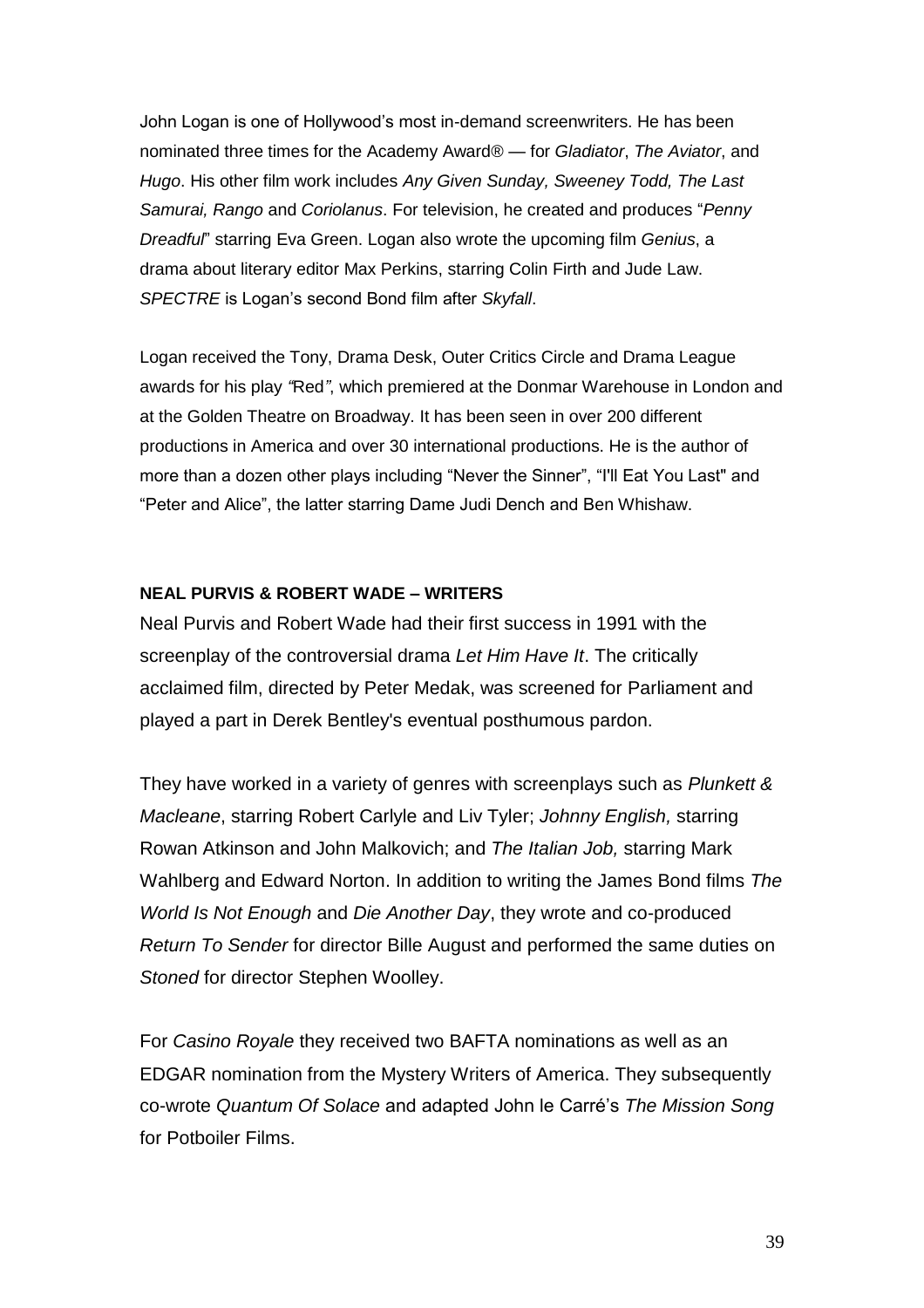John Logan is one of Hollywood's most in-demand screenwriters. He has been nominated three times for the Academy Award® — for *Gladiator*, *The Aviator*, and *Hugo*. His other film work includes *Any Given Sunday, Sweeney Todd, The Last Samurai, Rango* and *Coriolanus*. For television, he created and produces "*Penny Dreadful*" starring Eva Green. Logan also wrote the upcoming film *Genius*, a drama about literary editor Max Perkins, starring Colin Firth and Jude Law. *SPECTRE* is Logan's second Bond film after *Skyfall*.

Logan received the Tony, Drama Desk, Outer Critics Circle and Drama League awards for his play *"*Red*"*, which premiered at the Donmar Warehouse in London and at the Golden Theatre on Broadway. It has been seen in over 200 different productions in America and over 30 international productions. He is the author of more than a dozen other plays including "Never the Sinner", "I'll Eat You Last" and "Peter and Alice", the latter starring Dame Judi Dench and Ben Whishaw.

**NEAL PURVIS & ROBERT WADE – WRITERS**

Neal Purvis and Robert Wade had their first success in 1991 with the screenplay of the controversial drama *Let Him Have It*. The critically acclaimed film, directed by Peter Medak, was screened for Parliament and played a part in Derek Bentley's eventual posthumous pardon.

They have worked in a variety of genres with screenplays such as *Plunkett & Macleane*, starring Robert Carlyle and Liv Tyler; *Johnny English,* starring Rowan Atkinson and John Malkovich; and *The Italian Job,* starring Mark Wahlberg and Edward Norton. In addition to writing the James Bond films *The World Is Not Enough* and *Die Another Day*, they wrote and co-produced *Return To Sender* for director Bille August and performed the same duties on *Stoned* for director Stephen Woolley.

For *Casino Royale* they received two BAFTA nominations as well as an EDGAR nomination from the Mystery Writers of America. They subsequently co-wrote *Quantum Of Solace* and adapted John le Carré's *The Mission Song* for Potboiler Films.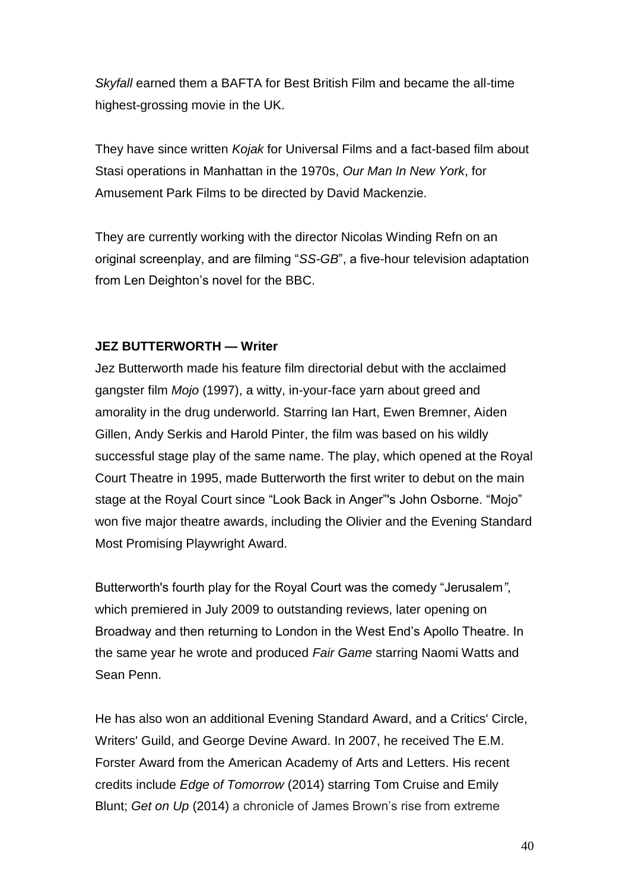*Skyfall* earned them a BAFTA for Best British Film and became the all-time highest-grossing movie in the UK.

They have since written *Kojak* for Universal Films and a fact-based film about Stasi operations in Manhattan in the 1970s, *Our Man In New York*, for Amusement Park Films to be directed by David Mackenzie.

They are currently working with the director Nicolas Winding Refn on an original screenplay, and are filming "*SS-GB*", a five-hour television adaptation from Len Deighton's novel for the BBC.

**JEZ BUTTERWORTH — Writer**

Jez Butterworth made his feature film directorial debut with the acclaimed gangster film *Mojo* (1997), a witty, in-your-face yarn about greed and amorality in the drug underworld. Starring Ian Hart, Ewen Bremner, Aiden Gillen, Andy Serkis and Harold Pinter, the film was based on his wildly successful stage play of the same name. The play, which opened at the Royal Court Theatre in 1995, made Butterworth the first writer to debut on the main stage at the Royal Court since "Look Back in Anger"'s John Osborne. "Mojo" won five major theatre awards, including the Olivier and the Evening Standard Most Promising Playwright Award.

Butterworth's fourth play for the Royal Court was the comedy "Jerusalem*"*, which premiered in July 2009 to outstanding reviews, later opening on Broadway and then returning to London in the West End's Apollo Theatre. In the same year he wrote and produced *Fair Game* starring Naomi Watts and Sean Penn.

He has also won an additional Evening Standard Award, and a Critics' Circle, Writers' Guild, and George Devine Award. In 2007, he received The E.M. Forster Award from the American Academy of Arts and Letters. His recent credits include *Edge of Tomorrow* (2014) starring Tom Cruise and Emily Blunt; *Get on Up* (2014) a chronicle of James Brown's rise from extreme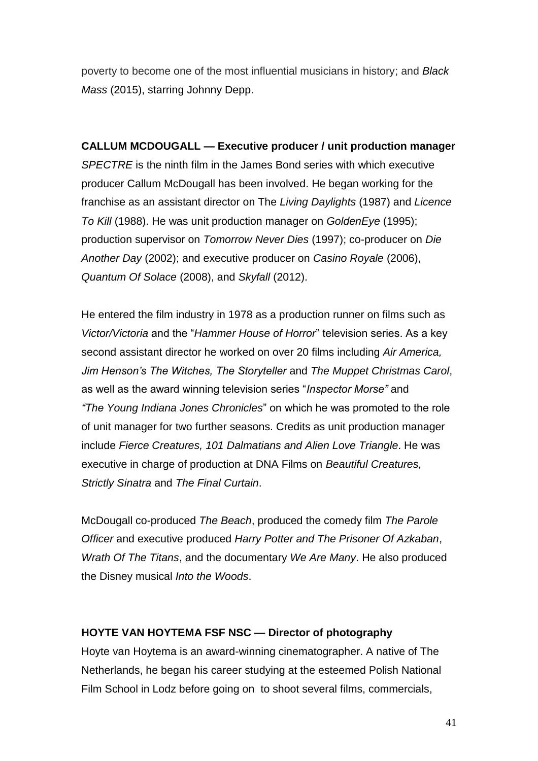poverty to become one of the most influential musicians in history; and *Black Mass* (2015), starring Johnny Depp.

**CALLUM MCDOUGALL — Executive producer / unit production manager**

*SPECTRE* is the ninth film in the James Bond series with which executive producer Callum McDougall has been involved. He began working for the franchise as an assistant director on The *Living Daylights* (1987) and *Licence To Kill* (1988). He was unit production manager on *GoldenEye* (1995); production supervisor on *Tomorrow Never Dies* (1997); co-producer on *Die Another Day* (2002); and executive producer on *Casino Royale* (2006), *Quantum Of Solace* (2008), and *Skyfall* (2012).

He entered the film industry in 1978 as a production runner on films such as *Victor/Victoria* and the "*Hammer House of Horror*" television series. As a key second assistant director he worked on over 20 films including *Air America, Jim Henson's The Witches, The Storyteller* and *The Muppet Christmas Carol*, as well as the award winning television series "*Inspector Morse"* and *"The Young Indiana Jones Chronicles*" on which he was promoted to the role of unit manager for two further seasons. Credits as unit production manager include *Fierce Creatures, 101 Dalmatians and Alien Love Triangle*. He was executive in charge of production at DNA Films on *Beautiful Creatures, Strictly Sinatra* and *The Final Curtain*.

McDougall co-produced *The Beach*, produced the comedy film *The Parole Officer* and executive produced *Harry Potter and The Prisoner Of Azkaban*, *Wrath Of The Titans*, and the documentary *We Are Many*. He also produced the Disney musical *Into the Woods*.

**HOYTE VAN HOYTEMA FSF NSC — Director of photography**

Hoyte van Hoytema is an award-winning cinematographer. A native of The Netherlands, he began his career studying at the esteemed Polish National Film School in Lodz before going on to shoot several films, commercials,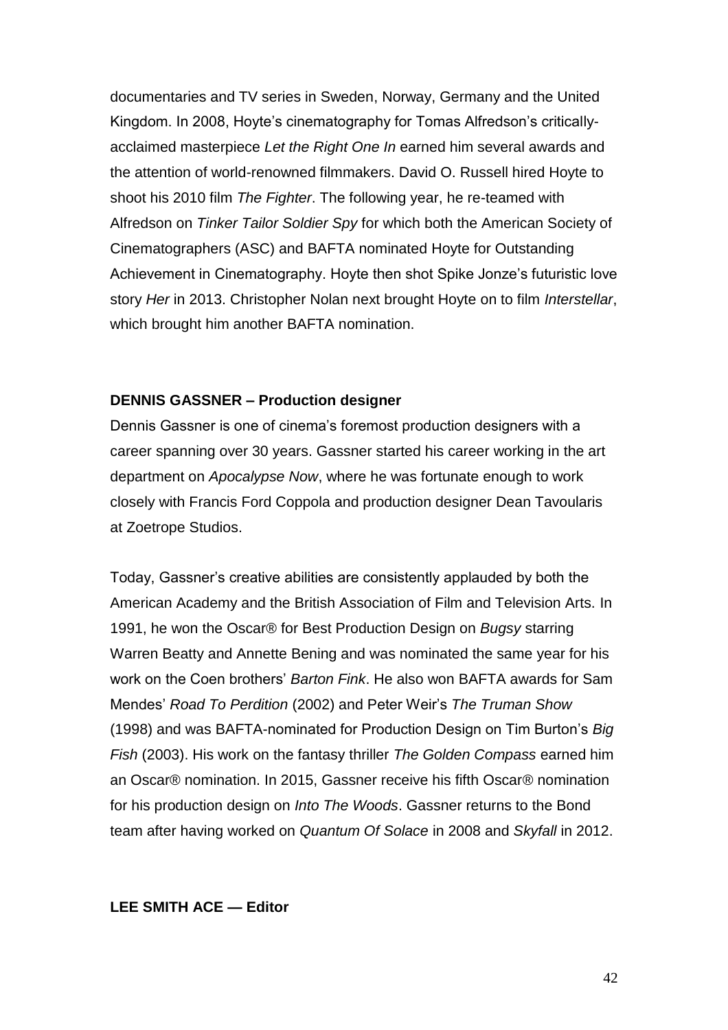documentaries and TV series in Sweden, Norway, Germany and the United Kingdom. In 2008, Hoyte's cinematography for Tomas Alfredson's critically-acclaimed masterpiece *Let the Right One In* earned him several awards and the attention of world-renowned filmmakers. David O. Russell hired Hoyte to shoot his 2010 film *The Fighter*. The following year, he re-teamed with Alfredson on *Tinker Tailor Soldier Spy* for which both the American Society of Cinematographers (ASC) and BAFTA nominated Hoyte for Outstanding Achievement in Cinematography. Hoyte then shot Spike Jonze's futuristic love story *Her* in 2013. Christopher Nolan next brought Hoyte on to film *Interstellar*, which brought him another BAFTA nomination.

**DENNIS GASSNER – Production designer**

Dennis Gassner is one of cinema's foremost production designers with a career spanning over 30 years. Gassner started his career working in the art department on *Apocalypse Now*, where he was fortunate enough to work closely with Francis Ford Coppola and production designer Dean Tavoularis at Zoetrope Studios.

Today, Gassner's creative abilities are consistently applauded by both the American Academy and the British Association of Film and Television Arts. In 1991, he won the Oscar® for Best Production Design on *Bugsy* starring Warren Beatty and Annette Bening and was nominated the same year for his work on the Coen brothers' *Barton Fink*. He also won BAFTA awards for Sam Mendes' *Road To Perdition* (2002) and Peter Weir's *The Truman Show* (1998) and was BAFTA-nominated for Production Design on Tim Burton's *Big Fish* (2003). His work on the fantasy thriller *The Golden Compass* earned him an Oscar® nomination. In 2015, Gassner receive his fifth Oscar® nomination for his production design on *Into The Woods*. Gassner returns to the Bond team after having worked on *Quantum Of Solace* in 2008 and *Skyfall* in 2012.

**LEE SMITH ACE — Editor**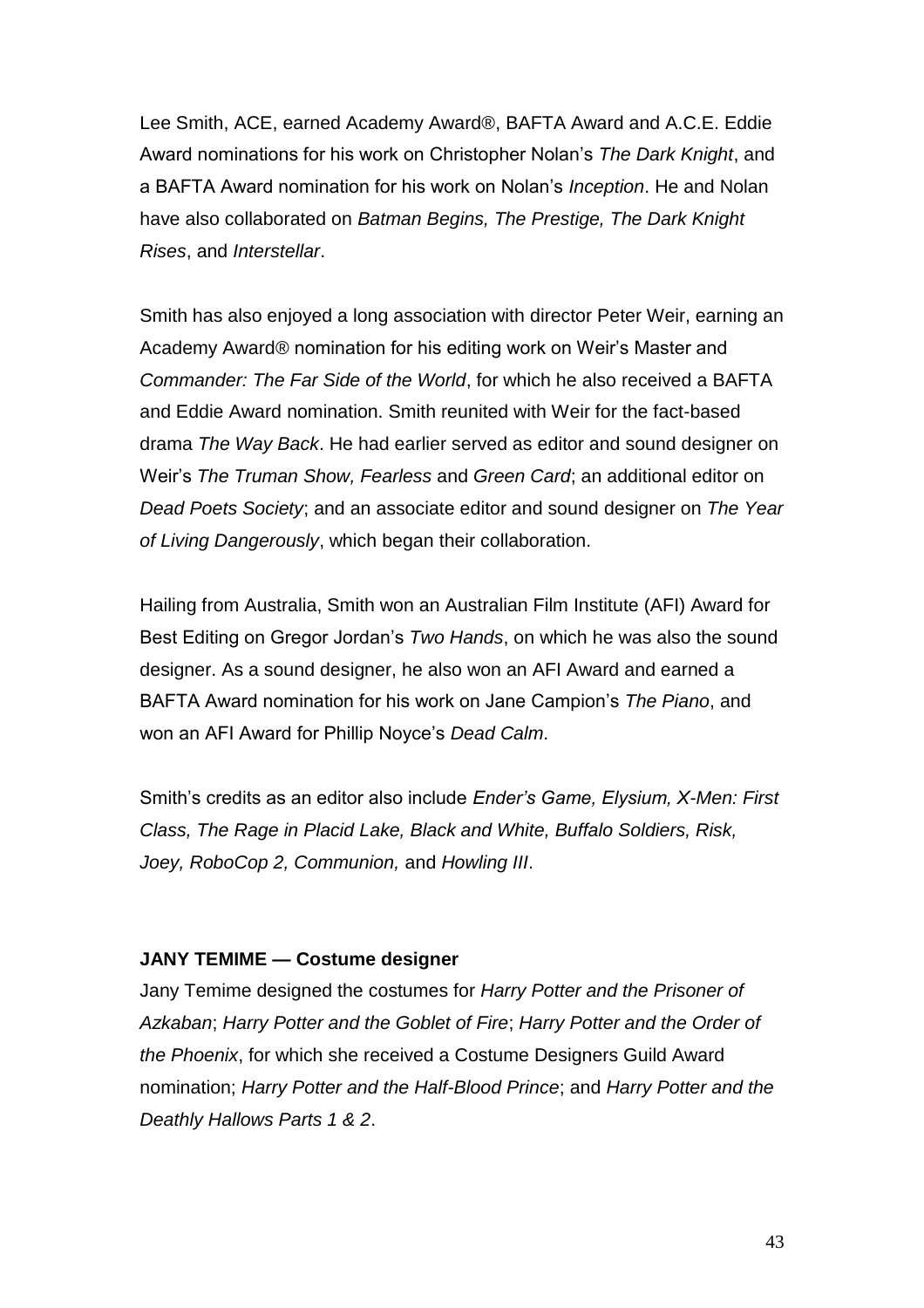Lee Smith, ACE, earned Academy Award®, BAFTA Award and A.C.E. Eddie Award nominations for his work on Christopher Nolan's *The Dark Knight*, and a BAFTA Award nomination for his work on Nolan's *Inception*. He and Nolan have also collaborated on *Batman Begins, The Prestige, The Dark Knight Rises*, and *Interstellar*.

Smith has also enjoyed a long association with director Peter Weir, earning an Academy Award® nomination for his editing work on Weir's Master and *Commander: The Far Side of the World*, for which he also received a BAFTA and Eddie Award nomination. Smith reunited with Weir for the fact-based drama *The Way Back*. He had earlier served as editor and sound designer on Weir's *The Truman Show, Fearless* and *Green Card*; an additional editor on *Dead Poets Society*; and an associate editor and sound designer on *The Year of Living Dangerously*, which began their collaboration.

Hailing from Australia, Smith won an Australian Film Institute (AFI) Award for Best Editing on Gregor Jordan's *Two Hands*, on which he was also the sound designer. As a sound designer, he also won an AFI Award and earned a BAFTA Award nomination for his work on Jane Campion's *The Piano*, and won an AFI Award for Phillip Noyce's *Dead Calm*.

Smith's credits as an editor also include *Ender's Game, Elysium, X-Men: First Class, The Rage in Placid Lake, Black and White, Buffalo Soldiers, Risk, Joey, RoboCop 2, Communion,* and *Howling III*.

**JANY TEMIME — Costume designer**

Jany Temime designed the costumes for *Harry Potter and the Prisoner of Azkaban*; *Harry Potter and the Goblet of Fire*; *Harry Potter and the Order of the Phoenix*, for which she received a Costume Designers Guild Award nomination; *Harry Potter and the Half-Blood Prince*; and *Harry Potter and the Deathly Hallows Parts 1 & 2*.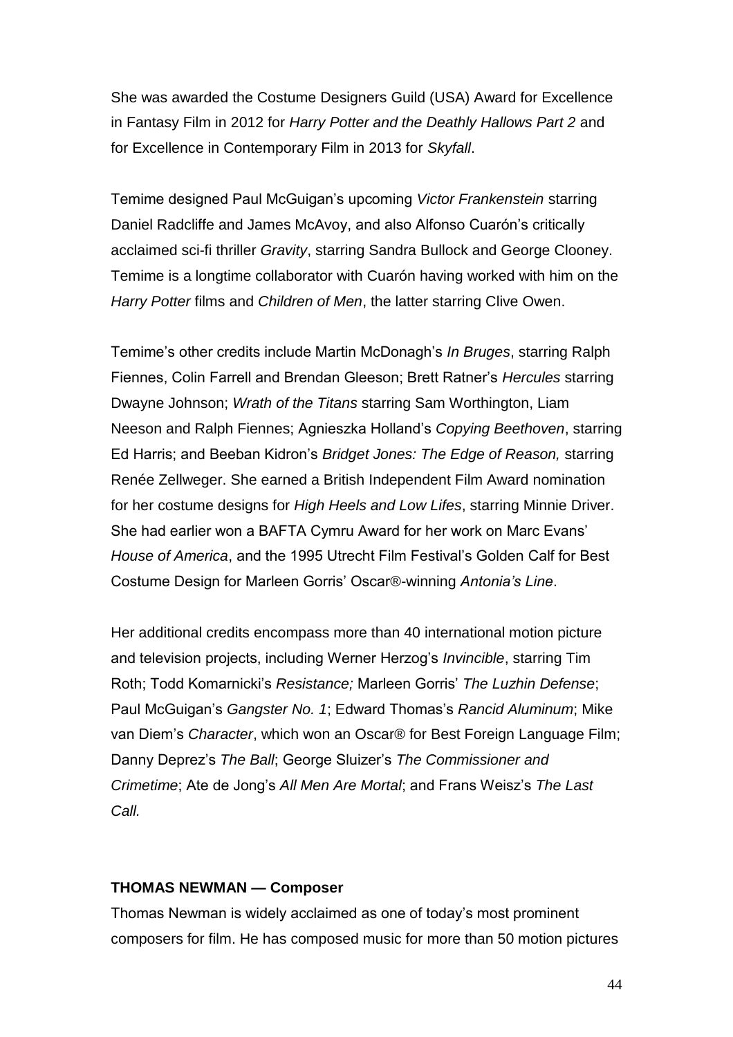She was awarded the Costume Designers Guild (USA) Award for Excellence in Fantasy Film in 2012 for *Harry Potter and the Deathly Hallows Part 2* and for Excellence in Contemporary Film in 2013 for *Skyfall*.

Temime designed Paul McGuigan's upcoming *Victor Frankenstein* starring Daniel Radcliffe and James McAvoy, and also Alfonso Cuarón's critically acclaimed sci-fi thriller *Gravity*, starring Sandra Bullock and George Clooney. Temime is a longtime collaborator with Cuarón having worked with him on the *Harry Potter* films and *Children of Men*, the latter starring Clive Owen.

Temime's other credits include Martin McDonagh's *In Bruges*, starring Ralph Fiennes, Colin Farrell and Brendan Gleeson; Brett Ratner's *Hercules* starring Dwayne Johnson; *Wrath of the Titans* starring Sam Worthington, Liam Neeson and Ralph Fiennes; Agnieszka Holland's *Copying Beethoven*, starring Ed Harris; and Beeban Kidron's *Bridget Jones: The Edge of Reason,* starring Renée Zellweger. She earned a British Independent Film Award nomination for her costume designs for *High Heels and Low Lifes*, starring Minnie Driver. She had earlier won a BAFTA Cymru Award for her work on Marc Evans' *House of America*, and the 1995 Utrecht Film Festival's Golden Calf for Best Costume Design for Marleen Gorris' Oscar®-winning *Antonia's Line*.

Her additional credits encompass more than 40 international motion picture and television projects, including Werner Herzog's *Invincible*, starring Tim Roth; Todd Komarnicki's *Resistance;* Marleen Gorris' *The Luzhin Defense*; Paul McGuigan's *Gangster No. 1*; Edward Thomas's *Rancid Aluminum*; Mike van Diem's *Character*, which won an Oscar® for Best Foreign Language Film; Danny Deprez's *The Ball*; George Sluizer's *The Commissioner and Crimetime*; Ate de Jong's *All Men Are Mortal*; and Frans Weisz's *The Last Call.*

**THOMAS NEWMAN — Composer**

Thomas Newman is widely acclaimed as one of today's most prominent composers for film. He has composed music for more than 50 motion pictures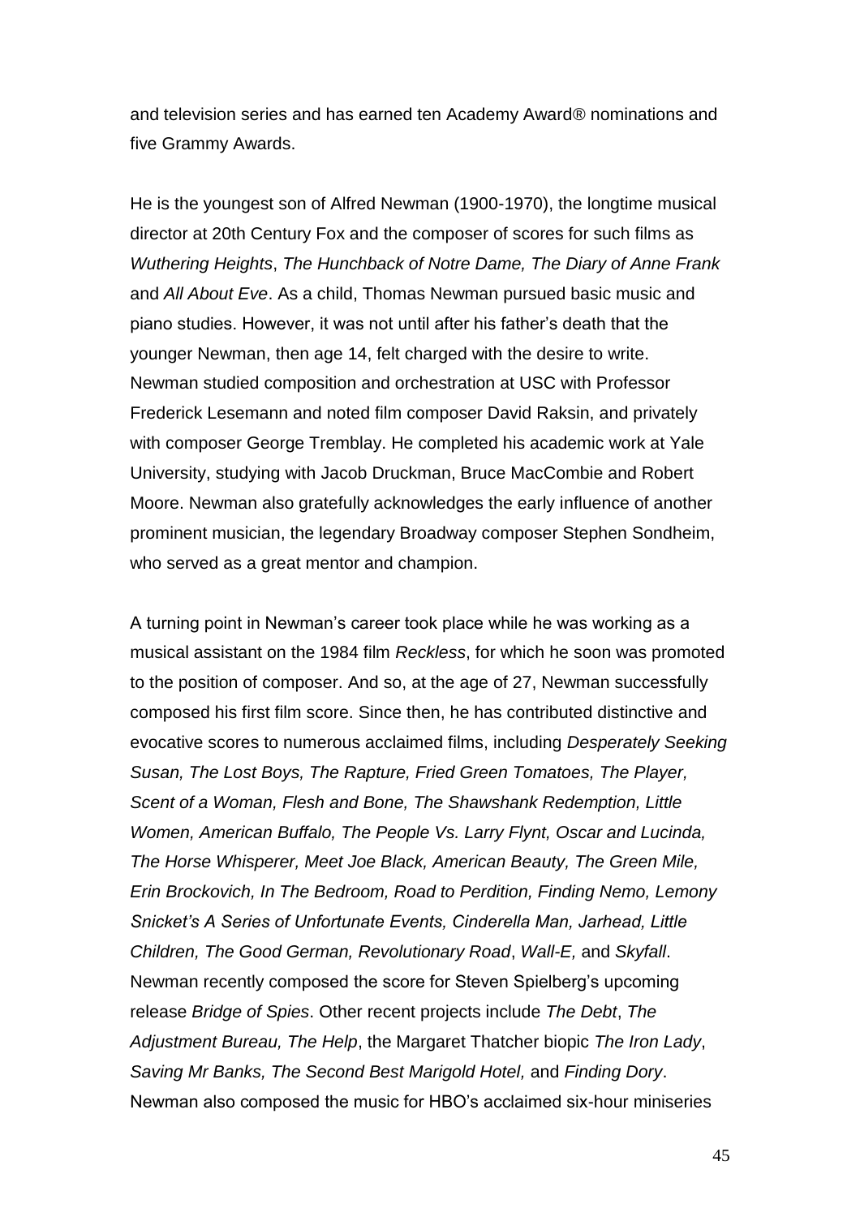and television series and has earned ten Academy Award® nominations and five Grammy Awards.

He is the youngest son of Alfred Newman (1900-1970), the longtime musical director at 20th Century Fox and the composer of scores for such films as *Wuthering Heights*, *The Hunchback of Notre Dame, The Diary of Anne Frank* and *All About Eve*. As a child, Thomas Newman pursued basic music and piano studies. However, it was not until after his father's death that the younger Newman, then age 14, felt charged with the desire to write. Newman studied composition and orchestration at USC with Professor Frederick Lesemann and noted film composer David Raksin, and privately with composer George Tremblay. He completed his academic work at Yale University, studying with Jacob Druckman, Bruce MacCombie and Robert Moore. Newman also gratefully acknowledges the early influence of another prominent musician, the legendary Broadway composer Stephen Sondheim, who served as a great mentor and champion.

A turning point in Newman's career took place while he was working as a musical assistant on the 1984 film *Reckless*, for which he soon was promoted to the position of composer. And so, at the age of 27, Newman successfully composed his first film score. Since then, he has contributed distinctive and evocative scores to numerous acclaimed films, including *Desperately Seeking Susan, The Lost Boys, The Rapture, Fried Green Tomatoes, The Player, Scent of a Woman, Flesh and Bone, The Shawshank Redemption, Little Women, American Buffalo, The People Vs. Larry Flynt, Oscar and Lucinda, The Horse Whisperer, Meet Joe Black, American Beauty, The Green Mile, Erin Brockovich, In The Bedroom, Road to Perdition, Finding Nemo, Lemony Snicket's A Series of Unfortunate Events, Cinderella Man, Jarhead, Little Children, The Good German, Revolutionary Road*, *Wall-E,* and *Skyfall*. Newman recently composed the score for Steven Spielberg's upcoming release *Bridge of Spies*. Other recent projects include *The Debt*, *The Adjustment Bureau, The Help*, the Margaret Thatcher biopic *The Iron Lady*, *Saving Mr Banks, The Second Best Marigold Hotel,* and *Finding Dory*. Newman also composed the music for HBO's acclaimed six-hour miniseries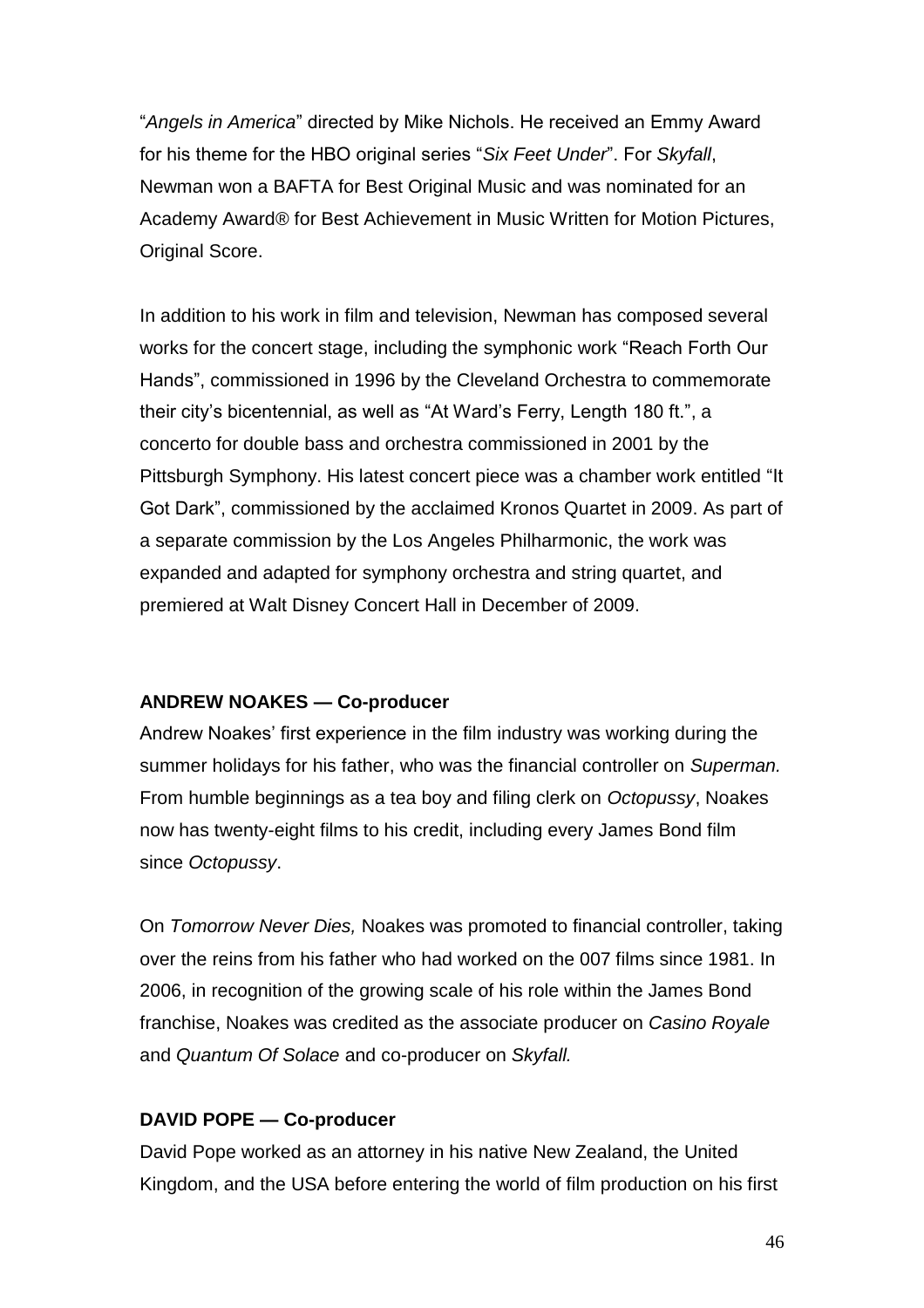"*Angels in America*" directed by Mike Nichols. He received an Emmy Award for his theme for the HBO original series "*Six Feet Under*". For *Skyfall*, Newman won a BAFTA for Best Original Music and was nominated for an Academy Award® for Best Achievement in Music Written for Motion Pictures, Original Score.

In addition to his work in film and television, Newman has composed several works for the concert stage, including the symphonic work "Reach Forth Our Hands", commissioned in 1996 by the Cleveland Orchestra to commemorate their city's bicentennial, as well as "At Ward's Ferry, Length 180 ft.", a concerto for double bass and orchestra commissioned in 2001 by the Pittsburgh Symphony. His latest concert piece was a chamber work entitled "It Got Dark", commissioned by the acclaimed Kronos Quartet in 2009. As part of a separate commission by the Los Angeles Philharmonic, the work was expanded and adapted for symphony orchestra and string quartet, and premiered at Walt Disney Concert Hall in December of 2009.

**ANDREW NOAKES — Co-producer**

Andrew Noakes' first experience in the film industry was working during the summer holidays for his father, who was the financial controller on *Superman.* From humble beginnings as a tea boy and filing clerk on *Octopussy*, Noakes now has twenty-eight films to his credit, including every James Bond film since *Octopussy*.

On *Tomorrow Never Dies,* Noakes was promoted to financial controller, taking over the reins from his father who had worked on the 007 films since 1981. In 2006, in recognition of the growing scale of his role within the James Bond franchise, Noakes was credited as the associate producer on *Casino Royale* and *Quantum Of Solace* and co-producer on *Skyfall.*

**DAVID POPE — Co-producer**

David Pope worked as an attorney in his native New Zealand, the United Kingdom, and the USA before entering the world of film production on his first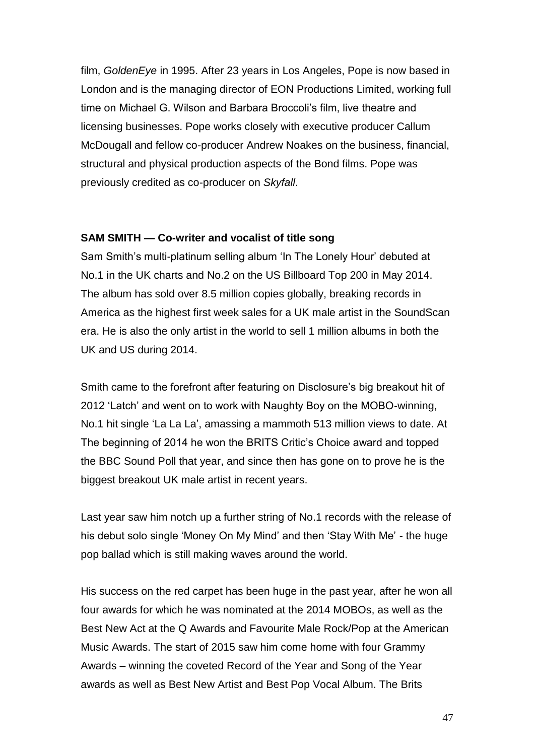film, *GoldenEye* in 1995. After 23 years in Los Angeles, Pope is now based in London and is the managing director of EON Productions Limited, working full time on Michael G. Wilson and Barbara Broccoli's film, live theatre and licensing businesses. Pope works closely with executive producer Callum McDougall and fellow co-producer Andrew Noakes on the business, financial, structural and physical production aspects of the Bond films. Pope was previously credited as co-producer on *Skyfall*.

**SAM SMITH — Co-writer and vocalist of title song**

Sam Smith's multi-platinum selling album 'In The Lonely Hour' debuted at No.1 in the UK charts and No.2 on the US Billboard Top 200 in May 2014. The album has sold over 8.5 million copies globally, breaking records in America as the highest first week sales for a UK male artist in the SoundScan era. He is also the only artist in the world to sell 1 million albums in both the UK and US during 2014.

Smith came to the forefront after featuring on Disclosure's big breakout hit of 2012 'Latch' and went on to work with Naughty Boy on the MOBO-winning, No.1 hit single 'La La La', amassing a mammoth 513 million views to date. At The beginning of 2014 he won the BRITS Critic's Choice award and topped the BBC Sound Poll that year, and since then has gone on to prove he is the biggest breakout UK male artist in recent years.

Last year saw him notch up a further string of No.1 records with the release of his debut solo single 'Money On My Mind' and then 'Stay With Me' - the huge pop ballad which is still making waves around the world.

His success on the red carpet has been huge in the past year, after he won all four awards for which he was nominated at the 2014 MOBOs, as well as the Best New Act at the Q Awards and Favourite Male Rock/Pop at the American Music Awards. The start of 2015 saw him come home with four Grammy Awards – winning the coveted Record of the Year and Song of the Year awards as well as Best New Artist and Best Pop Vocal Album. The Brits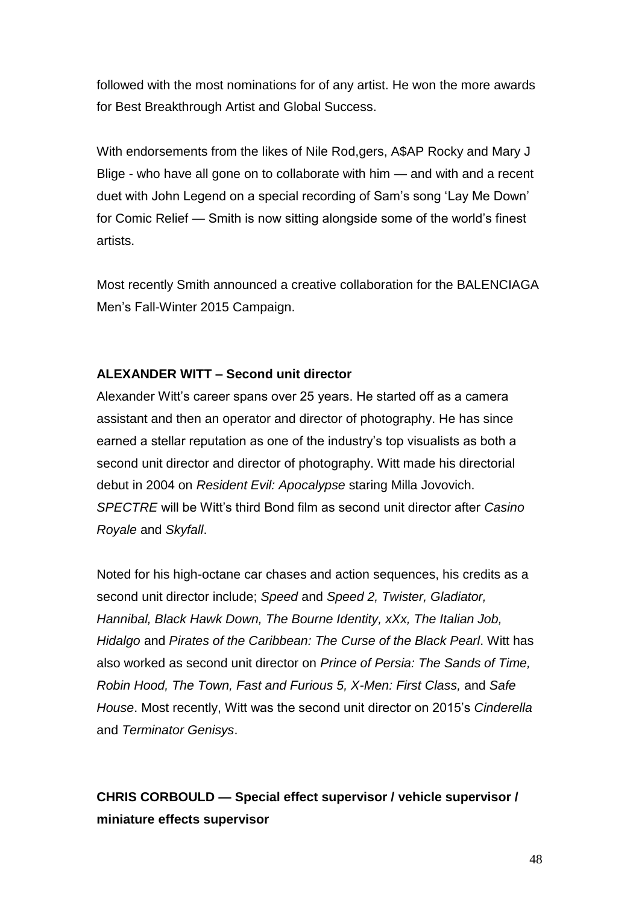followed with the most nominations for of any artist. He won the more awards for Best Breakthrough Artist and Global Success.

With endorsements from the likes of Nile Rod,gers, A$AP Rocky and Mary J Blige - who have all gone on to collaborate with him — and with and a recent duet with John Legend on a special recording of Sam's song 'Lay Me Down' for Comic Relief — Smith is now sitting alongside some of the world's finest artists.

Most recently Smith announced a creative collaboration for the BALENCIAGA Men's Fall-Winter 2015 Campaign.

**ALEXANDER WITT – Second unit director**

Alexander Witt's career spans over 25 years. He started off as a camera assistant and then an operator and director of photography. He has since earned a stellar reputation as one of the industry's top visualists as both a second unit director and director of photography. Witt made his directorial debut in 2004 on *Resident Evil: Apocalypse* staring Milla Jovovich. *SPECTRE* will be Witt's third Bond film as second unit director after *Casino Royale* and *Skyfall*.

Noted for his high-octane car chases and action sequences, his credits as a second unit director include; *Speed* and *Speed 2, Twister, Gladiator, Hannibal, Black Hawk Down, The Bourne Identity, xXx, The Italian Job, Hidalgo* and *Pirates of the Caribbean: The Curse of the Black Pearl*. Witt has also worked as second unit director on *Prince of Persia: The Sands of Time, Robin Hood, The Town, Fast and Furious 5, X-Men: First Class,* and *Safe House*. Most recently, Witt was the second unit director on 2015's *Cinderella* and *Terminator Genisys*.

**CHRIS CORBOULD — Special effect supervisor / vehicle supervisor / miniature effects supervisor**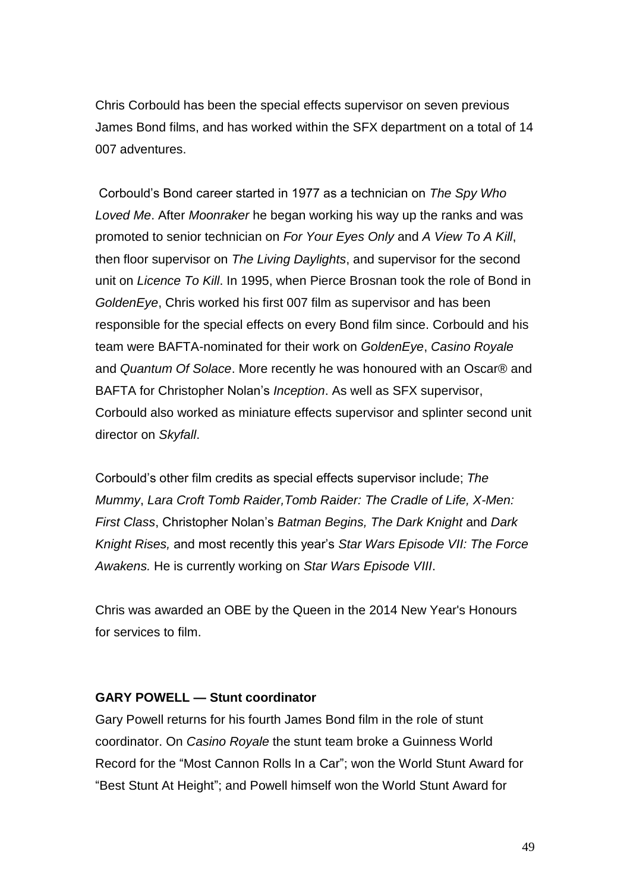Chris Corbould has been the special effects supervisor on seven previous James Bond films, and has worked within the SFX department on a total of 14 007 adventures.

Corbould's Bond career started in 1977 as a technician on *The Spy Who Loved Me*. After *Moonraker* he began working his way up the ranks and was promoted to senior technician on *For Your Eyes Only* and *A View To A Kill*, then floor supervisor on *The Living Daylights*, and supervisor for the second unit on *Licence To Kill*. In 1995, when Pierce Brosnan took the role of Bond in *GoldenEye*, Chris worked his first 007 film as supervisor and has been responsible for the special effects on every Bond film since. Corbould and his team were BAFTA-nominated for their work on *GoldenEye*, *Casino Royale* and *Quantum Of Solace*. More recently he was honoured with an Oscar® and BAFTA for Christopher Nolan's *Inception*. As well as SFX supervisor, Corbould also worked as miniature effects supervisor and splinter second unit director on *Skyfall*.

Corbould's other film credits as special effects supervisor include; *The Mummy*, *Lara Croft Tomb Raider,Tomb Raider: The Cradle of Life, X-Men: First Class*, Christopher Nolan's *Batman Begins, The Dark Knight* and *Dark Knight Rises,* and most recently this year's *Star Wars Episode VII: The Force Awakens.* He is currently working on *Star Wars Episode VIII*.

Chris was awarded an OBE by the Queen in the 2014 New Year's Honours for services to film.

**GARY POWELL — Stunt coordinator**

Gary Powell returns for his fourth James Bond film in the role of stunt coordinator. On *Casino Royale* the stunt team broke a Guinness World Record for the "Most Cannon Rolls In a Car"; won the World Stunt Award for "Best Stunt At Height"; and Powell himself won the World Stunt Award for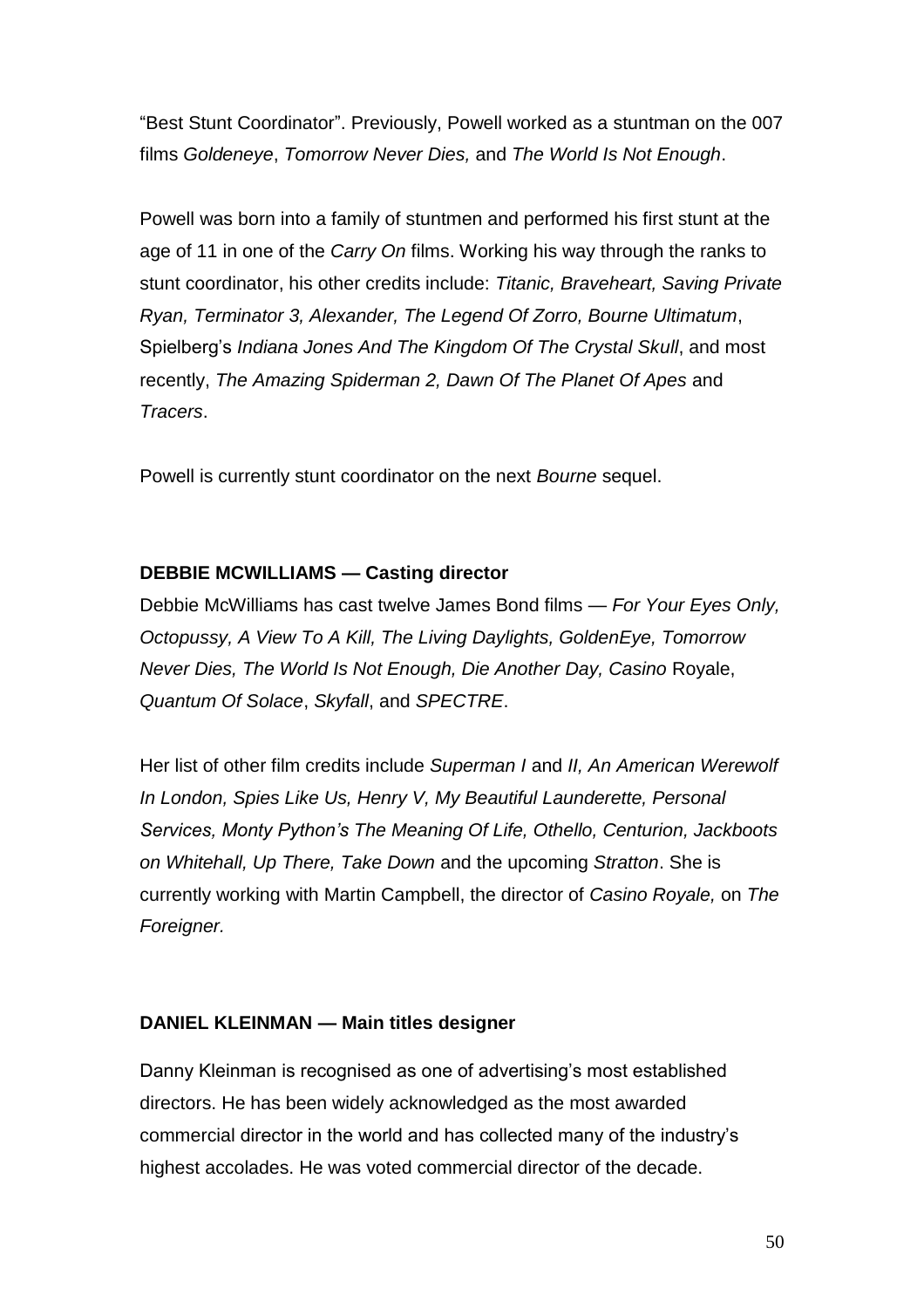"Best Stunt Coordinator". Previously, Powell worked as a stuntman on the 007 films *Goldeneye*, *Tomorrow Never Dies,* and *The World Is Not Enough*.

Powell was born into a family of stuntmen and performed his first stunt at the age of 11 in one of the *Carry On* films. Working his way through the ranks to stunt coordinator, his other credits include: *Titanic, Braveheart, Saving Private Ryan, Terminator 3, Alexander, The Legend Of Zorro, Bourne Ultimatum*, Spielberg's *Indiana Jones And The Kingdom Of The Crystal Skull*, and most recently, *The Amazing Spiderman 2, Dawn Of The Planet Of Apes* and *Tracers*.

Powell is currently stunt coordinator on the next *Bourne* sequel.

**DEBBIE MCWILLIAMS — Casting director**

Debbie McWilliams has cast twelve James Bond films — *For Your Eyes Only, Octopussy, A View To A Kill, The Living Daylights, GoldenEye, Tomorrow Never Dies, The World Is Not Enough, Die Another Day, Casino* Royale, *Quantum Of Solace*, *Skyfall*, and *SPECTRE*.

Her list of other film credits include *Superman I* and *II, An American Werewolf In London, Spies Like Us, Henry V, My Beautiful Launderette, Personal Services, Monty Python's The Meaning Of Life, Othello, Centurion, Jackboots on Whitehall, Up There, Take Down* and the upcoming *Stratton*. She is currently working with Martin Campbell, the director of *Casino Royale,* on *The Foreigner.*

**DANIEL KLEINMAN — Main titles designer**

Danny Kleinman is recognised as one of advertising's most established directors. He has been widely acknowledged as the most awarded commercial director in the world and has collected many of the industry's highest accolades. He was voted commercial director of the decade.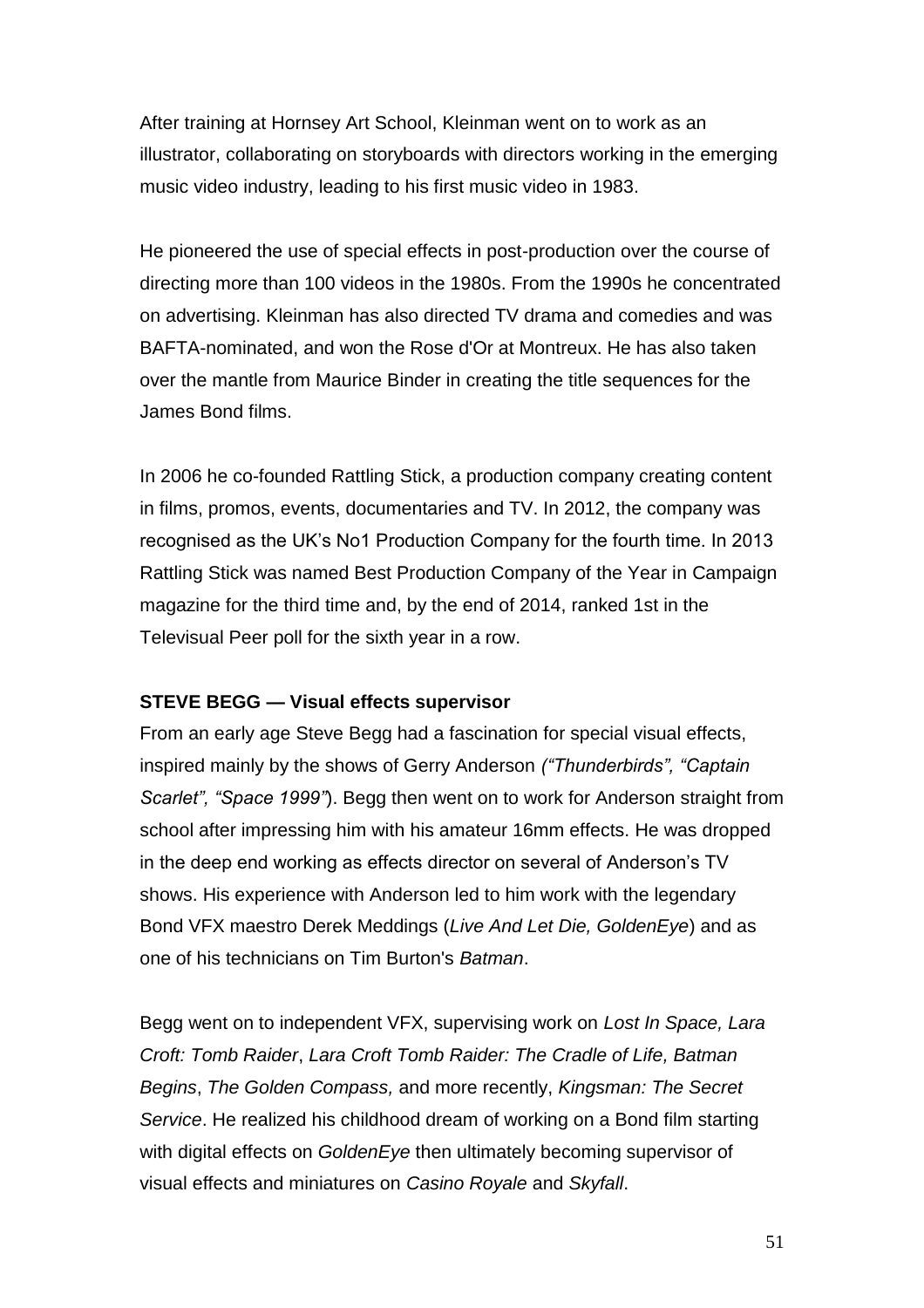After training at Hornsey Art School, Kleinman went on to work as an illustrator, collaborating on storyboards with directors working in the emerging music video industry, leading to his first music video in 1983.

He pioneered the use of special effects in post-production over the course of directing more than 100 videos in the 1980s. From the 1990s he concentrated on advertising. Kleinman has also directed TV drama and comedies and was BAFTA-nominated, and won the Rose d'Or at Montreux. He has also taken over the mantle from Maurice Binder in creating the title sequences for the James Bond films.

In 2006 he co-founded Rattling Stick, a production company creating content in films, promos, events, documentaries and TV. In 2012, the company was recognised as the UK's No1 Production Company for the fourth time. In 2013 Rattling Stick was named Best Production Company of the Year in Campaign magazine for the third time and, by the end of 2014, ranked 1st in the Televisual Peer poll for the sixth year in a row.

**STEVE BEGG — Visual effects supervisor**

From an early age Steve Begg had a fascination for special visual effects, inspired mainly by the shows of Gerry Anderson *("Thunderbirds", "Captain Scarlet", "Space 1999"*). Begg then went on to work for Anderson straight from school after impressing him with his amateur 16mm effects. He was dropped in the deep end working as effects director on several of Anderson's TV shows. His experience with Anderson led to him work with the legendary Bond VFX maestro Derek Meddings (*Live And Let Die, GoldenEye*) and as one of his technicians on Tim Burton's *Batman*.

Begg went on to independent VFX, supervising work on *Lost In Space, Lara Croft: Tomb Raider*, *Lara Croft Tomb Raider: The Cradle of Life, Batman Begins*, *The Golden Compass,* and more recently, *Kingsman: The Secret Service*. He realized his childhood dream of working on a Bond film starting with digital effects on *GoldenEye* then ultimately becoming supervisor of visual effects and miniatures on *Casino Royale* and *Skyfall*.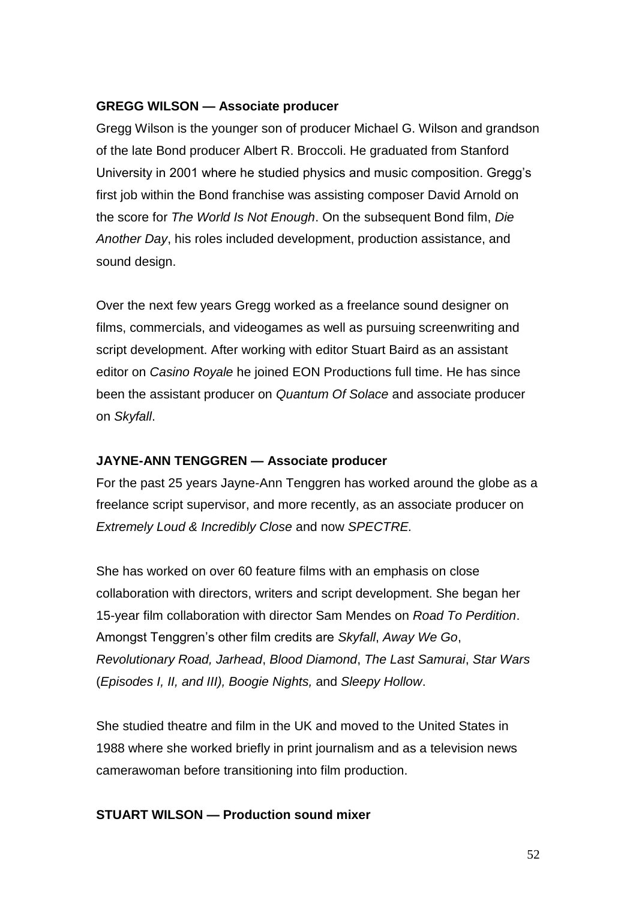**GREGG WILSON — Associate producer**

Gregg Wilson is the younger son of producer Michael G. Wilson and grandson of the late Bond producer Albert R. Broccoli. He graduated from Stanford University in 2001 where he studied physics and music composition. Gregg's first job within the Bond franchise was assisting composer David Arnold on the score for *The World Is Not Enough*. On the subsequent Bond film, *Die Another Day*, his roles included development, production assistance, and sound design.

Over the next few years Gregg worked as a freelance sound designer on films, commercials, and videogames as well as pursuing screenwriting and script development. After working with editor Stuart Baird as an assistant editor on *Casino Royale* he joined EON Productions full time. He has since been the assistant producer on *Quantum Of Solace* and associate producer on *Skyfall*.

**JAYNE-ANN TENGGREN — Associate producer**

For the past 25 years Jayne-Ann Tenggren has worked around the globe as a freelance script supervisor, and more recently, as an associate producer on *Extremely Loud & Incredibly Close* and now *SPECTRE.*

She has worked on over 60 feature films with an emphasis on close collaboration with directors, writers and script development. She began her 15-year film collaboration with director Sam Mendes on *Road To Perdition*. Amongst Tenggren's other film credits are *Skyfall*, *Away We Go*, *Revolutionary Road, Jarhead*, *Blood Diamond*, *The Last Samurai*, *Star Wars* (*Episodes I, II, and III), Boogie Nights,* and *Sleepy Hollow*.

She studied theatre and film in the UK and moved to the United States in 1988 where she worked briefly in print journalism and as a television news camerawoman before transitioning into film production.

**STUART WILSON — Production sound mixer**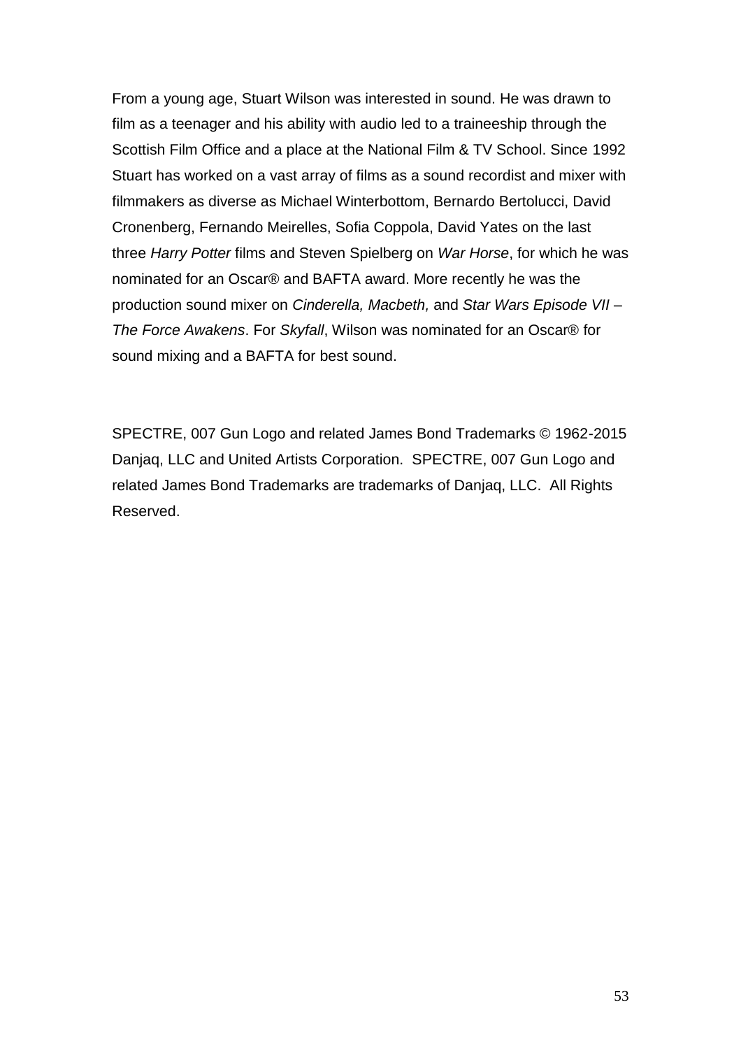From a young age, Stuart Wilson was interested in sound. He was drawn to film as a teenager and his ability with audio led to a traineeship through the Scottish Film Office and a place at the National Film & TV School. Since 1992 Stuart has worked on a vast array of films as a sound recordist and mixer with filmmakers as diverse as Michael Winterbottom, Bernardo Bertolucci, David Cronenberg, Fernando Meirelles, Sofia Coppola, David Yates on the last three *Harry Potter* films and Steven Spielberg on *War Horse*, for which he was nominated for an Oscar® and BAFTA award. More recently he was the production sound mixer on *Cinderella, Macbeth,* and *Star Wars Episode VII – The Force Awakens*. For *Skyfall*, Wilson was nominated for an Oscar® for sound mixing and a BAFTA for best sound.

SPECTRE, 007 Gun Logo and related James Bond Trademarks © 1962-2015 Danjaq, LLC and United Artists Corporation. SPECTRE, 007 Gun Logo and related James Bond Trademarks are trademarks of Danjaq, LLC. All Rights Reserved.